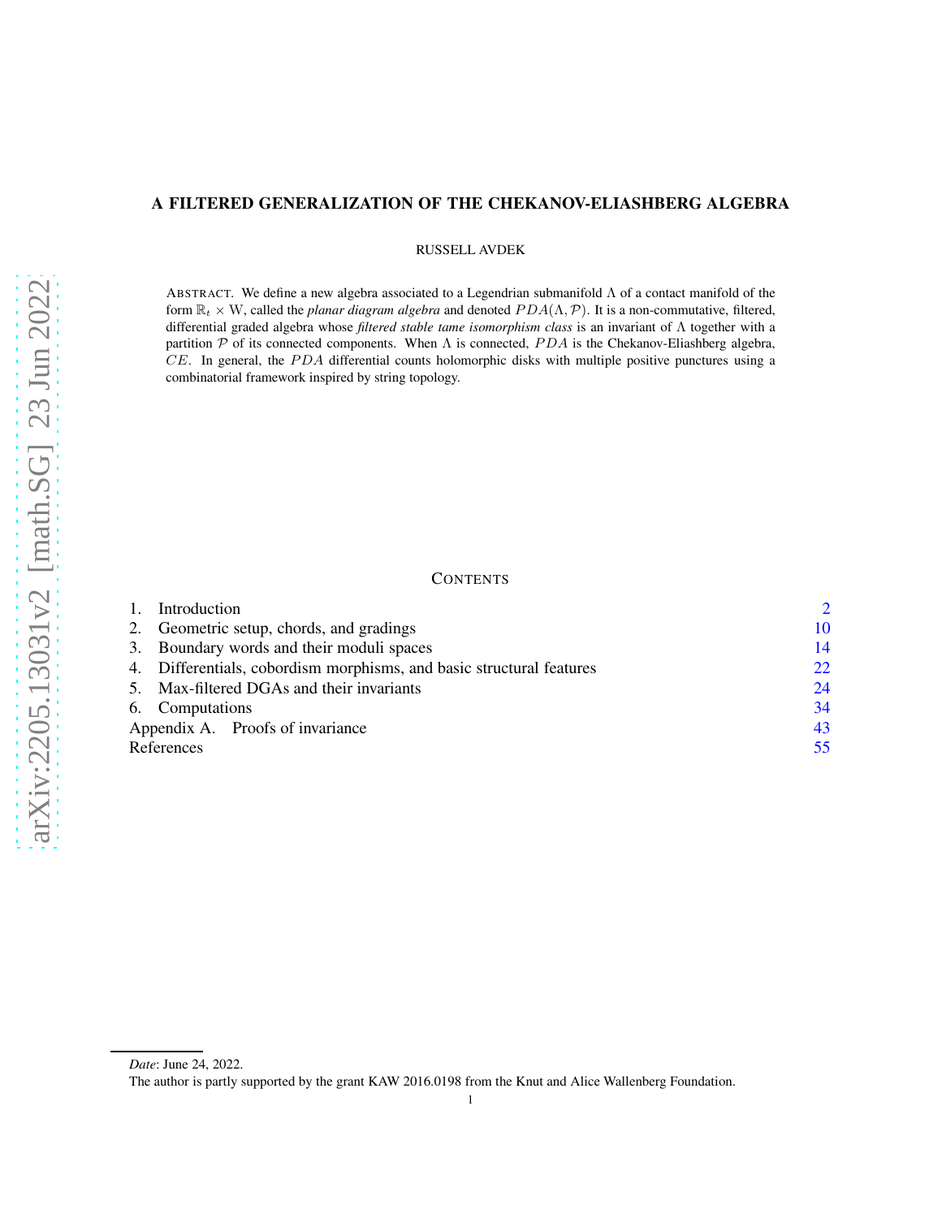# A FILTERED GENERALIZATION OF THE CHEKANOV-ELIASHBERG ALGEBRA

RUSSELL AVDEK

ABSTRACT. We define a new algebra associated to a Legendrian submanifold $\Lambda$ of a contact manifold of the form $\mathbb{R}_t \times W$, called the *planar diagram algebra* and denoted $PDA(\Lambda, \mathcal{P})$. It is a non-commutative, filtered, differential graded algebra whose *filtered stable tame isomorphism class* is an invariant of $\Lambda$ together with a partition $\mathcal{P}$ of its connected components. When $\Lambda$ is connected, $PDA$ is the Chekanov-Eliashberg algebra, $CE$. In general, the $PDA$ differential counts holomorphic disks with multiple positive punctures using a combinatorial framework inspired by string topology.

## CONTENTS

| | |
|---|---|
| 1. Introduction | 2 |
| 2. Geometric setup, chords, and gradings | 10 |
| 3. Boundary words and their moduli spaces | 14 |
| 4. Differentials, cobordism morphisms, and basic structural features | 22 |
| 5. Max-filtered DGAs and their invariants | 24 |
| 6. Computations | 34 |
| Appendix A. Proofs of invariance | 43 |
| References | 55 |

*Date*: June 24, 2022.

The author is partly supported by the grant KAW 2016.0198 from the Knut and Alice Wallenberg Foundation.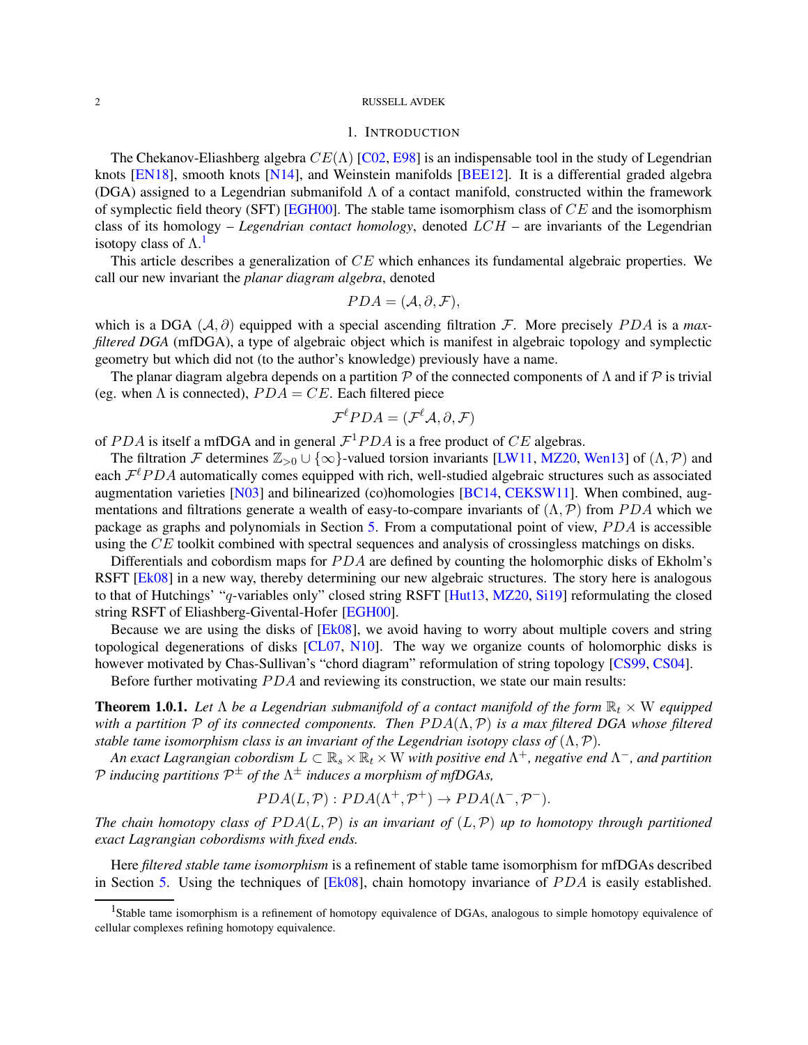## 1. Introduction

The Chekanov-Eliashberg algebra $CE(\Lambda)$ [C02, E98] is an indispensable tool in the study of Legendrian knots [EN18], smooth knots [N14], and Weinstein manifolds [BEE12]. It is a differential graded algebra (DGA) assigned to a Legendrian submanifold $\Lambda$ of a contact manifold, constructed within the framework of symplectic field theory (SFT) [EGH00]. The stable tame isomorphism class of $CE$ and the isomorphism class of its homology – *Legendrian contact homology*, denoted $LCH$ – are invariants of the Legendrian isotopy class of $\Lambda$.[1]

This article describes a generalization of $CE$ which enhances its fundamental algebraic properties. We call our new invariant the *planar diagram algebra*, denoted

$$PDA = (\mathcal{A}, \partial, \mathcal{F}),$$

which is a DGA $(\mathcal{A}, \partial)$ equipped with a special ascending filtration $\mathcal{F}$. More precisely $PDA$ is a *max-filtered DGA* (mfDGA), a type of algebraic object which is manifest in algebraic topology and symplectic geometry but which did not (to the author's knowledge) previously have a name.

The planar diagram algebra depends on a partition $\mathcal{P}$ of the connected components of $\Lambda$ and if $\mathcal{P}$ is trivial (eg. when $\Lambda$ is connected), $PDA = CE$. Each filtered piece

$$\mathcal{F}^{\ell} PDA = (\mathcal{F}^{\ell}\mathcal{A}, \partial, \mathcal{F})$$

of $PDA$ is itself a mfDGA and in general $\mathcal{F}^{1} PDA$ is a free product of $CE$ algebras.

The filtration $\mathcal{F}$ determines $\mathbb{Z}_{>0} \cup \{\infty\}$-valued torsion invariants [LW11, MZ20, Wen13] of $(\Lambda, \mathcal{P})$ and each $\mathcal{F}^{\ell} PDA$ automatically comes equipped with rich, well-studied algebraic structures such as associated augmentation varieties [N03] and bilinearized (co)homologies [BC14, CEKSW11]. When combined, augmentations and filtrations generate a wealth of easy-to-compare invariants of $(\Lambda, \mathcal{P})$ from $PDA$ which we package as graphs and polynomials in Section 5. From a computational point of view, $PDA$ is accessible using the $CE$ toolkit combined with spectral sequences and analysis of crossingless matchings on disks.

Differentials and cobordism maps for $PDA$ are defined by counting the holomorphic disks of Ekholm's RSFT [Ek08] in a new way, thereby determining our new algebraic structures. The story here is analogous to that of Hutchings' "$q$-variables only" closed string RSFT [Hut13, MZ20, Si19] reformulating the closed string RSFT of Eliashberg-Givental-Hofer [EGH00].

Because we are using the disks of [Ek08], we avoid having to worry about multiple covers and string topological degenerations of disks [CL07, N10]. The way we organize counts of holomorphic disks is however motivated by Chas-Sullivan's "chord diagram" reformulation of string topology [CS99, CS04].

Before further motivating $PDA$ and reviewing its construction, we state our main results:

**Theorem 1.0.1.** *Let $\Lambda$ be a Legendrian submanifold of a contact manifold of the form $\mathbb{R}_t \times W$ equipped with a partition $\mathcal{P}$ of its connected components. Then $PDA(\Lambda, \mathcal{P})$ is a max filtered DGA whose filtered stable tame isomorphism class is an invariant of the Legendrian isotopy class of $(\Lambda, \mathcal{P})$.*

*An exact Lagrangian cobordism $L \subset \mathbb{R}_s \times \mathbb{R}_t \times W$ with positive end $\Lambda^+$, negative end $\Lambda^-$, and partition $\mathcal{P}$ inducing partitions $\mathcal{P}^{\pm}$ of the $\Lambda^{\pm}$ induces a morphism of mfDGAs,*

$$PDA(L, \mathcal{P}) : PDA(\Lambda^+, \mathcal{P}^+) \to PDA(\Lambda^-, \mathcal{P}^-).$$

*The chain homotopy class of $PDA(L, \mathcal{P})$ is an invariant of $(L, \mathcal{P})$ up to homotopy through partitioned exact Lagrangian cobordisms with fixed ends.*

Here *filtered stable tame isomorphism* is a refinement of stable tame isomorphism for mfDGAs described in Section 5. Using the techniques of [Ek08], chain homotopy invariance of $PDA$ is easily established.

[1] Stable tame isomorphism is a refinement of homotopy equivalence of DGAs, analogous to simple homotopy equivalence of cellular complexes refining homotopy equivalence.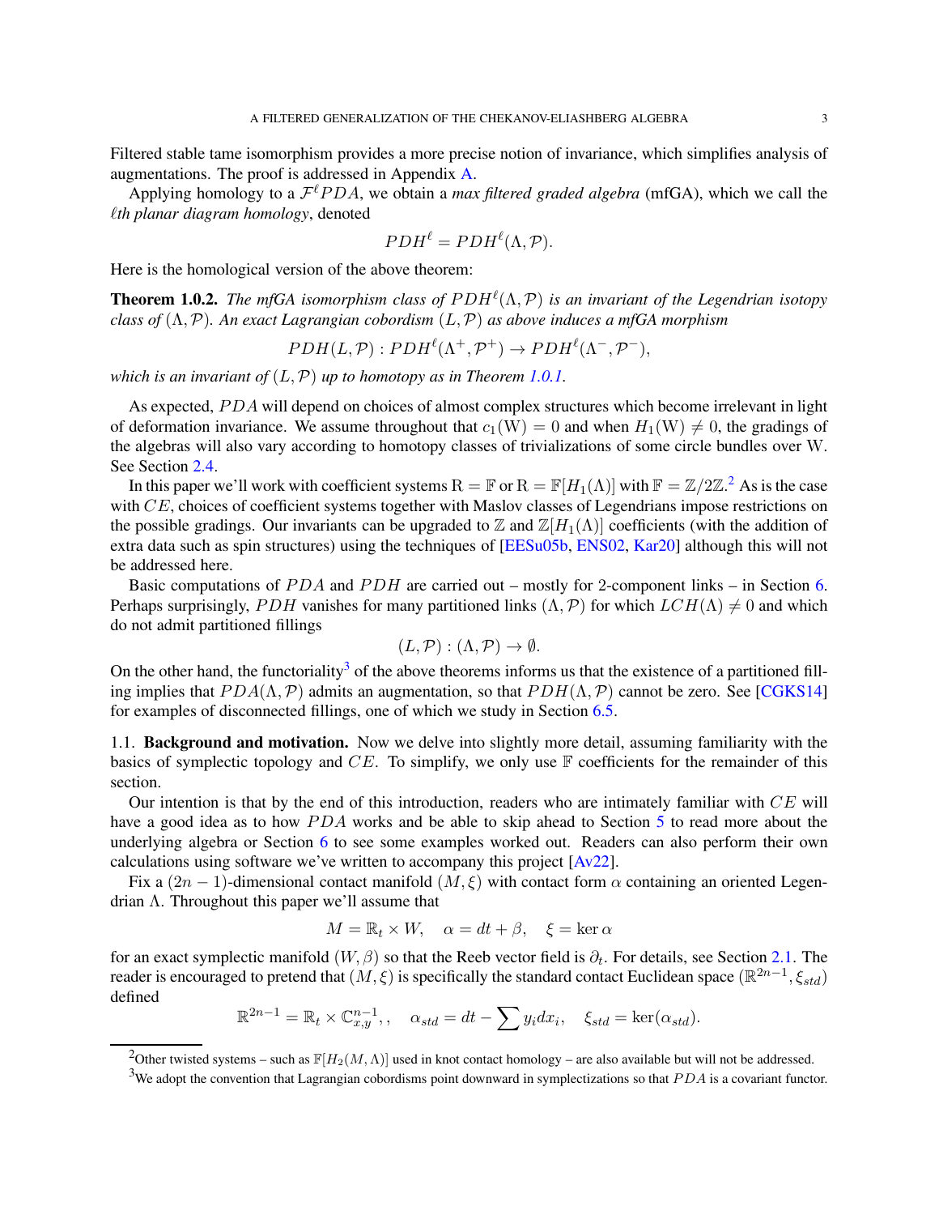Filtered stable tame isomorphism provides a more precise notion of invariance, which simplifies analysis of augmentations. The proof is addressed in Appendix A.

Applying homology to a $\mathcal{F}^{\ell}PDA$, we obtain a *max filtered graded algebra* (mfGA), which we call the *$\ell$th planar diagram homology*, denoted

$$PDH^{\ell} = PDH^{\ell}(\Lambda, \mathcal{P}).$$

Here is the homological version of the above theorem:

**Theorem 1.0.2.** *The mfGA isomorphism class of $PDH^{\ell}(\Lambda, \mathcal{P})$ is an invariant of the Legendrian isotopy class of $(\Lambda, \mathcal{P})$. An exact Lagrangian cobordism $(L, \mathcal{P})$ as above induces a mfGA morphism*

$$PDH(L, \mathcal{P}) : PDH^{\ell}(\Lambda^{+}, \mathcal{P}^{+}) \to PDH^{\ell}(\Lambda^{-}, \mathcal{P}^{-}),$$

*which is an invariant of $(L, \mathcal{P})$ up to homotopy as in Theorem 1.0.1.*

As expected, $PDA$ will depend on choices of almost complex structures which become irrelevant in light of deformation invariance. We assume throughout that $c_1(\mathrm{W}) = 0$ and when $H_1(\mathrm{W}) \neq 0$, the gradings of the algebras will also vary according to homotopy classes of trivializations of some circle bundles over W. See Section 2.4.

In this paper we'll work with coefficient systems $\mathrm{R} = \mathbb{F}$ or $\mathrm{R} = \mathbb{F}[H_1(\Lambda)]$ with $\mathbb{F} = \mathbb{Z}/2\mathbb{Z}$.[2] As is the case with $CE$, choices of coefficient systems together with Maslov classes of Legendrians impose restrictions on the possible gradings. Our invariants can be upgraded to $\mathbb{Z}$ and $\mathbb{Z}[H_1(\Lambda)]$ coefficients (with the addition of extra data such as spin structures) using the techniques of [EESu05b, ENS02, Kar20] although this will not be addressed here.

Basic computations of $PDA$ and $PDH$ are carried out – mostly for 2-component links – in Section 6. Perhaps surprisingly, $PDH$ vanishes for many partitioned links $(\Lambda, \mathcal{P})$ for which $LCH(\Lambda) \neq 0$ and which do not admit partitioned fillings

$$(L, \mathcal{P}) : (\Lambda, \mathcal{P}) \to \emptyset.$$

On the other hand, the functoriality[3] of the above theorems informs us that the existence of a partitioned filling implies that $PDA(\Lambda, \mathcal{P})$ admits an augmentation, so that $PDH(\Lambda, \mathcal{P})$ cannot be zero. See [CGKS14] for examples of disconnected fillings, one of which we study in Section 6.5.

## 1.1. Background and motivation.

Now we delve into slightly more detail, assuming familiarity with the basics of symplectic topology and $CE$. To simplify, we only use $\mathbb{F}$ coefficients for the remainder of this section.

Our intention is that by the end of this introduction, readers who are intimately familiar with $CE$ will have a good idea as to how $PDA$ works and be able to skip ahead to Section 5 to read more about the underlying algebra or Section 6 to see some examples worked out. Readers can also perform their own calculations using software we've written to accompany this project [Av22].

Fix a $(2n-1)$-dimensional contact manifold $(M, \xi)$ with contact form $\alpha$ containing an oriented Legendrian $\Lambda$. Throughout this paper we'll assume that

$$M = \mathbb{R}_t \times W, \quad \alpha = dt + \beta, \quad \xi = \ker \alpha$$

for an exact symplectic manifold $(W, \beta)$ so that the Reeb vector field is $\partial_t$. For details, see Section 2.1. The reader is encouraged to pretend that $(M, \xi)$ is specifically the standard contact Euclidean space $(\mathbb{R}^{2n-1}, \xi_{std})$ defined

$$\mathbb{R}^{2n-1} = \mathbb{R}_t \times \mathbb{C}^{n-1}_{x,y}, , \quad \alpha_{std} = dt - \sum y_i dx_i, \quad \xi_{std} = \ker(\alpha_{std}).$$

[2] Other twisted systems – such as $\mathbb{F}[H_2(M, \Lambda)]$ used in knot contact homology – are also available but will not be addressed.

[3] We adopt the convention that Lagrangian cobordisms point downward in symplectizations so that $PDA$ is a covariant functor.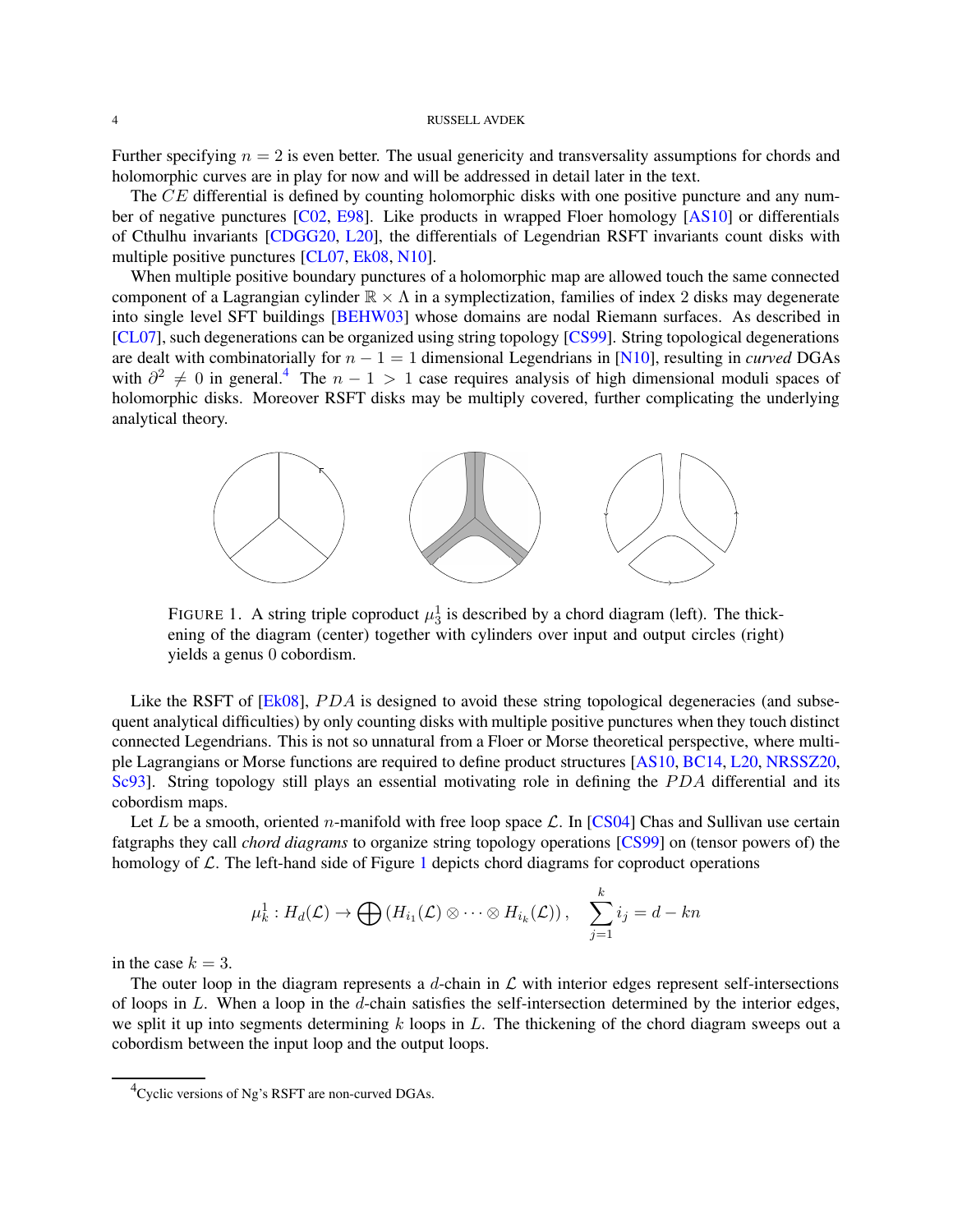Further specifying $n = 2$ is even better. The usual genericity and transversality assumptions for chords and holomorphic curves are in play for now and will be addressed in detail later in the text.

The $CE$ differential is defined by counting holomorphic disks with one positive puncture and any number of negative punctures [C02, E98]. Like products in wrapped Floer homology [AS10] or differentials of Cthulhu invariants [CDGG20, L20], the differentials of Legendrian RSFT invariants count disks with multiple positive punctures [CL07, Ek08, N10].

When multiple positive boundary punctures of a holomorphic map are allowed touch the same connected component of a Lagrangian cylinder $\mathbb{R} \times \Lambda$ in a symplectization, families of index 2 disks may degenerate into single level SFT buildings [BEHW03] whose domains are nodal Riemann surfaces. As described in [CL07], such degenerations can be organized using string topology [CS99]. String topological degenerations are dealt with combinatorially for $n - 1 = 1$ dimensional Legendrians in [N10], resulting in *curved* DGAs with $\partial^2 \neq 0$ in general.[4] The $n - 1 > 1$ case requires analysis of high dimensional moduli spaces of holomorphic disks. Moreover RSFT disks may be multiply covered, further complicating the underlying analytical theory.

FIGURE 1. A string triple coproduct $\mu_3^1$ is described by a chord diagram (left). The thickening of the diagram (center) together with cylinders over input and output circles (right) yields a genus 0 cobordism.

Like the RSFT of [Ek08], $PDA$ is designed to avoid these string topological degeneracies (and subsequent analytical difficulties) by only counting disks with multiple positive punctures when they touch distinct connected Legendrians. This is not so unnatural from a Floer or Morse theoretical perspective, where multiple Lagrangians or Morse functions are required to define product structures [AS10, BC14, L20, NRSSZ20, Sc93]. String topology still plays an essential motivating role in defining the $PDA$ differential and its cobordism maps.

Let $L$ be a smooth, oriented $n$-manifold with free loop space $\mathcal{L}$. In [CS04] Chas and Sullivan use certain fatgraphs they call *chord diagrams* to organize string topology operations [CS99] on (tensor powers of) the homology of $\mathcal{L}$. The left-hand side of Figure 1 depicts chord diagrams for coproduct operations

$$\mu_k^1 : H_d(\mathcal{L}) \to \bigoplus \left( H_{i_1}(\mathcal{L}) \otimes \cdots \otimes H_{i_k}(\mathcal{L}) \right), \quad \sum_{j=1}^{k} i_j = d - kn$$

in the case $k = 3$.

The outer loop in the diagram represents a $d$-chain in $\mathcal{L}$ with interior edges represent self-intersections of loops in $L$. When a loop in the $d$-chain satisfies the self-intersection determined by the interior edges, we split it up into segments determining $k$ loops in $L$. The thickening of the chord diagram sweeps out a cobordism between the input loop and the output loops.

[4] Cyclic versions of Ng's RSFT are non-curved DGAs.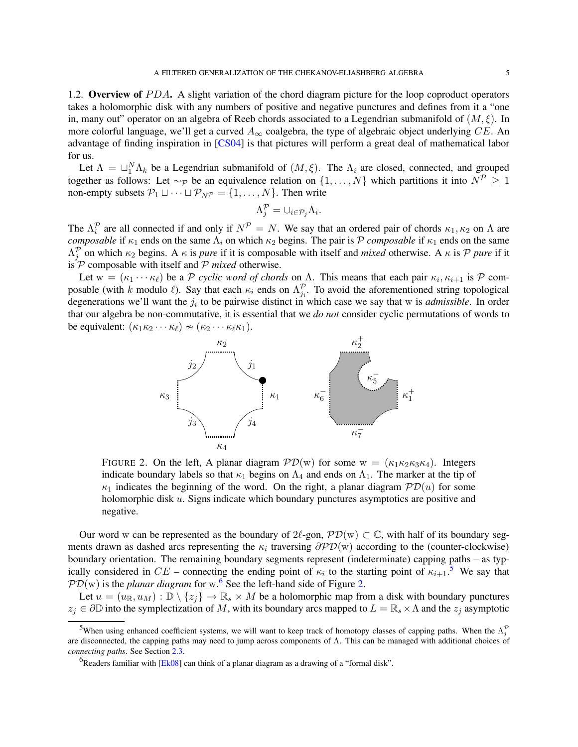1.2. **Overview of $PDA$.** A slight variation of the chord diagram picture for the loop coproduct operators takes a holomorphic disk with any numbers of positive and negative punctures and defines from it a "one in, many out" operator on an algebra of Reeb chords associated to a Legendrian submanifold of $(M, \xi)$. In more colorful language, we'll get a curved $A_\infty$ coalgebra, the type of algebraic object underlying $CE$. An advantage of finding inspiration in [CS04] is that pictures will perform a great deal of mathematical labor for us.

Let $\Lambda = \sqcup_1^N \Lambda_k$ be a Legendrian submanifold of $(M, \xi)$. The $\Lambda_i$ are closed, connected, and grouped together as follows: Let $\sim_\mathcal{P}$ be an equivalence relation on $\{1, \dots, N\}$ which partitions it into $N^\mathcal{P} \geq 1$ non-empty subsets $\mathcal{P}_1 \sqcup \dots \sqcup \mathcal{P}_{N^\mathcal{P}} = \{1, \dots, N\}$. Then write

$$\Lambda_j^\mathcal{P} = \cup_{i \in \mathcal{P}_j} \Lambda_i.$$

The $\Lambda_i^\mathcal{P}$ are all connected if and only if $N^\mathcal{P} = N$. We say that an ordered pair of chords $\kappa_1, \kappa_2$ on $\Lambda$ are *composable* if $\kappa_1$ ends on the same $\Lambda_i$ on which $\kappa_2$ begins. The pair is $\mathcal{P}$ *composable* if $\kappa_1$ ends on the same $\Lambda_j^\mathcal{P}$ on which $\kappa_2$ begins. A $\kappa$ is *pure* if it is composable with itself and *mixed* otherwise. A $\kappa$ is $\mathcal{P}$ *pure* if it is $\mathcal{P}$ composable with itself and $\mathcal{P}$ *mixed* otherwise.

Let $\mathrm{w} = (\kappa_1 \cdots \kappa_\ell)$ be a $\mathcal{P}$ *cyclic word of chords* on $\Lambda$. This means that each pair $\kappa_i, \kappa_{i+1}$ is $\mathcal{P}$ composable (with $k$ modulo $\ell$). Say that each $\kappa_i$ ends on $\Lambda_{j_i}^\mathcal{P}$. To avoid the aforementioned string topological degenerations we'll want the $j_i$ to be pairwise distinct in which case we say that w is *admissible*. In order that our algebra be non-commutative, it is essential that we *do not* consider cyclic permutations of words to be equivalent: $(\kappa_1 \kappa_2 \cdots \kappa_\ell) \nsim (\kappa_2 \cdots \kappa_\ell \kappa_1)$.

FIGURE 2. On the left, A planar diagram $\mathcal{PD}(\mathrm{w})$ for some $\mathrm{w} = (\kappa_1 \kappa_2 \kappa_3 \kappa_4)$. Integers indicate boundary labels so that $\kappa_1$ begins on $\Lambda_4$ and ends on $\Lambda_1$. The marker at the tip of $\kappa_1$ indicates the beginning of the word. On the right, a planar diagram $\mathcal{PD}(u)$ for some holomorphic disk $u$. Signs indicate which boundary punctures asymptotics are positive and negative.

Our word w can be represented as the boundary of $2\ell$-gon, $\mathcal{PD}(\mathrm{w}) \subset \mathbb{C}$, with half of its boundary segments drawn as dashed arcs representing the $\kappa_i$ traversing $\partial \mathcal{PD}(\mathrm{w})$ according to the (counter-clockwise) boundary orientation. The remaining boundary segments represent (indeterminate) capping paths – as typically considered in $CE$ – connecting the ending point of $\kappa_i$ to the starting point of $\kappa_{i+1}$.[5] We say that $\mathcal{PD}(\mathrm{w})$ is the *planar diagram* for w.[6] See the left-hand side of Figure 2.

Let $u = (u_\mathbb{R}, u_M) : \mathbb{D} \setminus \{z_j\} \to \mathbb{R}_s \times M$ be a holomorphic map from a disk with boundary punctures $z_j \in \partial \mathbb{D}$ into the symplectization of $M$, with its boundary arcs mapped to $L = \mathbb{R}_s \times \Lambda$ and the $z_j$ asymptotic

[5] When using enhanced coefficient systems, we will want to keep track of homotopy classes of capping paths. When the $\Lambda_j^\mathcal{P}$ are disconnected, the capping paths may need to jump across components of $\Lambda$. This can be managed with additional choices of *connecting paths*. See Section 2.3.

[6] Readers familiar with [Ek08] can think of a planar diagram as a drawing of a "formal disk".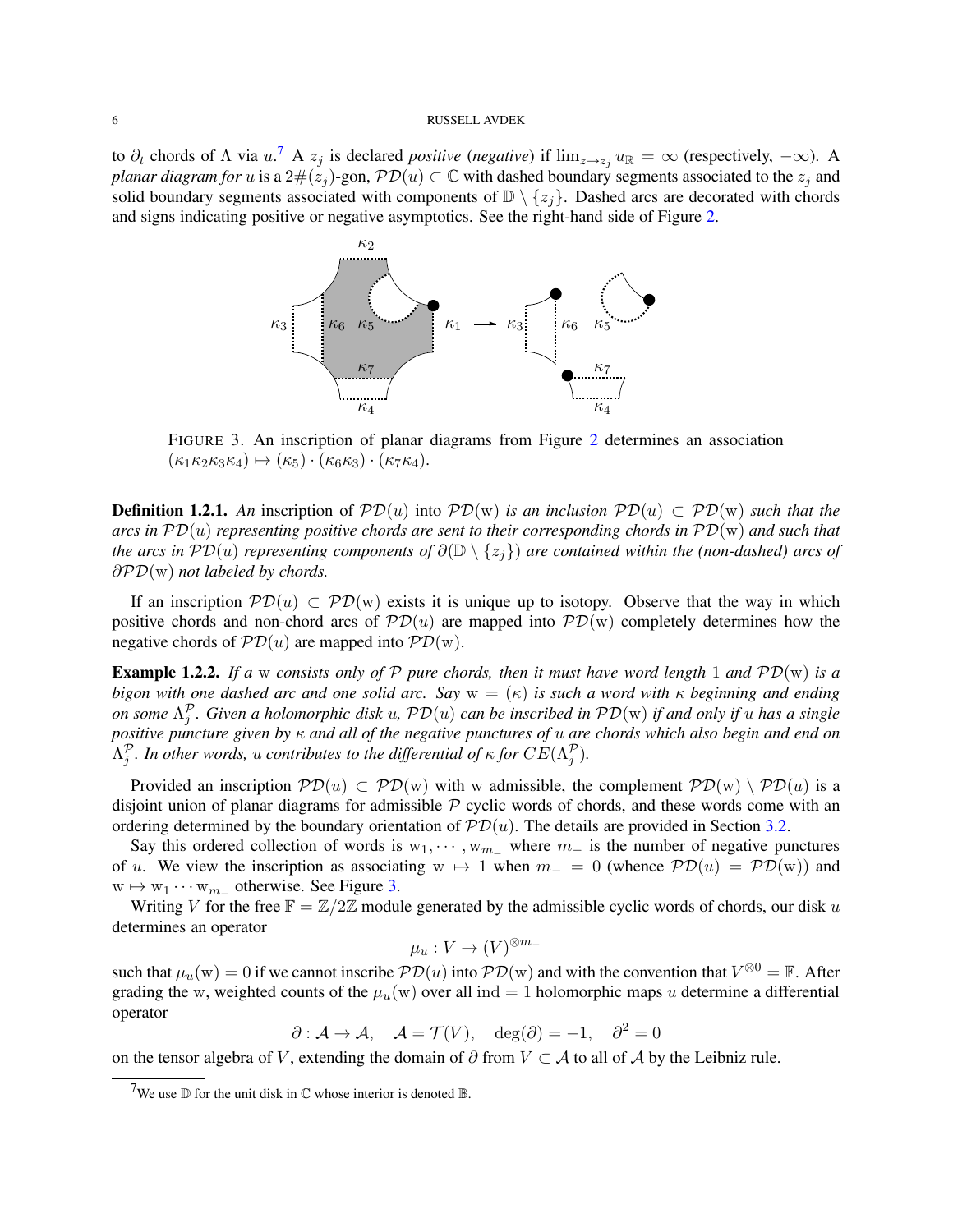to $\partial_t$ chords of $\Lambda$ via $u$.[7] A $z_j$ is declared *positive* (*negative*) if $\lim_{z\to z_j} u_{\mathbb{R}} = \infty$ (respectively, $-\infty$). A *planar diagram for* $u$ is a $2\#(z_j)$-gon, $\mathcal{PD}(u) \subset \mathbb{C}$ with dashed boundary segments associated to the $z_j$ and solid boundary segments associated with components of $\mathbb{D} \setminus \{z_j\}$. Dashed arcs are decorated with chords and signs indicating positive or negative asymptotics. See the right-hand side of Figure 2.

FIGURE 3. An inscription of planar diagrams from Figure 2 determines an association $(\kappa_1\kappa_2\kappa_3\kappa_4) \mapsto (\kappa_5) \cdot (\kappa_6\kappa_3) \cdot (\kappa_7\kappa_4)$.

**Definition 1.2.1.** *An* inscription *of* $\mathcal{PD}(u)$ *into* $\mathcal{PD}(\mathrm{w})$ *is an inclusion* $\mathcal{PD}(u) \subset \mathcal{PD}(\mathrm{w})$ *such that the arcs in* $\mathcal{PD}(u)$ *representing positive chords are sent to their corresponding chords in* $\mathcal{PD}(\mathrm{w})$ *and such that the arcs in* $\mathcal{PD}(u)$ *representing components of* $\partial(\mathbb{D} \setminus \{z_j\})$ *are contained within the (non-dashed) arcs of* $\partial\mathcal{PD}(\mathrm{w})$ *not labeled by chords.*

If an inscription $\mathcal{PD}(u) \subset \mathcal{PD}(\mathrm{w})$ exists it is unique up to isotopy. Observe that the way in which positive chords and non-chord arcs of $\mathcal{PD}(u)$ are mapped into $\mathcal{PD}(\mathrm{w})$ completely determines how the negative chords of $\mathcal{PD}(u)$ are mapped into $\mathcal{PD}(\mathrm{w})$.

**Example 1.2.2.** *If a* $\mathrm{w}$ *consists only of* $\mathcal{P}$ *pure chords, then it must have word length* $1$ *and* $\mathcal{PD}(\mathrm{w})$ *is a bigon with one dashed arc and one solid arc. Say* $\mathrm{w} = (\kappa)$ *is such a word with* $\kappa$ *beginning and ending on some* $\Lambda^{\mathcal{P}}_j$. *Given a holomorphic disk* $u$, $\mathcal{PD}(u)$ *can be inscribed in* $\mathcal{PD}(\mathrm{w})$ *if and only if* $u$ *has a single positive puncture given by* $\kappa$ *and all of the negative punctures of* $u$ *are chords which also begin and end on* $\Lambda^{\mathcal{P}}_j$. *In other words,* $u$ *contributes to the differential of* $\kappa$ *for* $CE(\Lambda^{\mathcal{P}}_j)$.

Provided an inscription $\mathcal{PD}(u) \subset \mathcal{PD}(\mathrm{w})$ with $\mathrm{w}$ admissible, the complement $\mathcal{PD}(\mathrm{w}) \setminus \mathcal{PD}(u)$ is a disjoint union of planar diagrams for admissible $\mathcal{P}$ cyclic words of chords, and these words come with an ordering determined by the boundary orientation of $\mathcal{PD}(u)$. The details are provided in Section 3.2.

Say this ordered collection of words is $\mathrm{w}_1, \cdots, \mathrm{w}_{m_-}$ where $m_-$ is the number of negative punctures of $u$. We view the inscription as associating $\mathrm{w} \mapsto 1$ when $m_- = 0$ (whence $\mathcal{PD}(u) = \mathcal{PD}(\mathrm{w})$) and $\mathrm{w} \mapsto \mathrm{w}_1 \cdots \mathrm{w}_{m_-}$ otherwise. See Figure 3.

Writing $V$ for the free $\mathbb{F} = \mathbb{Z}/2\mathbb{Z}$ module generated by the admissible cyclic words of chords, our disk $u$ determines an operator

$$\mu_u : V \to (V)^{\otimes m_-}$$

such that $\mu_u(\mathrm{w}) = 0$ if we cannot inscribe $\mathcal{PD}(u)$ into $\mathcal{PD}(\mathrm{w})$ and with the convention that $V^{\otimes 0} = \mathbb{F}$. After grading the $\mathrm{w}$, weighted counts of the $\mu_u(\mathrm{w})$ over all $\mathrm{ind} = 1$ holomorphic maps $u$ determine a differential operator

$$\partial : \mathcal{A} \to \mathcal{A}, \quad \mathcal{A} = \mathcal{T}(V), \quad \deg(\partial) = -1, \quad \partial^2 = 0$$

on the tensor algebra of $V$, extending the domain of $\partial$ from $V \subset \mathcal{A}$ to all of $\mathcal{A}$ by the Leibniz rule.

[7] We use $\mathbb{D}$ for the unit disk in $\mathbb{C}$ whose interior is denoted $\mathbb{B}$.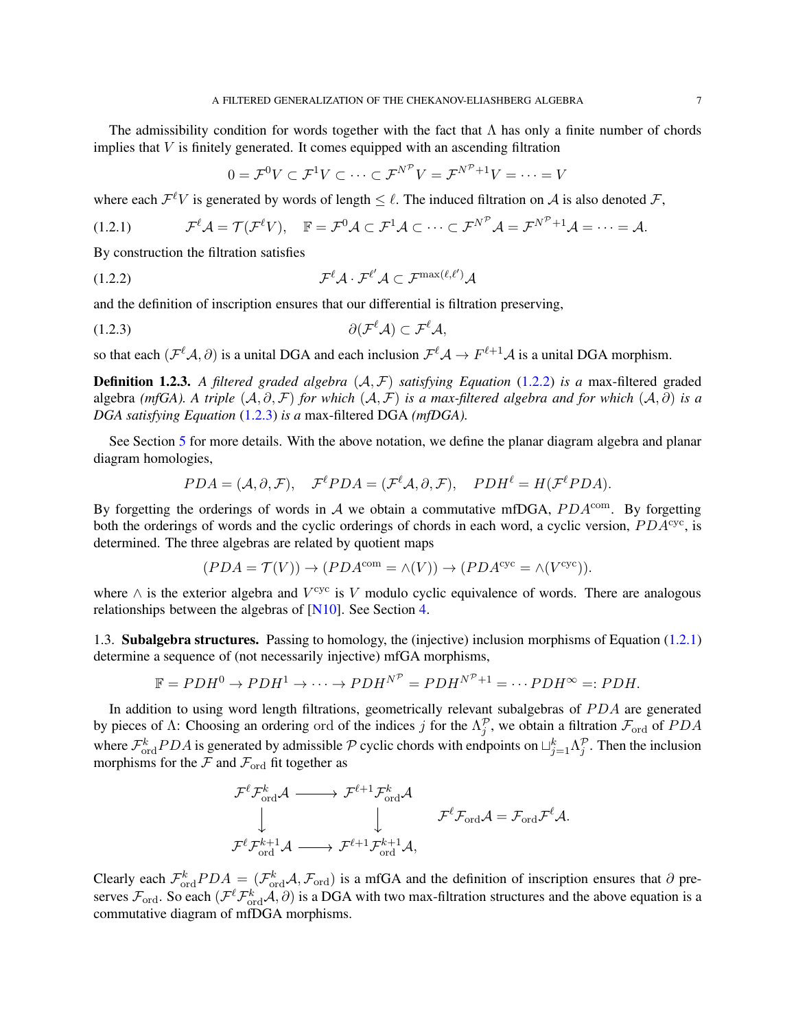The admissibility condition for words together with the fact that $\Lambda$ has only a finite number of chords implies that $V$ is finitely generated. It comes equipped with an ascending filtration

$$0 = \mathcal{F}^0 V \subset \mathcal{F}^1 V \subset \cdots \subset \mathcal{F}^{N^{\mathcal{P}}} V = \mathcal{F}^{N^{\mathcal{P}}+1} V = \cdots = V$$

where each $\mathcal{F}^\ell V$ is generated by words of length $\leq \ell$. The induced filtration on $\mathcal{A}$ is also denoted $\mathcal{F}$,

$$\mathcal{F}^\ell \mathcal{A} = \mathcal{T}(\mathcal{F}^\ell V), \quad \mathbb{F} = \mathcal{F}^0 \mathcal{A} \subset \mathcal{F}^1 \mathcal{A} \subset \cdots \subset \mathcal{F}^{N^{\mathcal{P}}} \mathcal{A} = \mathcal{F}^{N^{\mathcal{P}}+1} \mathcal{A} = \cdots = \mathcal{A}. \tag{1.2.1}$$

By construction the filtration satisfies

$$\mathcal{F}^\ell \mathcal{A} \cdot \mathcal{F}^{\ell'} \mathcal{A} \subset \mathcal{F}^{\max(\ell, \ell')} \mathcal{A} \tag{1.2.2}$$

and the definition of inscription ensures that our differential is filtration preserving,

$$\partial(\mathcal{F}^\ell \mathcal{A}) \subset \mathcal{F}^\ell \mathcal{A}, \tag{1.2.3}$$

so that each $(\mathcal{F}^\ell \mathcal{A}, \partial)$ is a unital DGA and each inclusion $\mathcal{F}^\ell \mathcal{A} \to F^{\ell+1} \mathcal{A}$ is a unital DGA morphism.

**Definition 1.2.3.** *A filtered graded algebra $(\mathcal{A}, \mathcal{F})$ satisfying Equation (1.2.2) is a* max-filtered graded algebra *(mfGA). A triple $(\mathcal{A}, \partial, \mathcal{F})$ for which $(\mathcal{A}, \mathcal{F})$ is a max-filtered algebra and for which $(\mathcal{A}, \partial)$ is a DGA satisfying Equation (1.2.3) is a* max-filtered DGA *(mfDGA).*

See Section 5 for more details. With the above notation, we define the planar diagram algebra and planar diagram homologies,

$$PDA = (\mathcal{A}, \partial, \mathcal{F}), \quad \mathcal{F}^\ell PDA = (\mathcal{F}^\ell \mathcal{A}, \partial, \mathcal{F}), \quad PDH^\ell = H(\mathcal{F}^\ell PDA).$$

By forgetting the orderings of words in $\mathcal{A}$ we obtain a commutative mfDGA, $PDA^{\text{com}}$. By forgetting both the orderings of words and the cyclic orderings of chords in each word, a cyclic version, $PDA^{\text{cyc}}$, is determined. The three algebras are related by quotient maps

$$(PDA = \mathcal{T}(V)) \to (PDA^{\text{com}} = \wedge(V)) \to (PDA^{\text{cyc}} = \wedge(V^{\text{cyc}})).$$

where $\wedge$ is the exterior algebra and $V^{\text{cyc}}$ is $V$ modulo cyclic equivalence of words. There are analogous relationships between the algebras of [N10]. See Section 4.

## 1.3. Subalgebra structures.

Passing to homology, the (injective) inclusion morphisms of Equation (1.2.1) determine a sequence of (not necessarily injective) mfGA morphisms,

$$\mathbb{F} = PDH^0 \to PDH^1 \to \cdots \to PDH^{N^{\mathcal{P}}} = PDH^{N^{\mathcal{P}}+1} = \cdots PDH^\infty =: PDH.$$

In addition to using word length filtrations, geometrically relevant subalgebras of $PDA$ are generated by pieces of $\Lambda$: Choosing an ordering $\text{ord}$ of the indices $j$ for the $\Lambda_j^{\mathcal{P}}$, we obtain a filtration $\mathcal{F}_{\text{ord}}$ of $PDA$ where $\mathcal{F}_{\text{ord}}^k PDA$ is generated by admissible $\mathcal{P}$ cyclic chords with endpoints on $\sqcup_{j=1}^k \Lambda_j^{\mathcal{P}}$. Then the inclusion morphisms for the $\mathcal{F}$ and $\mathcal{F}_{\text{ord}}$ fit together as

$$\begin{array}{ccc} \mathcal{F}^\ell \mathcal{F}_{\text{ord}}^k \mathcal{A} & \longrightarrow & \mathcal{F}^{\ell+1} \mathcal{F}_{\text{ord}}^k \mathcal{A} \\ \downarrow & & \downarrow \\ \mathcal{F}^\ell \mathcal{F}_{\text{ord}}^{k+1} \mathcal{A} & \longrightarrow & \mathcal{F}^{\ell+1} \mathcal{F}_{\text{ord}}^{k+1} \mathcal{A}, \end{array} \qquad \mathcal{F}^\ell \mathcal{F}_{\text{ord}} \mathcal{A} = \mathcal{F}_{\text{ord}} \mathcal{F}^\ell \mathcal{A}.$$

Clearly each $\mathcal{F}_{\text{ord}}^k PDA = (\mathcal{F}_{\text{ord}}^k \mathcal{A}, \mathcal{F}_{\text{ord}})$ is a mfGA and the definition of inscription ensures that $\partial$ preserves $\mathcal{F}_{\text{ord}}$. So each $(\mathcal{F}^\ell \mathcal{F}_{\text{ord}}^k \mathcal{A}, \partial)$ is a DGA with two max-filtration structures and the above equation is a commutative diagram of mfDGA morphisms.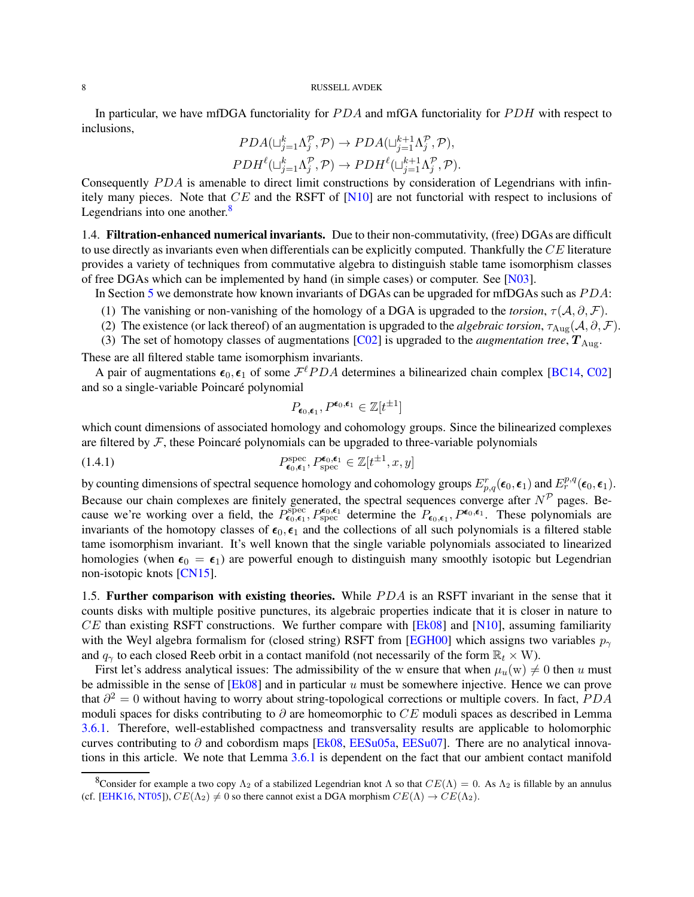In particular, we have mfDGA functoriality for $PDA$ and mfGA functoriality for $PDH$ with respect to inclusions,

$$PDA(\sqcup_{j=1}^{k}\Lambda_j^{\mathcal{P}}, \mathcal{P}) \to PDA(\sqcup_{j=1}^{k+1}\Lambda_j^{\mathcal{P}}, \mathcal{P}),$$
$$PDH^{\ell}(\sqcup_{j=1}^{k}\Lambda_j^{\mathcal{P}}, \mathcal{P}) \to PDH^{\ell}(\sqcup_{j=1}^{k+1}\Lambda_j^{\mathcal{P}}, \mathcal{P}).$$

Consequently $PDA$ is amenable to direct limit constructions by consideration of Legendrians with infinitely many pieces. Note that $CE$ and the RSFT of [N10] are not functorial with respect to inclusions of Legendrians into one another.[8]

## 1.4. Filtration-enhanced numerical invariants.

Due to their non-commutativity, (free) DGAs are difficult to use directly as invariants even when differentials can be explicitly computed. Thankfully the $CE$ literature provides a variety of techniques from commutative algebra to distinguish stable tame isomorphism classes of free DGAs which can be implemented by hand (in simple cases) or computer. See [N03].

In Section 5 we demonstrate how known invariants of DGAs can be upgraded for mfDGAs such as $PDA$:

1. The vanishing or non-vanishing of the homology of a DGA is upgraded to the *torsion*, $\tau(\mathcal{A}, \partial, \mathcal{F})$.
2. The existence (or lack thereof) of an augmentation is upgraded to the *algebraic torsion*, $\tau_{\mathrm{Aug}}(\mathcal{A}, \partial, \mathcal{F})$.
3. The set of homotopy classes of augmentations [C02] is upgraded to the *augmentation tree*, $\boldsymbol{T}_{\mathrm{Aug}}$.

These are all filtered stable tame isomorphism invariants.

A pair of augmentations $\boldsymbol{\epsilon}_0, \boldsymbol{\epsilon}_1$ of some $\mathcal{F}^{\ell}PDA$ determines a bilinearized chain complex [BC14, C02] and so a single-variable Poincaré polynomial

$$P_{\boldsymbol{\epsilon}_0,\boldsymbol{\epsilon}_1}, P^{\boldsymbol{\epsilon}_0,\boldsymbol{\epsilon}_1} \in \mathbb{Z}[t^{\pm 1}]$$

which count dimensions of associated homology and cohomology groups. Since the bilinearized complexes are filtered by $\mathcal{F}$, these Poincaré polynomials can be upgraded to three-variable polynomials

$$P^{\mathrm{spec}}_{\boldsymbol{\epsilon}_0,\boldsymbol{\epsilon}_1}, P_{\mathrm{spec}}^{\boldsymbol{\epsilon}_0,\boldsymbol{\epsilon}_1} \in \mathbb{Z}[t^{\pm 1}, x, y] \tag{1.4.1}$$

by counting dimensions of spectral sequence homology and cohomology groups $E^r_{p,q}(\boldsymbol{\epsilon}_0, \boldsymbol{\epsilon}_1)$ and $E_r^{p,q}(\boldsymbol{\epsilon}_0, \boldsymbol{\epsilon}_1)$. Because our chain complexes are finitely generated, the spectral sequences converge after $N^{\mathcal{P}}$ pages. Because we're working over a field, the $P^{\mathrm{spec}}_{\boldsymbol{\epsilon}_0,\boldsymbol{\epsilon}_1}, P_{\mathrm{spec}}^{\boldsymbol{\epsilon}_0,\boldsymbol{\epsilon}_1}$ determine the $P_{\boldsymbol{\epsilon}_0,\boldsymbol{\epsilon}_1}, P^{\boldsymbol{\epsilon}_0,\boldsymbol{\epsilon}_1}$. These polynomials are invariants of the homotopy classes of $\boldsymbol{\epsilon}_0, \boldsymbol{\epsilon}_1$ and the collections of all such polynomials is a filtered stable tame isomorphism invariant. It's well known that the single variable polynomials associated to linearized homologies (when $\boldsymbol{\epsilon}_0 = \boldsymbol{\epsilon}_1$) are powerful enough to distinguish many smoothly isotopic but Legendrian non-isotopic knots [CN15].

## 1.5. Further comparison with existing theories.

While $PDA$ is an RSFT invariant in the sense that it counts disks with multiple positive punctures, its algebraic properties indicate that it is closer in nature to $CE$ than existing RSFT constructions. We further compare with [Ek08] and [N10], assuming familiarity with the Weyl algebra formalism for (closed string) RSFT from [EGH00] which assigns two variables $p_\gamma$ and $q_\gamma$ to each closed Reeb orbit in a contact manifold (not necessarily of the form $\mathbb{R}_t \times \mathrm{W}$).

First let's address analytical issues: The admissibility of the $\mathrm{w}$ ensure that when $\mu_u(\mathrm{w}) \neq 0$ then $u$ must be admissible in the sense of [Ek08] and in particular $u$ must be somewhere injective. Hence we can prove that $\partial^2 = 0$ without having to worry about string-topological corrections or multiple covers. In fact, $PDA$ moduli spaces for disks contributing to $\partial$ are homeomorphic to $CE$ moduli spaces as described in Lemma 3.6.1. Therefore, well-established compactness and transversality results are applicable to holomorphic curves contributing to $\partial$ and cobordism maps [Ek08, EESu05a, EESu07]. There are no analytical innovations in this article. We note that Lemma 3.6.1 is dependent on the fact that our ambient contact manifold

[8] Consider for example a two copy $\Lambda_2$ of a stabilized Legendrian knot $\Lambda$ so that $CE(\Lambda) = 0$. As $\Lambda_2$ is fillable by an annulus (cf. [EHK16, NT05]), $CE(\Lambda_2) \neq 0$ so there cannot exist a DGA morphism $CE(\Lambda) \to CE(\Lambda_2)$.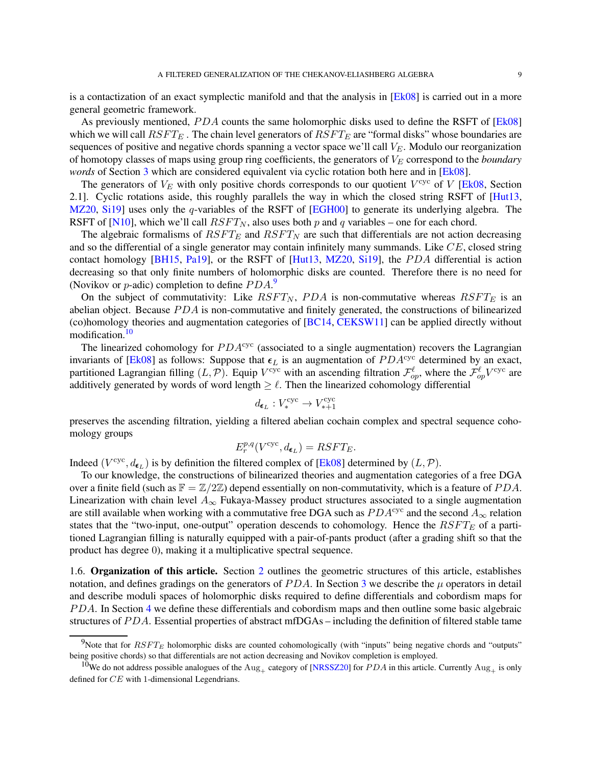is a contactization of an exact symplectic manifold and that the analysis in [Ek08] is carried out in a more general geometric framework.

As previously mentioned, $PDA$ counts the same holomorphic disks used to define the RSFT of [Ek08] which we will call $RSFT_E$ . The chain level generators of $RSFT_E$ are "formal disks" whose boundaries are sequences of positive and negative chords spanning a vector space we'll call $V_E$. Modulo our reorganization of homotopy classes of maps using group ring coefficients, the generators of $V_E$ correspond to the *boundary words* of Section 3 which are considered equivalent via cyclic rotation both here and in [Ek08].

The generators of $V_E$ with only positive chords corresponds to our quotient $V^{\mathrm{cyc}}$ of $V$ [Ek08, Section 2.1]. Cyclic rotations aside, this roughly parallels the way in which the closed string RSFT of [Hut13, MZ20, Si19] uses only the $q$-variables of the RSFT of [EGH00] to generate its underlying algebra. The RSFT of [N10], which we'll call $RSFT_N$, also uses both $p$ and $q$ variables – one for each chord.

The algebraic formalisms of $RSFT_E$ and $RSFT_N$ are such that differentials are not action decreasing and so the differential of a single generator may contain infinitely many summands. Like $CE$, closed string contact homology [BH15, Pa19], or the RSFT of [Hut13, MZ20, Si19], the $PDA$ differential is action decreasing so that only finite numbers of holomorphic disks are counted. Therefore there is no need for (Novikov or $p$-adic) completion to define $PDA$.[9]

On the subject of commutativity: Like $RSFT_N$, $PDA$ is non-commutative whereas $RSFT_E$ is an abelian object. Because $PDA$ is non-commutative and finitely generated, the constructions of bilinearized (co)homology theories and augmentation categories of [BC14, CEKSW11] can be applied directly without modification.[10]

The linearized cohomology for $PDA^{\mathrm{cyc}}$ (associated to a single augmentation) recovers the Lagrangian invariants of [Ek08] as follows: Suppose that $\boldsymbol{\epsilon}_L$ is an augmentation of $PDA^{\mathrm{cyc}}$ determined by an exact, partitioned Lagrangian filling $(L, \mathcal{P})$. Equip $V^{\mathrm{cyc}}$ with an ascending filtration $\mathcal{F}^{\ell}_{op}$, where the $\mathcal{F}^{\ell}_{op}V^{\mathrm{cyc}}$ are additively generated by words of word length $\geq \ell$. Then the linearized cohomology differential

$$d_{\boldsymbol{\epsilon}_L} : V^{\mathrm{cyc}}_{*} \to V^{\mathrm{cyc}}_{*+1}$$

preserves the ascending filtration, yielding a filtered abelian cochain complex and spectral sequence cohomology groups

$$E^{p,q}_r(V^{\mathrm{cyc}}, d_{\boldsymbol{\epsilon}_L}) = RSFT_E.$$

Indeed $(V^{\mathrm{cyc}}, d_{\boldsymbol{\epsilon}_L})$ is by definition the filtered complex of [Ek08] determined by $(L, \mathcal{P})$.

To our knowledge, the constructions of bilinearized theories and augmentation categories of a free DGA over a finite field (such as $\mathbb{F} = \mathbb{Z}/2\mathbb{Z}$) depend essentially on non-commutativity, which is a feature of $PDA$. Linearization with chain level $A_\infty$ Fukaya-Massey product structures associated to a single augmentation are still available when working with a commutative free DGA such as $PDA^{\mathrm{cyc}}$ and the second $A_\infty$ relation states that the "two-input, one-output" operation descends to cohomology. Hence the $RSFT_E$ of a partitioned Lagrangian filling is naturally equipped with a pair-of-pants product (after a grading shift so that the product has degree 0), making it a multiplicative spectral sequence.

1.6. **Organization of this article.** Section 2 outlines the geometric structures of this article, establishes notation, and defines gradings on the generators of $PDA$. In Section 3 we describe the $\mu$ operators in detail and describe moduli spaces of holomorphic disks required to define differentials and cobordism maps for $PDA$. In Section 4 we define these differentials and cobordism maps and then outline some basic algebraic structures of $PDA$. Essential properties of abstract mfDGAs – including the definition of filtered stable tame

---

[9] Note that for $RSFT_E$ holomorphic disks are counted cohomologically (with "inputs" being negative chords and "outputs" being positive chords) so that differentials are not action decreasing and Novikov completion is employed.

[10] We do not address possible analogues of the $\mathrm{Aug}_+$ category of [NRSSZ20] for $PDA$ in this article. Currently $\mathrm{Aug}_+$ is only defined for $CE$ with 1-dimensional Legendrians.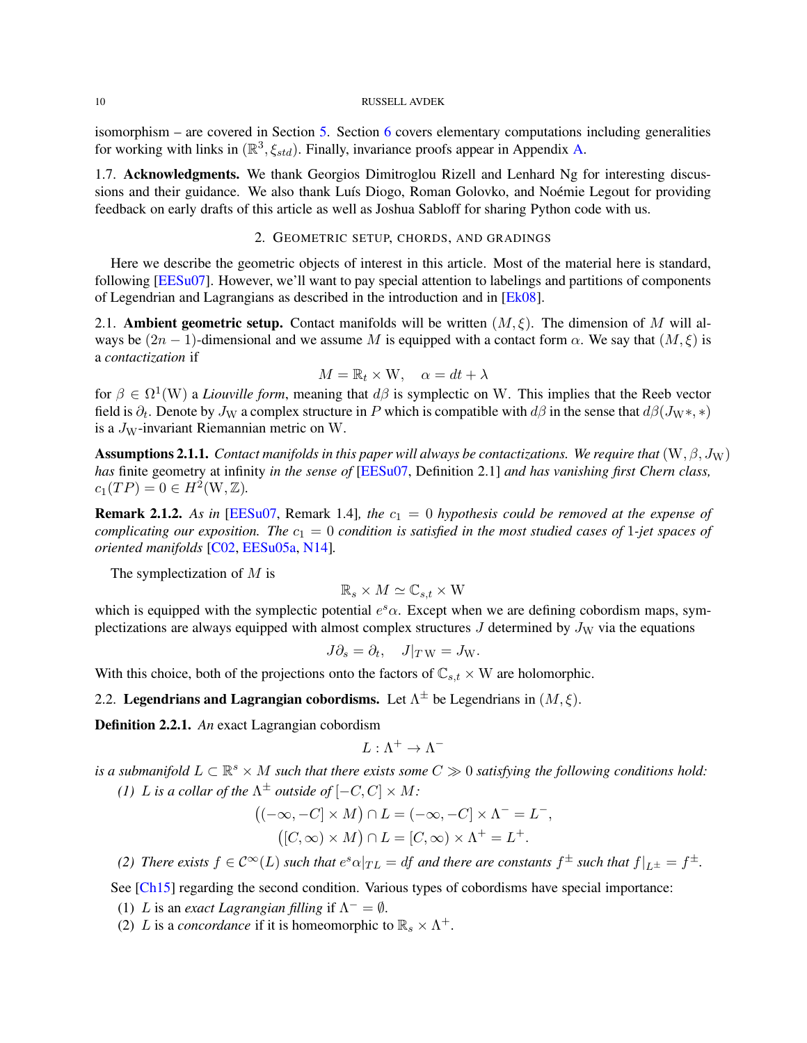isomorphism – are covered in Section 5. Section 6 covers elementary computations including generalities for working with links in $(\mathbb{R}^3, \xi_{std})$. Finally, invariance proofs appear in Appendix A.

1.7. **Acknowledgments.** We thank Georgios Dimitroglou Rizell and Lenhard Ng for interesting discussions and their guidance. We also thank Luís Diogo, Roman Golovko, and Noémie Legout for providing feedback on early drafts of this article as well as Joshua Sabloff for sharing Python code with us.

## 2. Geometric setup, chords, and gradings

Here we describe the geometric objects of interest in this article. Most of the material here is standard, following [EESu07]. However, we'll want to pay special attention to labelings and partitions of components of Legendrian and Lagrangians as described in the introduction and in [Ek08].

2.1. **Ambient geometric setup.** Contact manifolds will be written $(M, \xi)$. The dimension of $M$ will always be $(2n-1)$-dimensional and we assume $M$ is equipped with a contact form $\alpha$. We say that $(M, \xi)$ is a *contactization* if

$$M = \mathbb{R}_t \times \mathrm{W}, \quad \alpha = dt + \lambda$$

for $\beta \in \Omega^1(\mathrm{W})$ a *Liouville form*, meaning that $d\beta$ is symplectic on $\mathrm{W}$. This implies that the Reeb vector field is $\partial_t$. Denote by $J_{\mathrm{W}}$ a complex structure in $P$ which is compatible with $d\beta$ in the sense that $d\beta(J_{\mathrm{W}}*, *)$ is a $J_{\mathrm{W}}$-invariant Riemannian metric on $\mathrm{W}$.

**Assumptions 2.1.1.** *Contact manifolds in this paper will always be contactizations. We require that* $(\mathrm{W}, \beta, J_{\mathrm{W}})$ *has* finite geometry at infinity *in the sense of* [EESu07, Definition 2.1] *and has vanishing first Chern class,* $c_1(TP) = 0 \in H^2(\mathrm{W}, \mathbb{Z})$.

**Remark 2.1.2.** *As in* [EESu07, Remark 1.4]*, the* $c_1 = 0$ *hypothesis could be removed at the expense of complicating our exposition. The* $c_1 = 0$ *condition is satisfied in the most studied cases of* 1*-jet spaces of oriented manifolds* [C02, EESu05a, N14]*.*

The symplectization of $M$ is

$$\mathbb{R}_s \times M \simeq \mathbb{C}_{s,t} \times \mathrm{W}$$

which is equipped with the symplectic potential $e^s\alpha$. Except when we are defining cobordism maps, symplectizations are always equipped with almost complex structures $J$ determined by $J_{\mathrm{W}}$ via the equations

$$J\partial_s = \partial_t, \quad J|_{T\mathrm{W}} = J_{\mathrm{W}}.$$

With this choice, both of the projections onto the factors of $\mathbb{C}_{s,t} \times \mathrm{W}$ are holomorphic.

2.2. **Legendrians and Lagrangian cobordisms.** Let $\Lambda^{\pm}$ be Legendrians in $(M, \xi)$.

**Definition 2.2.1.** *An* exact Lagrangian cobordism

$$L : \Lambda^+ \to \Lambda^-$$

*is a submanifold* $L \subset \mathbb{R}^s \times M$ *such that there exists some* $C \gg 0$ *satisfying the following conditions hold:*

*(1)* $L$ *is a collar of the* $\Lambda^{\pm}$ *outside of* $[-C, C] \times M$*:*

$$\big((-\infty, -C] \times M\big) \cap L = (-\infty, -C] \times \Lambda^- = L^-,$$
$$\big([C, \infty) \times M\big) \cap L = [C, \infty) \times \Lambda^+ = L^+.$$

*(2) There exists* $f \in \mathcal{C}^\infty(L)$ *such that* $e^s\alpha|_{TL} = df$ *and there are constants* $f^{\pm}$ *such that* $f|_{L^{\pm}} = f^{\pm}$*.*

See [Ch15] regarding the second condition. Various types of cobordisms have special importance:

1. $L$ is an *exact Lagrangian filling* if $\Lambda^- = \emptyset$.
2. $L$ is a *concordance* if it is homeomorphic to $\mathbb{R}_s \times \Lambda^+$.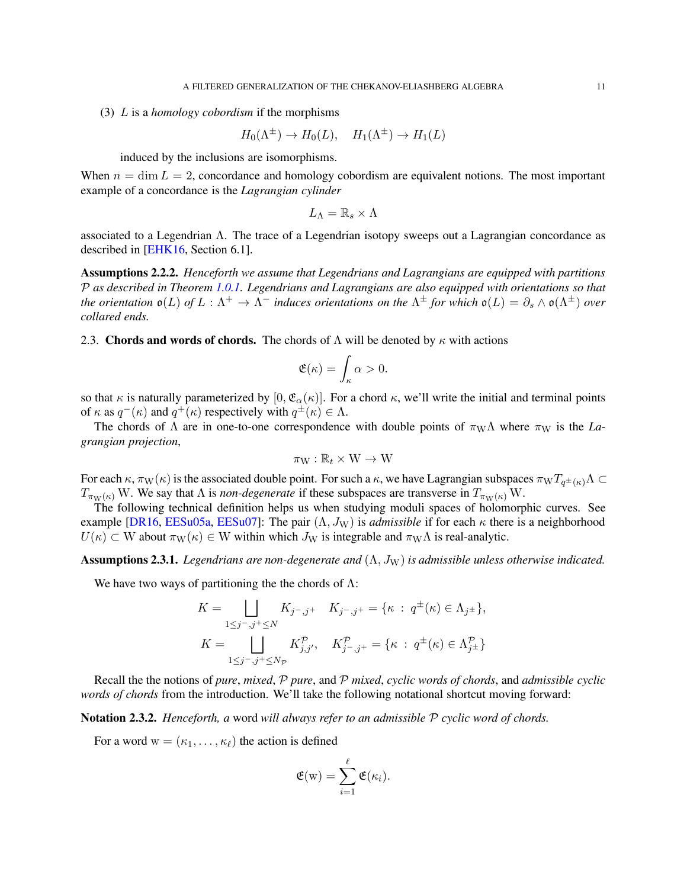(3) $L$ is a *homology cobordism* if the morphisms

$$H_0(\Lambda^{\pm}) \to H_0(L), \quad H_1(\Lambda^{\pm}) \to H_1(L)$$

induced by the inclusions are isomorphisms.

When $n = \dim L = 2$, concordance and homology cobordism are equivalent notions. The most important example of a concordance is the *Lagrangian cylinder*

$$L_\Lambda = \mathbb{R}_s \times \Lambda$$

associated to a Legendrian $\Lambda$. The trace of a Legendrian isotopy sweeps out a Lagrangian concordance as described in [EHK16, Section 6.1].

**Assumptions 2.2.2.** *Henceforth we assume that Legendrians and Lagrangians are equipped with partitions $\mathcal{P}$ as described in Theorem 1.0.1. Legendrians and Lagrangians are also equipped with orientations so that the orientation $\mathfrak{o}(L)$ of $L : \Lambda^+ \to \Lambda^-$ induces orientations on the $\Lambda^{\pm}$ for which $\mathfrak{o}(L) = \partial_s \wedge \mathfrak{o}(\Lambda^{\pm})$ over collared ends.*

## 2.3. Chords and words of chords.

The chords of $\Lambda$ will be denoted by $\kappa$ with actions

$$\mathfrak{E}(\kappa) = \int_\kappa \alpha > 0.$$

so that $\kappa$ is naturally parameterized by $[0, \mathfrak{E}_\alpha(\kappa)]$. For a chord $\kappa$, we'll write the initial and terminal points of $\kappa$ as $q^-(\kappa)$ and $q^+(\kappa)$ respectively with $q^{\pm}(\kappa) \in \Lambda$.

The chords of $\Lambda$ are in one-to-one correspondence with double points of $\pi_{\mathrm{W}}\Lambda$ where $\pi_{\mathrm{W}}$ is the *Lagrangian projection*,

$$\pi_{\mathrm{W}} : \mathbb{R}_t \times \mathrm{W} \to \mathrm{W}$$

For each $\kappa$, $\pi_{\mathrm{W}}(\kappa)$ is the associated double point. For such a $\kappa$, we have Lagrangian subspaces $\pi_{\mathrm{W}} T_{q^{\pm}(\kappa)}\Lambda \subset T_{\pi_{\mathrm{W}}(\kappa)}\mathrm{W}$. We say that $\Lambda$ is *non-degenerate* if these subspaces are transverse in $T_{\pi_{\mathrm{W}}(\kappa)}\mathrm{W}$.

The following technical definition helps us when studying moduli spaces of holomorphic curves. See example [DR16, EESu05a, EESu07]: The pair $(\Lambda, J_{\mathrm{W}})$ is *admissible* if for each $\kappa$ there is a neighborhood $U(\kappa) \subset \mathrm{W}$ about $\pi_{\mathrm{W}}(\kappa) \in \mathrm{W}$ within which $J_{\mathrm{W}}$ is integrable and $\pi_{\mathrm{W}}\Lambda$ is real-analytic.

**Assumptions 2.3.1.** *Legendrians are non-degenerate and $(\Lambda, J_{\mathrm{W}})$ is admissible unless otherwise indicated.*

We have two ways of partitioning the the chords of $\Lambda$:

$$K = \bigsqcup_{1 \leq j^-, j^+ \leq N} K_{j^-, j^+} \quad K_{j^-, j^+} = \{\kappa \ : \ q^{\pm}(\kappa) \in \Lambda_{j^{\pm}}\},$$
$$K = \bigsqcup_{1 \leq j^-, j^+ \leq N_{\mathcal{P}}} K^{\mathcal{P}}_{j, j'}, \quad K^{\mathcal{P}}_{j^-, j^+} = \{\kappa \ : \ q^{\pm}(\kappa) \in \Lambda^{\mathcal{P}}_{j^{\pm}}\}$$

Recall the the notions of *pure*, *mixed*, $\mathcal{P}$ *pure*, and $\mathcal{P}$ *mixed*, *cyclic words of chords*, and *admissible cyclic words of chords* from the introduction. We'll take the following notational shortcut moving forward:

**Notation 2.3.2.** *Henceforth, a* word *will always refer to an admissible $\mathcal{P}$ cyclic word of chords.*

For a word $\mathrm{w} = (\kappa_1, \dots, \kappa_\ell)$ the action is defined

$$\mathfrak{E}(\mathrm{w}) = \sum_{i=1}^{\ell} \mathfrak{E}(\kappa_i).$$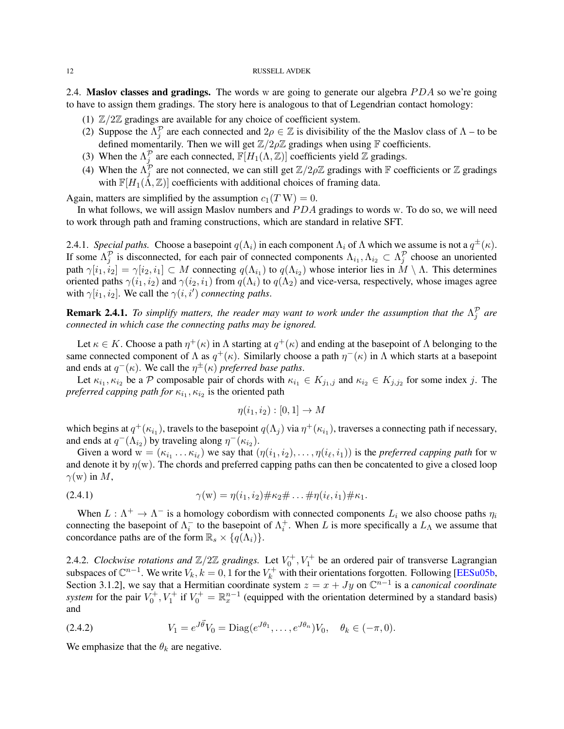2.4. **Maslov classes and gradings.** The words w are going to generate our algebra $PDA$ so we're going to have to assign them gradings. The story here is analogous to that of Legendrian contact homology:

1. $\mathbb{Z}/2\mathbb{Z}$ gradings are available for any choice of coefficient system.
2. Suppose the $\Lambda^{\mathcal{P}}_j$ are each connected and $2\rho \in \mathbb{Z}$ is divisibility of the the Maslov class of $\Lambda$ – to be defined momentarily. Then we will get $\mathbb{Z}/2\rho\mathbb{Z}$ gradings when using $\mathbb{F}$ coefficients.
3. When the $\Lambda^{\mathcal{P}}_j$ are each connected, $\mathbb{F}[H_1(\Lambda, \mathbb{Z})]$ coefficients yield $\mathbb{Z}$ gradings.
4. When the $\Lambda^{\mathcal{P}}_j$ are not connected, we can still get $\mathbb{Z}/2\rho\mathbb{Z}$ gradings with $\mathbb{F}$ coefficients or $\mathbb{Z}$ gradings with $\mathbb{F}[H_1(\Lambda, \mathbb{Z})]$ coefficients with additional choices of framing data.

Again, matters are simplified by the assumption $c_1(T\,\mathrm{W}) = 0$.

In what follows, we will assign Maslov numbers and $PDA$ gradings to words w. To do so, we will need to work through path and framing constructions, which are standard in relative SFT.

2.4.1. *Special paths.* Choose a basepoint $q(\Lambda_i)$ in each component $\Lambda_i$ of $\Lambda$ which we assume is not a $q^{\pm}(\kappa)$. If some $\Lambda^{\mathcal{P}}_j$ is disconnected, for each pair of connected components $\Lambda_{i_1}, \Lambda_{i_2} \subset \Lambda^{\mathcal{P}}_j$ choose an unoriented path $\gamma[i_1, i_2] = \gamma[i_2, i_1] \subset M$ connecting $q(\Lambda_{i_1})$ to $q(\Lambda_{i_2})$ whose interior lies in $M \setminus \Lambda$. This determines oriented paths $\gamma(i_1, i_2)$ and $\gamma(i_2, i_1)$ from $q(\Lambda_i)$ to $q(\Lambda_2)$ and vice-versa, respectively, whose images agree with $\gamma[i_1, i_2]$. We call the $\gamma(i, i')$ *connecting paths*.

**Remark 2.4.1.** *To simplify matters, the reader may want to work under the assumption that the $\Lambda^{\mathcal{P}}_j$ are connected in which case the connecting paths may be ignored.*

Let $\kappa \in K$. Choose a path $\eta^+(\kappa)$ in $\Lambda$ starting at $q^+(\kappa)$ and ending at the basepoint of $\Lambda$ belonging to the same connected component of $\Lambda$ as $q^+(\kappa)$. Similarly choose a path $\eta^-(\kappa)$ in $\Lambda$ which starts at a basepoint and ends at $q^-(\kappa)$. We call the $\eta^{\pm}(\kappa)$ *preferred base paths*.

Let $\kappa_{i_1}, \kappa_{i_2}$ be a $\mathcal{P}$ composable pair of chords with $\kappa_{i_1} \in K_{j_1,j}$ and $\kappa_{i_2} \in K_{j,j_2}$ for some index $j$. The *preferred capping path for* $\kappa_{i_1}, \kappa_{i_2}$ is the oriented path

$$\eta(i_1, i_2) : [0, 1] \to M$$

which begins at $q^+(\kappa_{i_1})$, travels to the basepoint $q(\Lambda_j)$ via $\eta^+(\kappa_{i_1})$, traverses a connecting path if necessary, and ends at $q^-(\Lambda_{i_2})$ by traveling along $\eta^-(\kappa_{i_2})$.

Given a word $\mathrm{w} = (\kappa_{i_1} \dots \kappa_{i_\ell})$ we say that $(\eta(i_1, i_2), \dots, \eta(i_\ell, i_1))$ is the *preferred capping path* for w and denote it by $\eta(\mathrm{w})$. The chords and preferred capping paths can then be concatented to give a closed loop $\gamma(\mathrm{w})$ in $M$,

$$\gamma(\mathrm{w}) = \eta(i_1, i_2) \# \kappa_2 \# \dots \# \eta(i_\ell, i_1) \# \kappa_1. \tag{2.4.1}$$

When $L : \Lambda^+ \to \Lambda^-$ is a homology cobordism with connected components $L_i$ we also choose paths $\eta_i$ connecting the basepoint of $\Lambda^-_i$ to the basepoint of $\Lambda^+_i$. When $L$ is more specifically a $L_\Lambda$ we assume that concordance paths are of the form $\mathbb{R}_s \times \{q(\Lambda_i)\}$.

2.4.2. *Clockwise rotations and $\mathbb{Z}/2\mathbb{Z}$ gradings.* Let $V^+_0, V^+_1$ be an ordered pair of transverse Lagrangian subspaces of $\mathbb{C}^{n-1}$. We write $V_k, k = 0, 1$ for the $V^+_k$ with their orientations forgotten. Following [EESu05b, Section 3.1.2], we say that a Hermitian coordinate system $z = x + Jy$ on $\mathbb{C}^{n-1}$ is a *canonical coordinate system* for the pair $V^+_0, V^+_1$ if $V^+_0 = \mathbb{R}^{n-1}_x$ (equipped with the orientation determined by a standard basis) and

$$V_1 = e^{J\vec{\theta}} V_0 = \mathrm{Diag}(e^{J\theta_1}, \dots, e^{J\theta_n}) V_0, \quad \theta_k \in (-\pi, 0). \tag{2.4.2}$$

We emphasize that the $\theta_k$ are negative.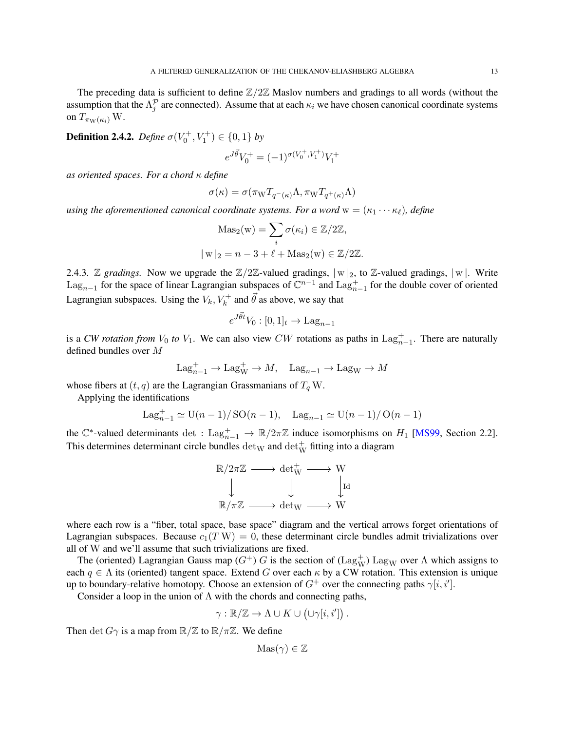The preceding data is sufficient to define $\mathbb{Z}/2\mathbb{Z}$ Maslov numbers and gradings to all words (without the assumption that the $\Lambda_j^{\mathcal{P}}$ are connected). Assume that at each $\kappa_i$ we have chosen canonical coordinate systems on $T_{\pi_{\mathrm{W}}(\kappa_i)}\mathrm{W}$.

**Definition 2.4.2.** *Define $\sigma(V_0^+, V_1^+) \in \{0, 1\}$ by*

$$e^{J\vec{\theta}}V_0^+ = (-1)^{\sigma(V_0^+,V_1^+)}V_1^+$$

*as oriented spaces. For a chord $\kappa$ define*

$$\sigma(\kappa) = \sigma(\pi_{\mathrm{W}} T_{q^-(\kappa)}\Lambda, \pi_{\mathrm{W}} T_{q^+(\kappa)}\Lambda)$$

*using the aforementioned canonical coordinate systems. For a word $\mathrm{w} = (\kappa_1 \cdots \kappa_\ell)$, define*

$$\mathrm{Mas}_2(\mathrm{w}) = \sum_i \sigma(\kappa_i) \in \mathbb{Z}/2\mathbb{Z},$$
$$|\,\mathrm{w}\,|_2 = n - 3 + \ell + \mathrm{Mas}_2(\mathrm{w}) \in \mathbb{Z}/2\mathbb{Z}.$$

2.4.3. *$\mathbb{Z}$ gradings.* Now we upgrade the $\mathbb{Z}/2\mathbb{Z}$-valued gradings, $|\,\mathrm{w}\,|_2$, to $\mathbb{Z}$-valued gradings, $|\,\mathrm{w}\,|$. Write $\mathrm{Lag}_{n-1}$ for the space of linear Lagrangian subspaces of $\mathbb{C}^{n-1}$ and $\mathrm{Lag}_{n-1}^+$ for the double cover of oriented Lagrangian subspaces. Using the $V_k, V_k^+$ and $\vec{\theta}$ as above, we say that

$$e^{J\vec{\theta}t}V_0 : [0,1]_t \to \mathrm{Lag}_{n-1}$$

is a *CW rotation from $V_0$ to $V_1$*. We can also view $CW$ rotations as paths in $\mathrm{Lag}_{n-1}^+$. There are naturally defined bundles over $M$

$$\mathrm{Lag}_{n-1}^+ \to \mathrm{Lag}_{\mathrm{W}}^+ \to M, \quad \mathrm{Lag}_{n-1} \to \mathrm{Lag}_{\mathrm{W}} \to M$$

whose fibers at $(t, q)$ are the Lagrangian Grassmanians of $T_q\,\mathrm{W}$.

Applying the identifications

$$\mathrm{Lag}_{n-1}^+ \simeq \mathrm{U}(n-1)/\,\mathrm{SO}(n-1), \quad \mathrm{Lag}_{n-1} \simeq \mathrm{U}(n-1)/\,\mathrm{O}(n-1)$$

the $\mathbb{C}^*$-valued determinants $\det : \mathrm{Lag}_{n-1}^+ \to \mathbb{R}/2\pi\mathbb{Z}$ induce isomorphisms on $H_1$ [MS99, Section 2.2]. This determines determinant circle bundles $\det_{\mathrm{W}}$ and $\det_{\mathrm{W}}^+$ fitting into a diagram

$$\begin{array}{ccccc}
\mathbb{R}/2\pi\mathbb{Z} & \longrightarrow & \det_{\mathrm{W}}^+ & \longrightarrow & \mathrm{W} \\
\downarrow & & \downarrow & & \downarrow \mathrm{Id} \\
\mathbb{R}/\pi\mathbb{Z} & \longrightarrow & \det_{\mathrm{W}} & \longrightarrow & \mathrm{W}
\end{array}$$

where each row is a "fiber, total space, base space" diagram and the vertical arrows forget orientations of Lagrangian subspaces. Because $c_1(T\,\mathrm{W}) = 0$, these determinant circle bundles admit trivializations over all of W and we'll assume that such trivializations are fixed.

The (oriented) Lagrangian Gauss map $(G^+)$ $G$ is the section of $(\mathrm{Lag}_{\mathrm{W}}^+)$ $\mathrm{Lag}_{\mathrm{W}}$ over $\Lambda$ which assigns to each $q \in \Lambda$ its (oriented) tangent space. Extend $G$ over each $\kappa$ by a CW rotation. This extension is unique up to boundary-relative homotopy. Choose an extension of $G^+$ over the connecting paths $\gamma[i, i']$.

Consider a loop in the union of $\Lambda$ with the chords and connecting paths,

$$\gamma : \mathbb{R}/\mathbb{Z} \to \Lambda \cup K \cup \left(\cup\gamma[i, i']\right).$$

Then $\det G\gamma$ is a map from $\mathbb{R}/\mathbb{Z}$ to $\mathbb{R}/\pi\mathbb{Z}$. We define

$$\mathrm{Mas}(\gamma) \in \mathbb{Z}$$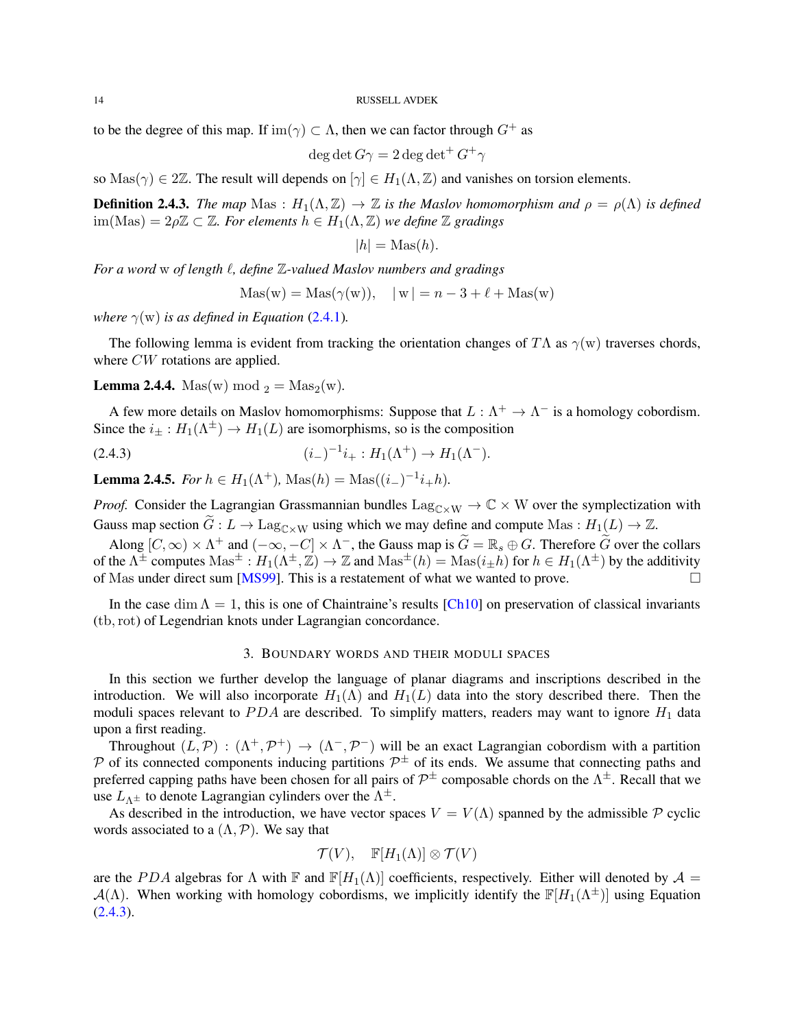to be the degree of this map. If $\mathrm{im}(\gamma) \subset \Lambda$, then we can factor through $G^+$ as

$$\deg \det G\gamma = 2 \deg \det{}^+ G^+\gamma$$

so $\mathrm{Mas}(\gamma) \in 2\mathbb{Z}$. The result will depends on $[\gamma] \in H_1(\Lambda, \mathbb{Z})$ and vanishes on torsion elements.

**Definition 2.4.3.** *The map $\mathrm{Mas} : H_1(\Lambda, \mathbb{Z}) \to \mathbb{Z}$ is the Maslov homomorphism and $\rho = \rho(\Lambda)$ is defined $\mathrm{im}(\mathrm{Mas}) = 2\rho\mathbb{Z} \subset \mathbb{Z}$. For elements $h \in H_1(\Lambda, \mathbb{Z})$ we define $\mathbb{Z}$ gradings*

$$|h| = \mathrm{Mas}(h).$$

*For a word $\mathrm{w}$ of length $\ell$, define $\mathbb{Z}$-valued Maslov numbers and gradings*

$$\mathrm{Mas}(\mathrm{w}) = \mathrm{Mas}(\gamma(\mathrm{w})), \quad |\,\mathrm{w}\,| = n - 3 + \ell + \mathrm{Mas}(\mathrm{w})$$

*where $\gamma(\mathrm{w})$ is as defined in Equation (2.4.1).*

The following lemma is evident from tracking the orientation changes of $T\Lambda$ as $\gamma(\mathrm{w})$ traverses chords, where $CW$ rotations are applied.

**Lemma 2.4.4.** $\mathrm{Mas}(\mathrm{w}) \bmod {}_2 = \mathrm{Mas}_2(\mathrm{w})$.

A few more details on Maslov homomorphisms: Suppose that $L : \Lambda^+ \to \Lambda^-$ is a homology cobordism. Since the $i_\pm : H_1(\Lambda^\pm) \to H_1(L)$ are isomorphisms, so is the composition

$$(i_-)^{-1} i_+ : H_1(\Lambda^+) \to H_1(\Lambda^-). \tag{2.4.3}$$

**Lemma 2.4.5.** *For $h \in H_1(\Lambda^+)$, $\mathrm{Mas}(h) = \mathrm{Mas}((i_-)^{-1} i_+ h)$.*

*Proof.* Consider the Lagrangian Grassmannian bundles $\mathrm{Lag}_{\mathbb{C}\times W} \to \mathbb{C} \times W$ over the symplectization with Gauss map section $\widetilde{G} : L \to \mathrm{Lag}_{\mathbb{C}\times W}$ using which we may define and compute $\mathrm{Mas} : H_1(L) \to \mathbb{Z}$.

Along $[C, \infty) \times \Lambda^+$ and $(-\infty, -C] \times \Lambda^-$, the Gauss map is $\widetilde{G} = \mathbb{R}_s \oplus G$. Therefore $\widetilde{G}$ over the collars of the $\Lambda^\pm$ computes $\mathrm{Mas}^\pm : H_1(\Lambda^\pm, \mathbb{Z}) \to \mathbb{Z}$ and $\mathrm{Mas}^\pm(h) = \mathrm{Mas}(i_\pm h)$ for $h \in H_1(\Lambda^\pm)$ by the additivity of $\mathrm{Mas}$ under direct sum [MS99]. This is a restatement of what we wanted to prove. □

In the case $\dim \Lambda = 1$, this is one of Chaintraine's results [Ch10] on preservation of classical invariants $(\mathrm{tb}, \mathrm{rot})$ of Legendrian knots under Lagrangian concordance.

## 3. Boundary words and their moduli spaces

In this section we further develop the language of planar diagrams and inscriptions described in the introduction. We will also incorporate $H_1(\Lambda)$ and $H_1(L)$ data into the story described there. Then the moduli spaces relevant to $PDA$ are described. To simplify matters, readers may want to ignore $H_1$ data upon a first reading.

Throughout $(L, \mathcal{P}) : (\Lambda^+, \mathcal{P}^+) \to (\Lambda^-, \mathcal{P}^-)$ will be an exact Lagrangian cobordism with a partition $\mathcal{P}$ of its connected components inducing partitions $\mathcal{P}^\pm$ of its ends. We assume that connecting paths and preferred capping paths have been chosen for all pairs of $\mathcal{P}^\pm$ composable chords on the $\Lambda^\pm$. Recall that we use $L_{\Lambda^\pm}$ to denote Lagrangian cylinders over the $\Lambda^\pm$.

As described in the introduction, we have vector spaces $V = V(\Lambda)$ spanned by the admissible $\mathcal{P}$ cyclic words associated to a $(\Lambda, \mathcal{P})$. We say that

$$\mathcal{T}(V), \quad \mathbb{F}[H_1(\Lambda)] \otimes \mathcal{T}(V)$$

are the $PDA$ algebras for $\Lambda$ with $\mathbb{F}$ and $\mathbb{F}[H_1(\Lambda)]$ coefficients, respectively. Either will denoted by $\mathcal{A} = \mathcal{A}(\Lambda)$. When working with homology cobordisms, we implicitly identify the $\mathbb{F}[H_1(\Lambda^\pm)]$ using Equation (2.4.3).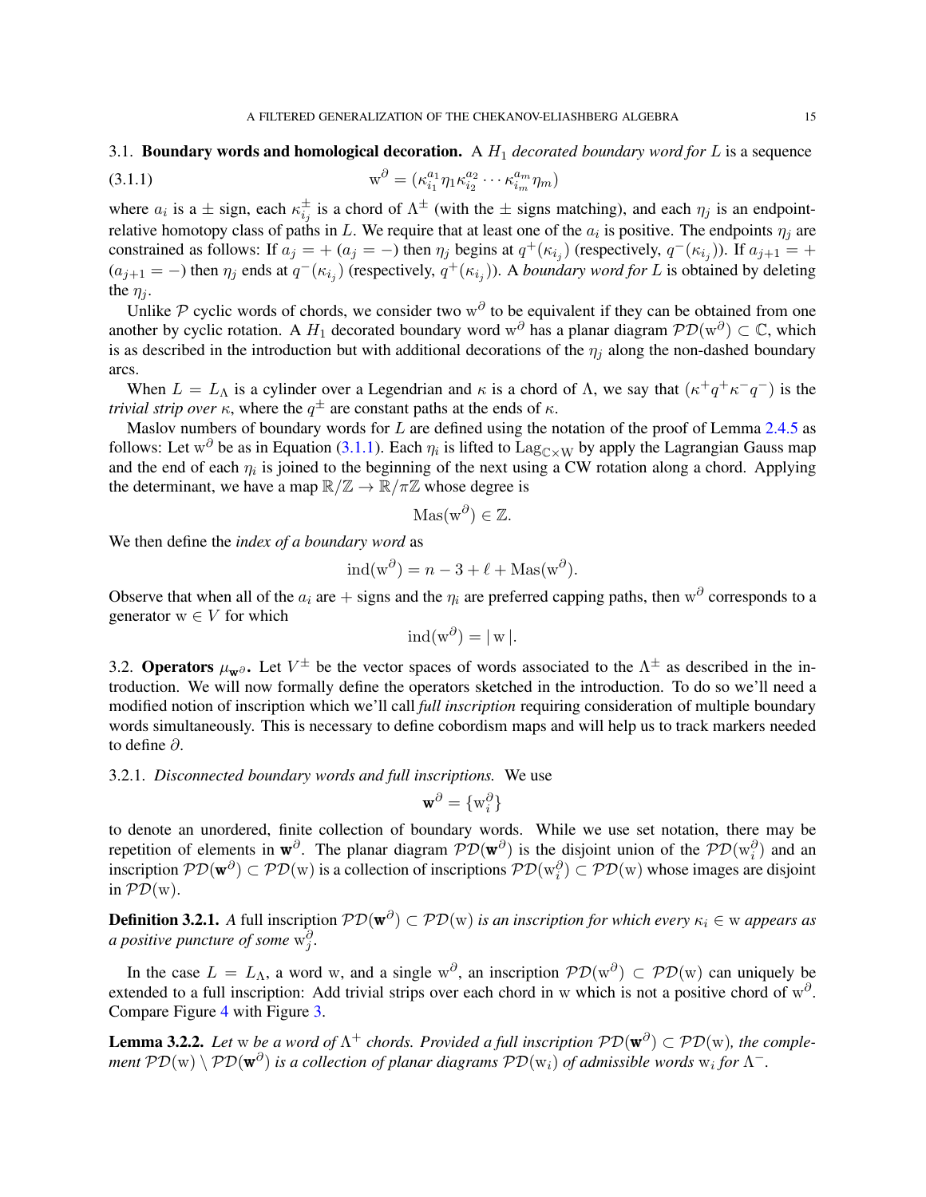### 3.1. **Boundary words and homological decoration.**

A $H_1$ *decorated boundary word for* $L$ is a sequence

$$\mathrm{w}^{\partial} = (\kappa_{i_1}^{a_1}\eta_1\kappa_{i_2}^{a_2}\cdots\kappa_{i_m}^{a_m}\eta_m) \tag{3.1.1}$$

where $a_i$ is a $\pm$ sign, each $\kappa^{\pm}_{i_j}$ is a chord of $\Lambda^{\pm}$ (with the $\pm$ signs matching), and each $\eta_j$ is an endpoint-relative homotopy class of paths in $L$. We require that at least one of the $a_i$ is positive. The endpoints $\eta_j$ are constrained as follows: If $a_j = +$ ($a_j = -$) then $\eta_j$ begins at $q^{+}(\kappa_{i_j})$ (respectively, $q^{-}(\kappa_{i_j})$). If $a_{j+1} = +$ ($a_{j+1} = -$) then $\eta_j$ ends at $q^{-}(\kappa_{i_j})$ (respectively, $q^{+}(\kappa_{i_j})$). A *boundary word for* $L$ is obtained by deleting the $\eta_j$.

Unlike $\mathcal{P}$ cyclic words of chords, we consider two $\mathrm{w}^{\partial}$ to be equivalent if they can be obtained from one another by cyclic rotation. A $H_1$ decorated boundary word $\mathrm{w}^{\partial}$ has a planar diagram $\mathcal{PD}(\mathrm{w}^{\partial}) \subset \mathbb{C}$, which is as described in the introduction but with additional decorations of the $\eta_j$ along the non-dashed boundary arcs.

When $L = L_{\Lambda}$ is a cylinder over a Legendrian and $\kappa$ is a chord of $\Lambda$, we say that $(\kappa^{+}q^{+}\kappa^{-}q^{-})$ is the *trivial strip over* $\kappa$, where the $q^{\pm}$ are constant paths at the ends of $\kappa$.

Maslov numbers of boundary words for $L$ are defined using the notation of the proof of Lemma 2.4.5 as follows: Let $\mathrm{w}^{\partial}$ be as in Equation (3.1.1). Each $\eta_i$ is lifted to $\mathrm{Lag}_{\mathbb{C}\times W}$ by apply the Lagrangian Gauss map and the end of each $\eta_i$ is joined to the beginning of the next using a CW rotation along a chord. Applying the determinant, we have a map $\mathbb{R}/\mathbb{Z} \to \mathbb{R}/\pi\mathbb{Z}$ whose degree is

$$\mathrm{Mas}(\mathrm{w}^{\partial}) \in \mathbb{Z}.$$

We then define the *index of a boundary word* as

$$\mathrm{ind}(\mathrm{w}^{\partial}) = n - 3 + \ell + \mathrm{Mas}(\mathrm{w}^{\partial}).$$

Observe that when all of the $a_i$ are $+$ signs and the $\eta_i$ are preferred capping paths, then $\mathrm{w}^{\partial}$ corresponds to a generator $\mathrm{w} \in V$ for which

$$\mathrm{ind}(\mathrm{w}^{\partial}) = |\,\mathrm{w}\,|.$$

### 3.2. **Operators $\mu_{\mathbf{w}^{\partial}}$.**

Let $V^{\pm}$ be the vector spaces of words associated to the $\Lambda^{\pm}$ as described in the introduction. We will now formally define the operators sketched in the introduction. To do so we'll need a modified notion of inscription which we'll call *full inscription* requiring consideration of multiple boundary words simultaneously. This is necessary to define cobordism maps and will help us to track markers needed to define $\partial$.

#### 3.2.1. *Disconnected boundary words and full inscriptions.*

We use

$$\mathbf{w}^{\partial} = \{\mathrm{w}^{\partial}_i\}$$

to denote an unordered, finite collection of boundary words. While we use set notation, there may be repetition of elements in $\mathbf{w}^{\partial}$. The planar diagram $\mathcal{PD}(\mathbf{w}^{\partial})$ is the disjoint union of the $\mathcal{PD}(\mathrm{w}^{\partial}_i)$ and an inscription $\mathcal{PD}(\mathbf{w}^{\partial}) \subset \mathcal{PD}(\mathrm{w})$ is a collection of inscriptions $\mathcal{PD}(\mathrm{w}^{\partial}_i) \subset \mathcal{PD}(\mathrm{w})$ whose images are disjoint in $\mathcal{PD}(\mathrm{w})$.

**Definition 3.2.1.** *A* full inscription $\mathcal{PD}(\mathbf{w}^{\partial}) \subset \mathcal{PD}(\mathrm{w})$ *is an inscription for which every* $\kappa_i \in \mathrm{w}$ *appears as a positive puncture of some* $\mathrm{w}^{\partial}_j$.

In the case $L = L_{\Lambda}$, a word $\mathrm{w}$, and a single $\mathrm{w}^{\partial}$, an inscription $\mathcal{PD}(\mathrm{w}^{\partial}) \subset \mathcal{PD}(\mathrm{w})$ can uniquely be extended to a full inscription: Add trivial strips over each chord in $\mathrm{w}$ which is not a positive chord of $\mathrm{w}^{\partial}$. Compare Figure 4 with Figure 3.

**Lemma 3.2.2.** *Let* $\mathrm{w}$ *be a word of* $\Lambda^{+}$ *chords. Provided a full inscription* $\mathcal{PD}(\mathbf{w}^{\partial}) \subset \mathcal{PD}(\mathrm{w})$*, the complement* $\mathcal{PD}(\mathrm{w}) \setminus \mathcal{PD}(\mathbf{w}^{\partial})$ *is a collection of planar diagrams* $\mathcal{PD}(\mathrm{w}_i)$ *of admissible words* $\mathrm{w}_i$ *for* $\Lambda^{-}$.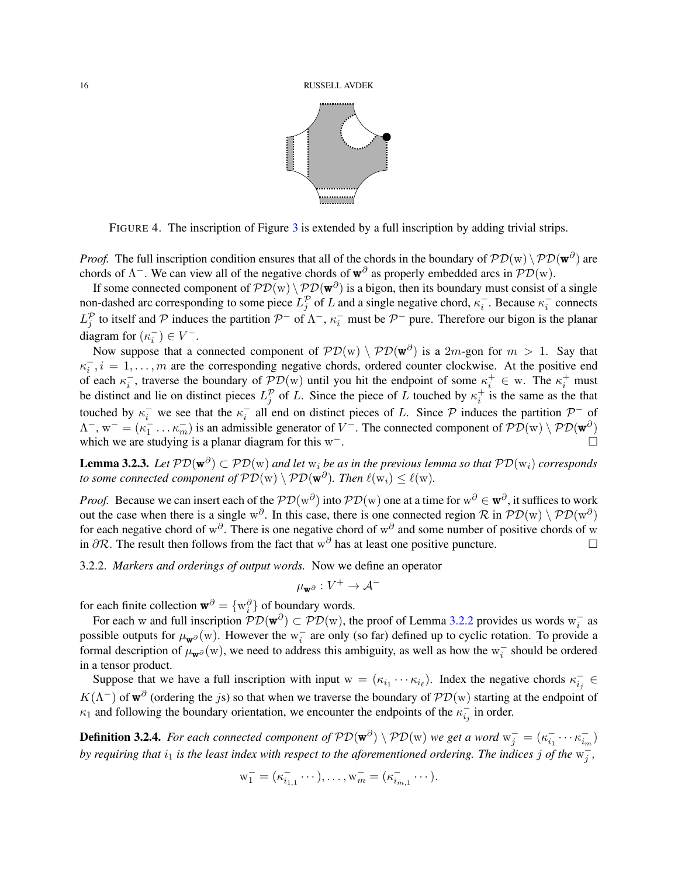FIGURE 4. The inscription of Figure 3 is extended by a full inscription by adding trivial strips.

*Proof.* The full inscription condition ensures that all of the chords in the boundary of $\mathcal{PD}(\mathrm{w}) \setminus \mathcal{PD}(\mathbf{w}^{\partial})$ are chords of $\Lambda^-$. We can view all of the negative chords of $\mathbf{w}^{\partial}$ as properly embedded arcs in $\mathcal{PD}(\mathrm{w})$.

If some connected component of $\mathcal{PD}(\mathrm{w}) \setminus \mathcal{PD}(\mathbf{w}^{\partial})$ is a bigon, then its boundary must consist of a single non-dashed arc corresponding to some piece $L^{\mathcal{P}}_j$ of $L$ and a single negative chord, $\kappa^-_i$. Because $\kappa^-_i$ connects $L^{\mathcal{P}}_j$ to itself and $\mathcal{P}$ induces the partition $\mathcal{P}^-$ of $\Lambda^-$, $\kappa^-_i$ must be $\mathcal{P}^-$ pure. Therefore our bigon is the planar diagram for $(\kappa^-_i) \in V^-$.

Now suppose that a connected component of $\mathcal{PD}(\mathrm{w}) \setminus \mathcal{PD}(\mathbf{w}^{\partial})$ is a $2m$-gon for $m > 1$. Say that $\kappa^-_i, i = 1, \dots, m$ are the corresponding negative chords, ordered counter clockwise. At the positive end of each $\kappa^-_i$, traverse the boundary of $\mathcal{PD}(\mathrm{w})$ until you hit the endpoint of some $\kappa^+_i \in \mathrm{w}$. The $\kappa^+_i$ must be distinct and lie on distinct pieces $L^{\mathcal{P}}_j$ of $L$. Since the piece of $L$ touched by $\kappa^+_i$ is the same as the that touched by $\kappa^-_i$ we see that the $\kappa^-_i$ all end on distinct pieces of $L$. Since $\mathcal{P}$ induces the partition $\mathcal{P}^-$ of $\Lambda^-$, $\mathrm{w}^- = (\kappa^-_1 \dots \kappa^-_m)$ is an admissible generator of $V^-$. The connected component of $\mathcal{PD}(\mathrm{w}) \setminus \mathcal{PD}(\mathbf{w}^{\partial})$ which we are studying is a planar diagram for this $\mathrm{w}^-$. □

**Lemma 3.2.3.** *Let $\mathcal{PD}(\mathbf{w}^{\partial}) \subset \mathcal{PD}(\mathrm{w})$ and let $\mathrm{w}_i$ be as in the previous lemma so that $\mathcal{PD}(\mathrm{w}_i)$ corresponds to some connected component of $\mathcal{PD}(\mathrm{w}) \setminus \mathcal{PD}(\mathbf{w}^{\partial})$. Then $\ell(\mathrm{w}_i) \leq \ell(\mathrm{w})$.*

*Proof.* Because we can insert each of the $\mathcal{PD}(\mathrm{w}^{\partial})$ into $\mathcal{PD}(\mathrm{w})$ one at a time for $\mathrm{w}^{\partial} \in \mathbf{w}^{\partial}$, it suffices to work out the case when there is a single $\mathrm{w}^{\partial}$. In this case, there is one connected region $\mathcal{R}$ in $\mathcal{PD}(\mathrm{w}) \setminus \mathcal{PD}(\mathrm{w}^{\partial})$ for each negative chord of $\mathrm{w}^{\partial}$. There is one negative chord of $\mathrm{w}^{\partial}$ and some number of positive chords of $\mathrm{w}$ in $\partial\mathcal{R}$. The result then follows from the fact that $\mathrm{w}^{\partial}$ has at least one positive puncture. □

3.2.2. *Markers and orderings of output words.* Now we define an operator

$$\mu_{\mathbf{w}^{\partial}} : V^+ \to \mathcal{A}^-$$

for each finite collection $\mathbf{w}^{\partial} = \{\mathrm{w}^{\partial}_i\}$ of boundary words.

For each $\mathrm{w}$ and full inscription $\mathcal{PD}(\mathbf{w}^{\partial}) \subset \mathcal{PD}(\mathrm{w})$, the proof of Lemma 3.2.2 provides us words $\mathrm{w}^-_i$ as possible outputs for $\mu_{\mathbf{w}^{\partial}}(\mathrm{w})$. However the $\mathrm{w}^-_i$ are only (so far) defined up to cyclic rotation. To provide a formal description of $\mu_{\mathbf{w}^{\partial}}(\mathrm{w})$, we need to address this ambiguity, as well as how the $\mathrm{w}^-_i$ should be ordered in a tensor product.

Suppose that we have a full inscription with input $\mathrm{w} = (\kappa_{i_1} \cdots \kappa_{i_\ell})$. Index the negative chords $\kappa^-_{i_j} \in K(\Lambda^-)$ of $\mathbf{w}^{\partial}$ (ordering the $j$s) so that when we traverse the boundary of $\mathcal{PD}(\mathrm{w})$ starting at the endpoint of $\kappa_1$ and following the boundary orientation, we encounter the endpoints of the $\kappa^-_{i_j}$ in order.

**Definition 3.2.4.** *For each connected component of $\mathcal{PD}(\mathbf{w}^{\partial}) \setminus \mathcal{PD}(\mathrm{w})$ we get a word $\mathrm{w}^-_j = (\kappa^-_{i_1} \cdots \kappa^-_{i_m})$ by requiring that $i_1$ is the least index with respect to the aforementioned ordering. The indices $j$ of the $\mathrm{w}^-_j$,*

$$\mathrm{w}^-_1 = (\kappa^-_{i_{1,1}} \cdots), \dots, \mathrm{w}^-_m = (\kappa^-_{i_{m,1}} \cdots).$$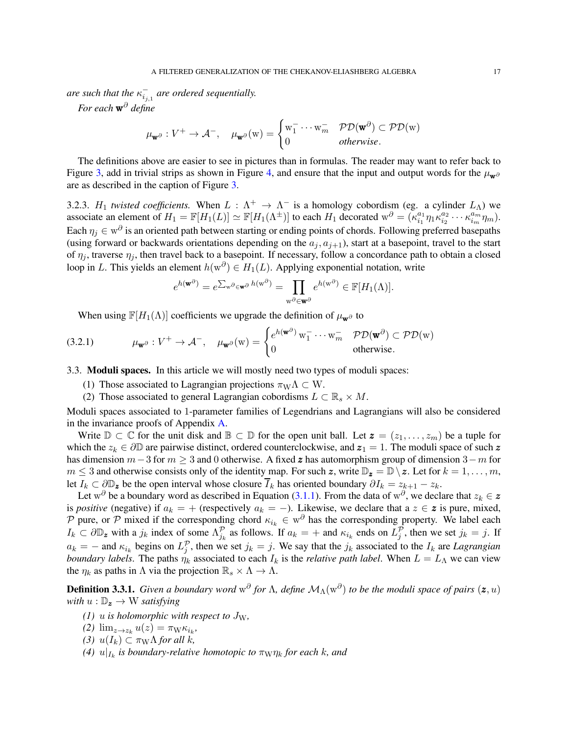*are such that the $\kappa^{-}_{i_{j,1}}$ are ordered sequentially.*

*For each $\mathbf{w}^{\partial}$ define*

$$\mu_{\mathbf{w}^{\partial}} : V^{+} \to \mathcal{A}^{-}, \quad \mu_{\mathbf{w}^{\partial}}(\mathrm{w}) = \begin{cases} \mathrm{w}_1^{-} \cdots \mathrm{w}_m^{-} & \mathcal{PD}(\mathbf{w}^{\partial}) \subset \mathcal{PD}(\mathrm{w}) \\ 0 & \textit{otherwise}. \end{cases}$$

The definitions above are easier to see in pictures than in formulas. The reader may want to refer back to Figure 3, add in trivial strips as shown in Figure 4, and ensure that the input and output words for the $\mu_{\mathbf{w}^{\partial}}$ are as described in the caption of Figure 3.

3.2.3. *$H_1$ twisted coefficients.* When $L : \Lambda^{+} \to \Lambda^{-}$ is a homology cobordism (eg. a cylinder $L_{\Lambda}$) we associate an element of $H_1 = \mathbb{F}[H_1(L)] \simeq \mathbb{F}[H_1(\Lambda^{\pm})]$ to each $H_1$ decorated $\mathrm{w}^{\partial} = (\kappa_{i_1}^{a_1}\eta_1\kappa_{i_2}^{a_2}\cdots\kappa_{i_m}^{a_m}\eta_m)$. Each $\eta_j \in \mathrm{w}^{\partial}$ is an oriented path between starting or ending points of chords. Following preferred basepaths (using forward or backwards orientations depending on the $a_j, a_{j+1}$), start at a basepoint, travel to the start of $\eta_j$, traverse $\eta_j$, then travel back to a basepoint. If necessary, follow a concordance path to obtain a closed loop in $L$. This yields an element $h(\mathrm{w}^{\partial}) \in H_1(L)$. Applying exponential notation, write

$$e^{h(\mathbf{w}^{\partial})} = e^{\sum_{\mathrm{w}^{\partial} \in \mathbf{w}^{\partial}} h(\mathrm{w}^{\partial})} = \prod_{\mathrm{w}^{\partial} \in \mathbf{w}^{\partial}} e^{h(\mathrm{w}^{\partial})} \in \mathbb{F}[H_1(\Lambda)].$$

When using $\mathbb{F}[H_1(\Lambda)]$ coefficients we upgrade the definition of $\mu_{\mathbf{w}^{\partial}}$ to

$$\mu_{\mathbf{w}^{\partial}} : V^{+} \to \mathcal{A}^{-}, \quad \mu_{\mathbf{w}^{\partial}}(\mathrm{w}) = \begin{cases} e^{h(\mathbf{w}^{\partial})}\, \mathrm{w}_1^{-} \cdots \mathrm{w}_m^{-} & \mathcal{PD}(\mathbf{w}^{\partial}) \subset \mathcal{PD}(\mathrm{w}) \\ 0 & \text{otherwise}. \end{cases} \tag{3.2.1}$$

3.3. **Moduli spaces.** In this article we will mostly need two types of moduli spaces:

1. Those associated to Lagrangian projections $\pi_{\mathrm{W}}\Lambda \subset \mathrm{W}$.
2. Those associated to general Lagrangian cobordisms $L \subset \mathbb{R}_s \times M$.

Moduli spaces associated to 1-parameter families of Legendrians and Lagrangians will also be considered in the invariance proofs of Appendix A.

Write $\mathbb{D} \subset \mathbb{C}$ for the unit disk and $\mathbb{B} \subset \mathbb{D}$ for the open unit ball. Let $\boldsymbol{z} = (z_1, \dots, z_m)$ be a tuple for which the $z_k \in \partial\mathbb{D}$ are pairwise distinct, ordered counterclockwise, and $\boldsymbol{z}_1 = 1$. The moduli space of such $\boldsymbol{z}$ has dimension $m-3$ for $m \geq 3$ and 0 otherwise. A fixed $\boldsymbol{z}$ has automorphism group of dimension $3-m$ for $m \leq 3$ and otherwise consists only of the identity map. For such $\boldsymbol{z}$, write $\mathbb{D}_{\boldsymbol{z}} = \mathbb{D} \setminus \boldsymbol{z}$. Let for $k = 1, \dots, m$, let $I_k \subset \partial\mathbb{D}_{\boldsymbol{z}}$ be the open interval whose closure $\overline{I}_k$ has oriented boundary $\partial I_k = z_{k+1} - z_k$.

Let $\mathrm{w}^{\partial}$ be a boundary word as described in Equation (3.1.1). From the data of $\mathrm{w}^{\partial}$, we declare that $z_k \in \boldsymbol{z}$ is *positive* (negative) if $a_k = +$ (respectively $a_k = -$). Likewise, we declare that a $z \in \boldsymbol{z}$ is pure, mixed, $\mathcal{P}$ pure, or $\mathcal{P}$ mixed if the corresponding chord $\kappa_{i_k} \in \mathrm{w}^{\partial}$ has the corresponding property. We label each $I_k \subset \partial\mathbb{D}_{\boldsymbol{z}}$ with a $j_k$ index of some $\Lambda^{\mathcal{P}}_{j_k}$ as follows. If $a_k = +$ and $\kappa_{i_k}$ ends on $L^{\mathcal{P}}_j$, then we set $j_k = j$. If $a_k = -$ and $\kappa_{i_k}$ begins on $L^{\mathcal{P}}_j$, then we set $j_k = j$. We say that the $j_k$ associated to the $I_k$ are *Lagrangian boundary labels*. The paths $\eta_k$ associated to each $I_k$ is the *relative path label*. When $L = L_{\Lambda}$ we can view the $\eta_k$ as paths in $\Lambda$ via the projection $\mathbb{R}_s \times \Lambda \to \Lambda$.

**Definition 3.3.1.** *Given a boundary word $\mathrm{w}^{\partial}$ for $\Lambda$, define $\mathcal{M}_{\Lambda}(\mathrm{w}^{\partial})$ to be the moduli space of pairs $(\boldsymbol{z}, u)$ with $u : \mathbb{D}_{\boldsymbol{z}} \to \mathrm{W}$ satisfying*

1. *$u$ is holomorphic with respect to $J_{\mathrm{W}}$,*
2. *$\lim_{z \to z_k} u(z) = \pi_{\mathrm{W}}\kappa_{i_k}$,*
3. *$u(I_k) \subset \pi_{\mathrm{W}}\Lambda$ for all $k$,*
4. *$u|_{I_k}$ is boundary-relative homotopic to $\pi_{\mathrm{W}}\eta_k$ for each $k$, and*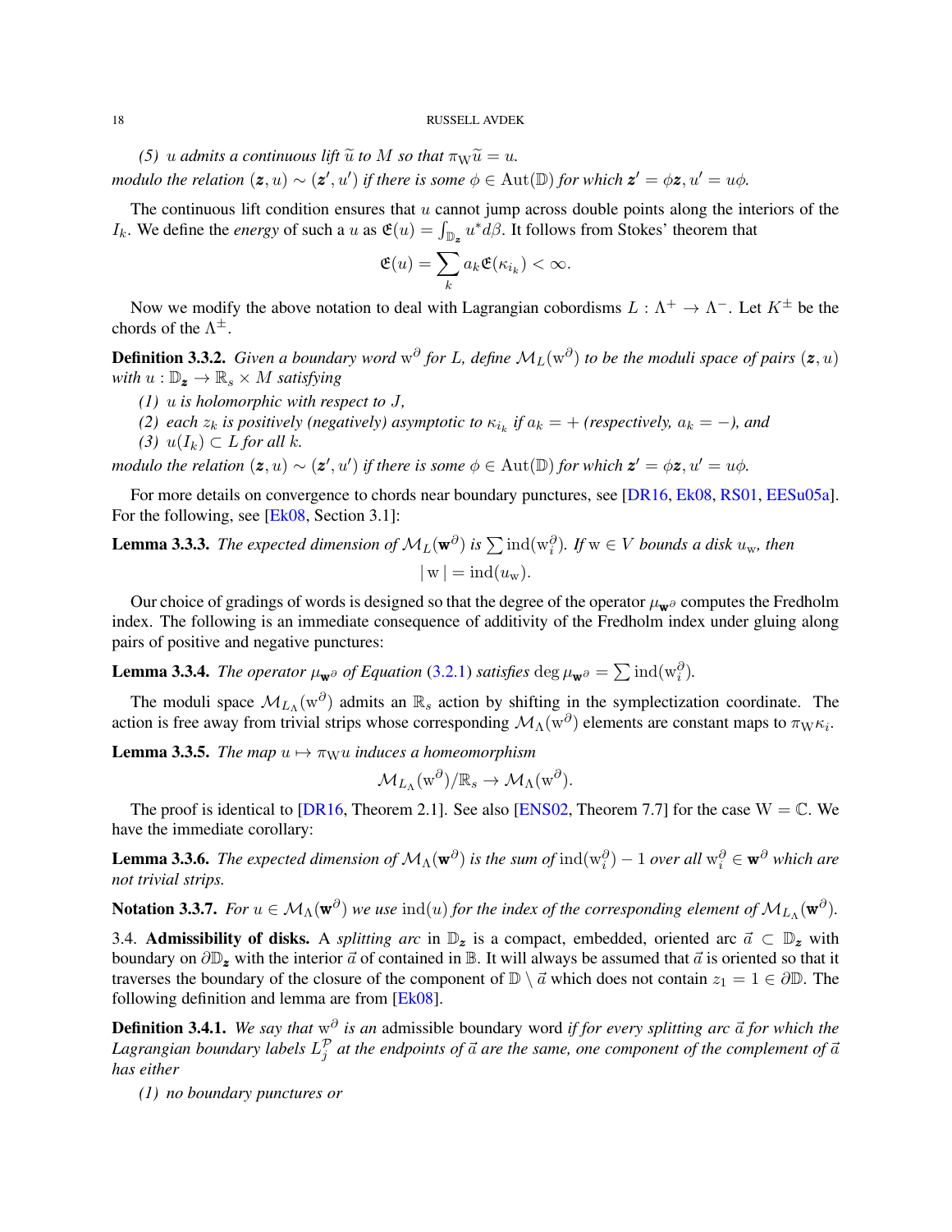*(5) $u$ admits a continuous lift $\widetilde{u}$ to $M$ so that $\pi_{\mathrm{W}}\widetilde{u} = u$.*

*modulo the relation $(\boldsymbol{z}, u) \sim (\boldsymbol{z}', u')$ if there is some $\phi \in \mathrm{Aut}(\mathbb{D})$ for which $\boldsymbol{z}' = \phi\boldsymbol{z}, u' = u\phi$.*

The continuous lift condition ensures that $u$ cannot jump across double points along the interiors of the $I_k$. We define the *energy* of such a $u$ as $\mathfrak{E}(u) = \int_{\mathbb{D}_{\boldsymbol{z}}} u^* d\beta$. It follows from Stokes' theorem that

$$\mathfrak{E}(u) = \sum_k a_k \mathfrak{E}(\kappa_{i_k}) < \infty.$$

Now we modify the above notation to deal with Lagrangian cobordisms $L : \Lambda^+ \to \Lambda^-$. Let $K^\pm$ be the chords of the $\Lambda^\pm$.

**Definition 3.3.2.** *Given a boundary word $\mathrm{w}^\partial$ for $L$, define $\mathcal{M}_L(\mathrm{w}^\partial)$ to be the moduli space of pairs $(\boldsymbol{z}, u)$ with $u : \mathbb{D}_{\boldsymbol{z}} \to \mathbb{R}_s \times M$ satisfying*

*(1) $u$ is holomorphic with respect to $J$,*

*(2) each $z_k$ is positively (negatively) asymptotic to $\kappa_{i_k}$ if $a_k = +$ (respectively, $a_k = -$), and*

*(3) $u(I_k) \subset L$ for all $k$.*

*modulo the relation $(\boldsymbol{z}, u) \sim (\boldsymbol{z}', u')$ if there is some $\phi \in \mathrm{Aut}(\mathbb{D})$ for which $\boldsymbol{z}' = \phi\boldsymbol{z}, u' = u\phi$.*

For more details on convergence to chords near boundary punctures, see [DR16, Ek08, RS01, EESu05a]. For the following, see [Ek08, Section 3.1]:

**Lemma 3.3.3.** *The expected dimension of $\mathcal{M}_L(\mathbf{w}^\partial)$ is $\sum \mathrm{ind}(\mathrm{w}_i^\partial)$. If $\mathrm{w} \in V$ bounds a disk $u_{\mathrm{w}}$, then*

$$|\,\mathrm{w}\,| = \mathrm{ind}(u_{\mathrm{w}}).$$

Our choice of gradings of words is designed so that the degree of the operator $\mu_{\mathbf{w}^\partial}$ computes the Fredholm index. The following is an immediate consequence of additivity of the Fredholm index under gluing along pairs of positive and negative punctures:

**Lemma 3.3.4.** *The operator $\mu_{\mathbf{w}^\partial}$ of Equation (3.2.1) satisfies $\deg \mu_{\mathbf{w}^\partial} = \sum \mathrm{ind}(\mathrm{w}_i^\partial)$.*

The moduli space $\mathcal{M}_{L_\Lambda}(\mathrm{w}^\partial)$ admits an $\mathbb{R}_s$ action by shifting in the symplectization coordinate. The action is free away from trivial strips whose corresponding $\mathcal{M}_\Lambda(\mathrm{w}^\partial)$ elements are constant maps to $\pi_{\mathrm{W}}\kappa_i$.

**Lemma 3.3.5.** *The map $u \mapsto \pi_{\mathrm{W}} u$ induces a homeomorphism*

$$\mathcal{M}_{L_\Lambda}(\mathrm{w}^\partial)/\mathbb{R}_s \to \mathcal{M}_\Lambda(\mathrm{w}^\partial).$$

The proof is identical to [DR16, Theorem 2.1]. See also [ENS02, Theorem 7.7] for the case $\mathrm{W} = \mathbb{C}$. We have the immediate corollary:

**Lemma 3.3.6.** *The expected dimension of $\mathcal{M}_\Lambda(\mathbf{w}^\partial)$ is the sum of $\mathrm{ind}(\mathrm{w}_i^\partial) - 1$ over all $\mathrm{w}_i^\partial \in \mathbf{w}^\partial$ which are not trivial strips.*

**Notation 3.3.7.** *For $u \in \mathcal{M}_\Lambda(\mathbf{w}^\partial)$ we use $\mathrm{ind}(u)$ for the index of the corresponding element of $\mathcal{M}_{L_\Lambda}(\mathbf{w}^\partial)$.*

## 3.4. Admissibility of disks.

A *splitting arc* in $\mathbb{D}_{\boldsymbol{z}}$ is a compact, embedded, oriented arc $\vec{a} \subset \mathbb{D}_{\boldsymbol{z}}$ with boundary on $\partial\mathbb{D}_{\boldsymbol{z}}$ with the interior $\vec{a}$ of contained in $\mathbb{B}$. It will always be assumed that $\vec{a}$ is oriented so that it traverses the boundary of the closure of the component of $\mathbb{D} \setminus \vec{a}$ which does not contain $z_1 = 1 \in \partial\mathbb{D}$. The following definition and lemma are from [Ek08].

**Definition 3.4.1.** *We say that $\mathrm{w}^\partial$ is an* admissible boundary word *if for every splitting arc $\vec{a}$ for which the Lagrangian boundary labels $L_j^{\mathcal{P}}$ at the endpoints of $\vec{a}$ are the same, one component of the complement of $\vec{a}$ has either*

*(1) no boundary punctures or*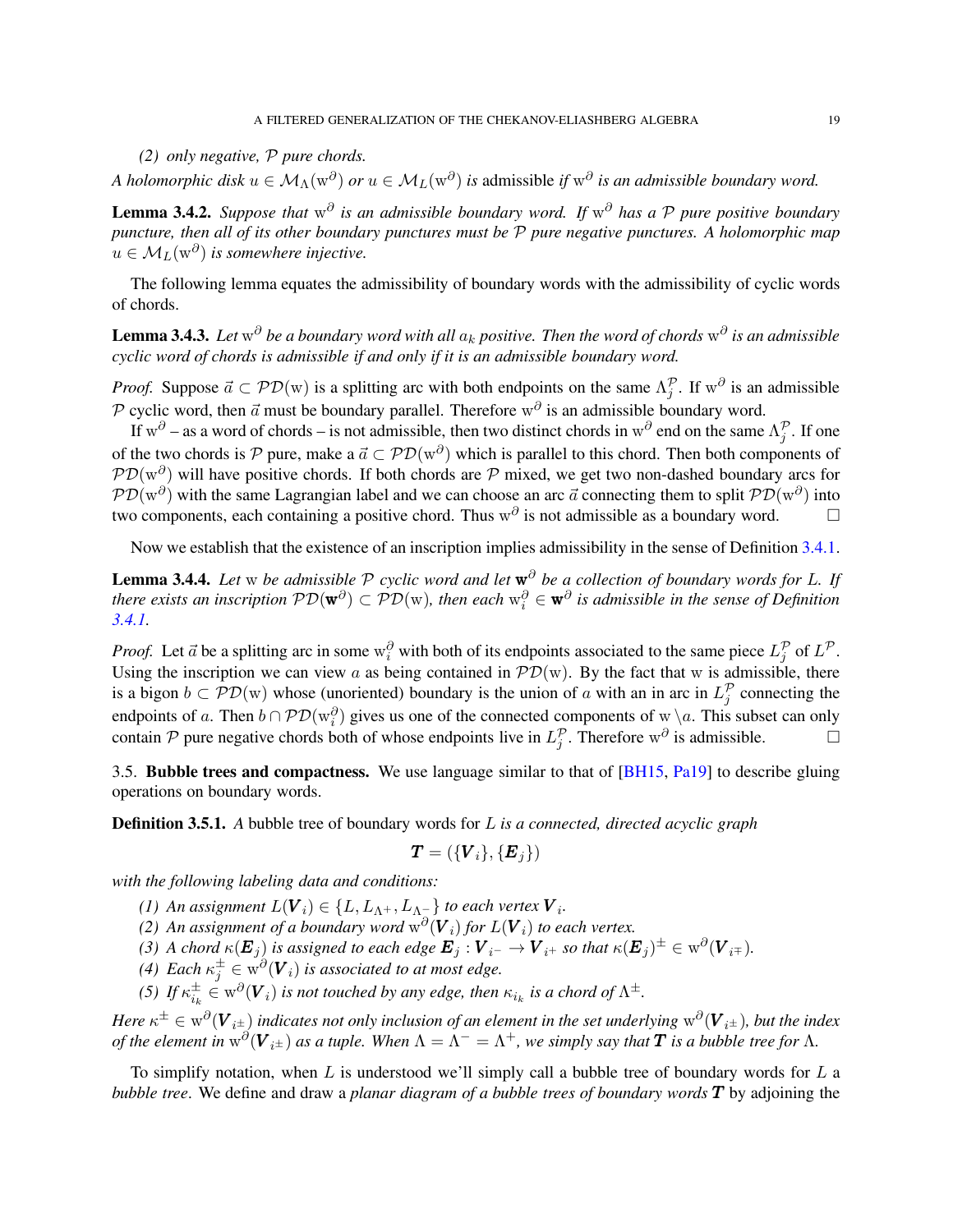*(2) only negative, $\mathcal{P}$ pure chords.*

*A holomorphic disk $u \in \mathcal{M}_{\Lambda}(\mathrm{w}^{\partial})$ or $u \in \mathcal{M}_{L}(\mathrm{w}^{\partial})$ is* admissible *if $\mathrm{w}^{\partial}$ is an admissible boundary word.*

**Lemma 3.4.2.** *Suppose that $\mathrm{w}^{\partial}$ is an admissible boundary word. If $\mathrm{w}^{\partial}$ has a $\mathcal{P}$ pure positive boundary puncture, then all of its other boundary punctures must be $\mathcal{P}$ pure negative punctures. A holomorphic map $u \in \mathcal{M}_{L}(\mathrm{w}^{\partial})$ is somewhere injective.*

The following lemma equates the admissibility of boundary words with the admissibility of cyclic words of chords.

**Lemma 3.4.3.** *Let $\mathrm{w}^{\partial}$ be a boundary word with all $a_k$ positive. Then the word of chords $\mathrm{w}^{\partial}$ is an admissible cyclic word of chords is admissible if and only if it is an admissible boundary word.*

*Proof.* Suppose $\vec{a} \subset \mathcal{PD}(\mathrm{w})$ is a splitting arc with both endpoints on the same $\Lambda_j^{\mathcal{P}}$. If $\mathrm{w}^{\partial}$ is an admissible $\mathcal{P}$ cyclic word, then $\vec{a}$ must be boundary parallel. Therefore $\mathrm{w}^{\partial}$ is an admissible boundary word.

If $\mathrm{w}^{\partial}$ – as a word of chords – is not admissible, then two distinct chords in $\mathrm{w}^{\partial}$ end on the same $\Lambda_j^{\mathcal{P}}$. If one of the two chords is $\mathcal{P}$ pure, make a $\vec{a} \subset \mathcal{PD}(\mathrm{w}^{\partial})$ which is parallel to this chord. Then both components of $\mathcal{PD}(\mathrm{w}^{\partial})$ will have positive chords. If both chords are $\mathcal{P}$ mixed, we get two non-dashed boundary arcs for $\mathcal{PD}(\mathrm{w}^{\partial})$ with the same Lagrangian label and we can choose an arc $\vec{a}$ connecting them to split $\mathcal{PD}(\mathrm{w}^{\partial})$ into two components, each containing a positive chord. Thus $\mathrm{w}^{\partial}$ is not admissible as a boundary word. $\square$

Now we establish that the existence of an inscription implies admissibility in the sense of Definition 3.4.1.

**Lemma 3.4.4.** *Let $\mathrm{w}$ be admissible $\mathcal{P}$ cyclic word and let $\mathbf{w}^{\partial}$ be a collection of boundary words for $L$. If there exists an inscription $\mathcal{PD}(\mathbf{w}^{\partial}) \subset \mathcal{PD}(\mathrm{w})$, then each $\mathrm{w}_i^{\partial} \in \mathbf{w}^{\partial}$ is admissible in the sense of Definition 3.4.1.*

*Proof.* Let $\vec{a}$ be a splitting arc in some $\mathrm{w}_i^{\partial}$ with both of its endpoints associated to the same piece $L_j^{\mathcal{P}}$ of $L^{\mathcal{P}}$. Using the inscription we can view $a$ as being contained in $\mathcal{PD}(\mathrm{w})$. By the fact that $\mathrm{w}$ is admissible, there is a bigon $b \subset \mathcal{PD}(\mathrm{w})$ whose (unoriented) boundary is the union of $a$ with an in arc in $L_j^{\mathcal{P}}$ connecting the endpoints of $a$. Then $b \cap \mathcal{PD}(\mathrm{w}_i^{\partial})$ gives us one of the connected components of $\mathrm{w} \setminus a$. This subset can only contain $\mathcal{P}$ pure negative chords both of whose endpoints live in $L_j^{\mathcal{P}}$. Therefore $\mathrm{w}^{\partial}$ is admissible. $\square$

3.5. **Bubble trees and compactness.** We use language similar to that of [BH15, Pa19] to describe gluing operations on boundary words.

**Definition 3.5.1.** *A* bubble tree of boundary words *for $L$ is a connected, directed acyclic graph*

$$\boldsymbol{T} = (\{\boldsymbol{V}_i\}, \{\boldsymbol{E}_j\})$$

*with the following labeling data and conditions:*

1. *An assignment $L(\boldsymbol{V}_i) \in \{L, L_{\Lambda^+}, L_{\Lambda^-}\}$ to each vertex $\boldsymbol{V}_i$.*
2. *An assignment of a boundary word $\mathrm{w}^{\partial}(\boldsymbol{V}_i)$ for $L(\boldsymbol{V}_i)$ to each vertex.*
3. *A chord $\kappa(\boldsymbol{E}_j)$ is assigned to each edge $\boldsymbol{E}_j : \boldsymbol{V}_{i^-} \to \boldsymbol{V}_{i^+}$ so that $\kappa(\boldsymbol{E}_j)^{\pm} \in \mathrm{w}^{\partial}(\boldsymbol{V}_{i^{\mp}})$.*
4. *Each $\kappa_j^{\pm} \in \mathrm{w}^{\partial}(\boldsymbol{V}_i)$ is associated to at most edge.*
5. *If $\kappa_{i_k}^{\pm} \in \mathrm{w}^{\partial}(\boldsymbol{V}_i)$ is not touched by any edge, then $\kappa_{i_k}$ is a chord of $\Lambda^{\pm}$.*

*Here $\kappa^{\pm} \in \mathrm{w}^{\partial}(\boldsymbol{V}_{i^{\pm}})$ indicates not only inclusion of an element in the set underlying $\mathrm{w}^{\partial}(\boldsymbol{V}_{i^{\pm}})$, but the index of the element in $\mathrm{w}^{\partial}(\boldsymbol{V}_{i^{\pm}})$ as a tuple. When $\Lambda = \Lambda^- = \Lambda^+$, we simply say that $\boldsymbol{T}$ is a bubble tree for $\Lambda$.*

To simplify notation, when $L$ is understood we'll simply call a bubble tree of boundary words for $L$ a *bubble tree*. We define and draw a *planar diagram of a bubble trees of boundary words $\boldsymbol{T}$* by adjoining the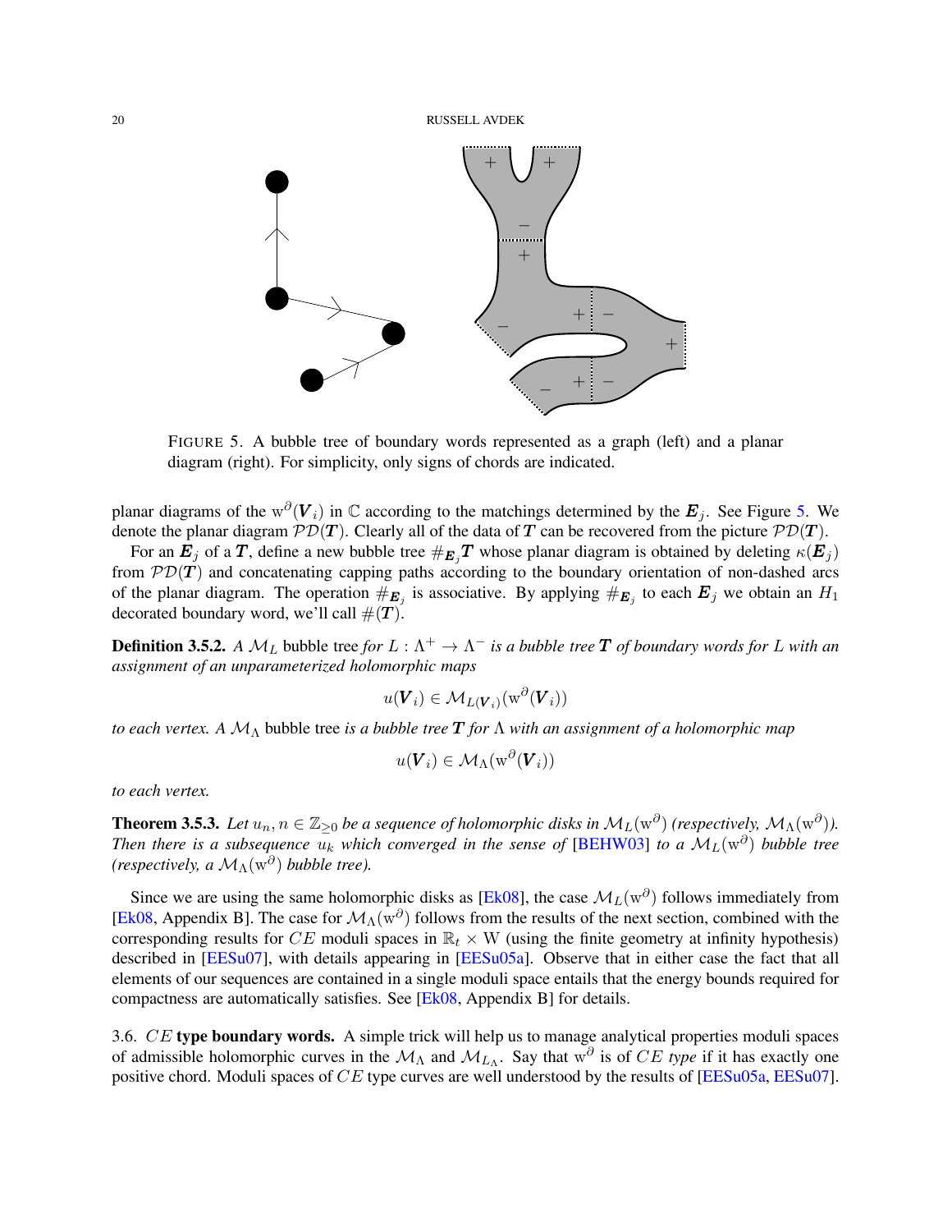FIGURE 5. A bubble tree of boundary words represented as a graph (left) and a planar diagram (right). For simplicity, only signs of chords are indicated.

planar diagrams of the $\mathrm{w}^{\partial}(\boldsymbol{V}_i)$ in $\mathbb{C}$ according to the matchings determined by the $\boldsymbol{E}_j$. See Figure 5. We denote the planar diagram $\mathcal{PD}(\boldsymbol{T})$. Clearly all of the data of $\boldsymbol{T}$ can be recovered from the picture $\mathcal{PD}(\boldsymbol{T})$.

For an $\boldsymbol{E}_j$ of a $\boldsymbol{T}$, define a new bubble tree $\#_{\boldsymbol{E}_j}\boldsymbol{T}$ whose planar diagram is obtained by deleting $\kappa(\boldsymbol{E}_j)$ from $\mathcal{PD}(\boldsymbol{T})$ and concatenating capping paths according to the boundary orientation of non-dashed arcs of the planar diagram. The operation $\#_{\boldsymbol{E}_j}$ is associative. By applying $\#_{\boldsymbol{E}_j}$ to each $\boldsymbol{E}_j$ we obtain an $H_1$ decorated boundary word, we'll call $\#(\boldsymbol{T})$.

**Definition 3.5.2.** *A $\mathcal{M}_L$* bubble tree *for $L : \Lambda^+ \to \Lambda^-$ is a bubble tree $\boldsymbol{T}$ of boundary words for $L$ with an assignment of an unparameterized holomorphic maps*

$$u(\boldsymbol{V}_i) \in \mathcal{M}_{L(\boldsymbol{V}_i)}(\mathrm{w}^{\partial}(\boldsymbol{V}_i))$$

*to each vertex. A $\mathcal{M}_\Lambda$* bubble tree *is a bubble tree $\boldsymbol{T}$ for $\Lambda$ with an assignment of a holomorphic map*

$$u(\boldsymbol{V}_i) \in \mathcal{M}_\Lambda(\mathrm{w}^{\partial}(\boldsymbol{V}_i))$$

*to each vertex.*

**Theorem 3.5.3.** *Let $u_n, n \in \mathbb{Z}_{\geq 0}$ be a sequence of holomorphic disks in $\mathcal{M}_L(\mathrm{w}^{\partial})$ (respectively, $\mathcal{M}_\Lambda(\mathrm{w}^{\partial})$). Then there is a subsequence $u_k$ which converged in the sense of* [BEHW03] *to a $\mathcal{M}_L(\mathrm{w}^{\partial})$ bubble tree (respectively, a $\mathcal{M}_\Lambda(\mathrm{w}^{\partial})$ bubble tree).*

Since we are using the same holomorphic disks as [Ek08], the case $\mathcal{M}_L(\mathrm{w}^{\partial})$ follows immediately from [Ek08, Appendix B]. The case for $\mathcal{M}_\Lambda(\mathrm{w}^{\partial})$ follows from the results of the next section, combined with the corresponding results for $CE$ moduli spaces in $\mathbb{R}_t \times \mathrm{W}$ (using the finite geometry at infinity hypothesis) described in [EESu07], with details appearing in [EESu05a]. Observe that in either case the fact that all elements of our sequences are contained in a single moduli space entails that the energy bounds required for compactness are automatically satisfies. See [Ek08, Appendix B] for details.

3.6. $CE$ **type boundary words.** A simple trick will help us to manage analytical properties moduli spaces of admissible holomorphic curves in the $\mathcal{M}_\Lambda$ and $\mathcal{M}_{L_\Lambda}$. Say that $\mathrm{w}^{\partial}$ is of $CE$ *type* if it has exactly one positive chord. Moduli spaces of $CE$ type curves are well understood by the results of [EESu05a, EESu07].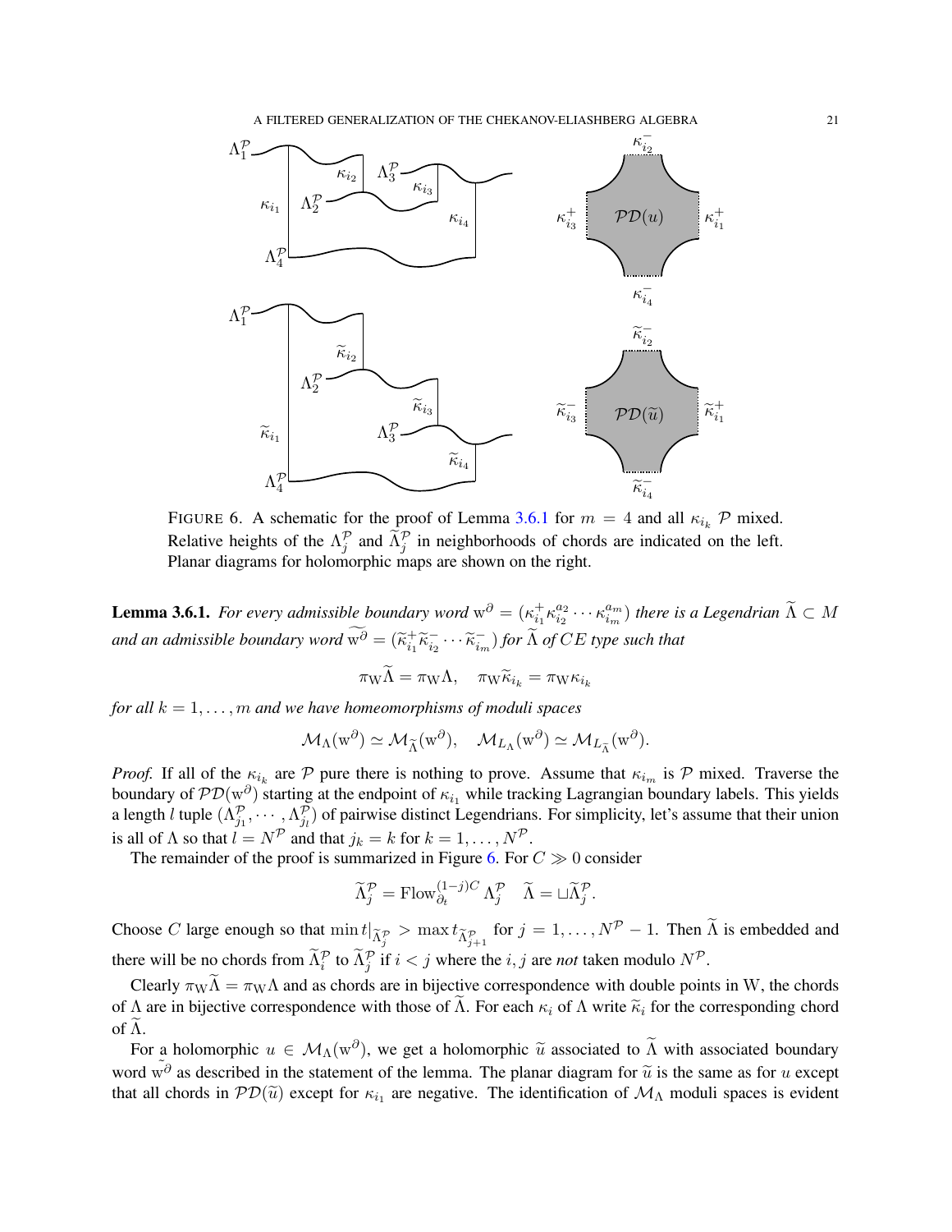FIGURE 6. A schematic for the proof of Lemma 3.6.1 for $m = 4$ and all $\kappa_{i_k}$ $\mathcal{P}$ mixed. Relative heights of the $\Lambda^{\mathcal{P}}_j$ and $\widetilde{\Lambda}^{\mathcal{P}}_j$ in neighborhoods of chords are indicated on the left. Planar diagrams for holomorphic maps are shown on the right.

**Lemma 3.6.1.** *For every admissible boundary word* $\mathrm{w}^\partial = (\kappa^+_{i_1}\kappa^{a_2}_{i_2}\cdots\kappa^{a_m}_{i_m})$ *there is a Legendrian* $\widetilde{\Lambda} \subset M$ *and an admissible boundary word* $\widetilde{\mathrm{w}^\partial} = (\widetilde{\kappa}^+_{i_1}\widetilde{\kappa}^-_{i_2}\cdots\widetilde{\kappa}^-_{i_m})$ *for* $\widetilde{\Lambda}$ *of* $CE$ *type such that*

$$\pi_{\mathrm{W}}\widetilde{\Lambda} = \pi_{\mathrm{W}}\Lambda, \quad \pi_{\mathrm{W}}\widetilde{\kappa}_{i_k} = \pi_{\mathrm{W}}\kappa_{i_k}$$

*for all* $k = 1, \ldots, m$ *and we have homeomorphisms of moduli spaces*

$$\mathcal{M}_{\Lambda}(\mathrm{w}^\partial) \simeq \mathcal{M}_{\widetilde{\Lambda}}(\mathrm{w}^\partial), \quad \mathcal{M}_{L_\Lambda}(\mathrm{w}^\partial) \simeq \mathcal{M}_{L_{\widetilde{\Lambda}}}(\mathrm{w}^\partial).$$

*Proof.* If all of the $\kappa_{i_k}$ are $\mathcal{P}$ pure there is nothing to prove. Assume that $\kappa_{i_m}$ is $\mathcal{P}$ mixed. Traverse the boundary of $\mathcal{PD}(\mathrm{w}^\partial)$ starting at the endpoint of $\kappa_{i_1}$ while tracking Lagrangian boundary labels. This yields a length $l$ tuple $(\Lambda^{\mathcal{P}}_{j_1}, \cdots, \Lambda^{\mathcal{P}}_{j_l})$ of pairwise distinct Legendrians. For simplicity, let's assume that their union is all of $\Lambda$ so that $l = N^{\mathcal{P}}$ and that $j_k = k$ for $k = 1, \ldots, N^{\mathcal{P}}$.

The remainder of the proof is summarized in Figure 6. For $C \gg 0$ consider

$$\widetilde{\Lambda}^{\mathcal{P}}_j = \mathrm{Flow}^{(1-j)C}_{\partial_t} \Lambda^{\mathcal{P}}_j \quad \widetilde{\Lambda} = \sqcup \widetilde{\Lambda}^{\mathcal{P}}_j.$$

Choose $C$ large enough so that $\min t|_{\widetilde{\Lambda}^{\mathcal{P}}_j} > \max t_{\widetilde{\Lambda}^{\mathcal{P}}_{j+1}}$ for $j = 1, \ldots, N^{\mathcal{P}} - 1$. Then $\widetilde{\Lambda}$ is embedded and there will be no chords from $\widetilde{\Lambda}^{\mathcal{P}}_i$ to $\widetilde{\Lambda}^{\mathcal{P}}_j$ if $i < j$ where the $i, j$ are *not* taken modulo $N^{\mathcal{P}}$.

Clearly $\pi_{\mathrm{W}}\widetilde{\Lambda} = \pi_{\mathrm{W}}\Lambda$ and as chords are in bijective correspondence with double points in W, the chords of $\Lambda$ are in bijective correspondence with those of $\widetilde{\Lambda}$. For each $\kappa_i$ of $\Lambda$ write $\widetilde{\kappa}_i$ for the corresponding chord of $\widetilde{\Lambda}$.

For a holomorphic $u \in \mathcal{M}_{\Lambda}(\mathrm{w}^\partial)$, we get a holomorphic $\widetilde{u}$ associated to $\widetilde{\Lambda}$ with associated boundary word $\widetilde{\mathrm{w}^\partial}$ as described in the statement of the lemma. The planar diagram for $\widetilde{u}$ is the same as for $u$ except that all chords in $\mathcal{PD}(\widetilde{u})$ except for $\kappa_{i_1}$ are negative. The identification of $\mathcal{M}_{\Lambda}$ moduli spaces is evident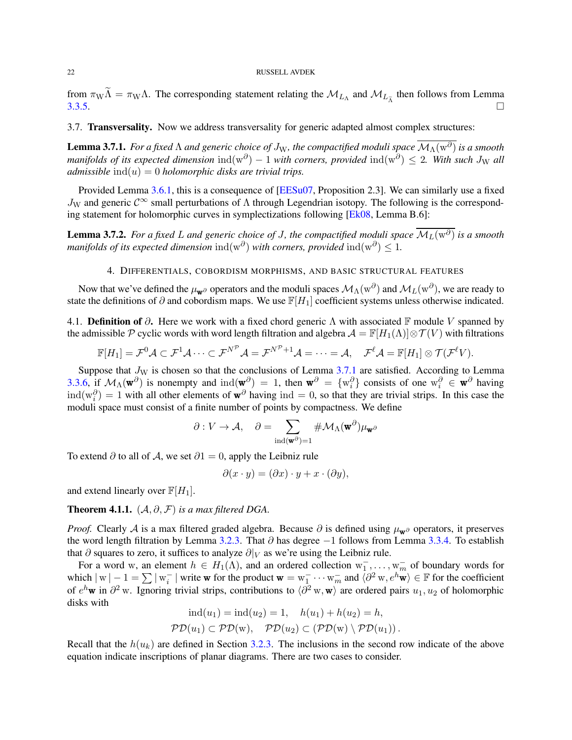from $\pi_{\mathrm{W}}\widetilde{\Lambda} = \pi_{\mathrm{W}}\Lambda$. The corresponding statement relating the $\mathcal{M}_{L_\Lambda}$ and $\mathcal{M}_{L_{\widetilde{\Lambda}}}$ then follows from Lemma 3.3.5. □

## 3.7. Transversality.

Now we address transversality for generic adapted almost complex structures:

**Lemma 3.7.1.** *For a fixed $\Lambda$ and generic choice of $J_{\mathrm{W}}$, the compactified moduli space $\overline{\mathcal{M}_\Lambda(\mathrm{w}^\partial)}$ is a smooth manifolds of its expected dimension $\mathrm{ind}(\mathrm{w}^\partial) - 1$ with corners, provided $\mathrm{ind}(\mathrm{w}^\partial) \leq 2$. With such $J_{\mathrm{W}}$ all admissible $\mathrm{ind}(u) = 0$ holomorphic disks are trivial trips.*

Provided Lemma 3.6.1, this is a consequence of [EESu07, Proposition 2.3]. We can similarly use a fixed $J_{\mathrm{W}}$ and generic $\mathcal{C}^\infty$ small perturbations of $\Lambda$ through Legendrian isotopy. The following is the corresponding statement for holomorphic curves in symplectizations following [Ek08, Lemma B.6]:

**Lemma 3.7.2.** *For a fixed $L$ and generic choice of $J$, the compactified moduli space $\overline{\mathcal{M}_L(\mathrm{w}^\partial)}$ is a smooth manifolds of its expected dimension $\mathrm{ind}(\mathrm{w}^\partial)$ with corners, provided $\mathrm{ind}(\mathrm{w}^\partial) \leq 1$.*

# 4. Differentials, cobordism morphisms, and basic structural features

Now that we've defined the $\mu_{\mathbf{w}^\partial}$ operators and the moduli spaces $\mathcal{M}_\Lambda(\mathrm{w}^\partial)$ and $\mathcal{M}_L(\mathrm{w}^\partial)$, we are ready to state the definitions of $\partial$ and cobordism maps. We use $\mathbb{F}[H_1]$ coefficient systems unless otherwise indicated.

## 4.1. Definition of $\partial$.

Here we work with a fixed chord generic $\Lambda$ with associated $\mathbb{F}$ module $V$ spanned by the admissible $\mathcal{P}$ cyclic words with word length filtration and algebra $\mathcal{A} = \mathbb{F}[H_1(\Lambda)] \otimes \mathcal{T}(V)$ with filtrations

$$\mathbb{F}[H_1] = \mathcal{F}^0\mathcal{A} \subset \mathcal{F}^1\mathcal{A} \cdots \subset \mathcal{F}^{N^{\mathcal{P}}}\mathcal{A} = \mathcal{F}^{N^{\mathcal{P}}+1}\mathcal{A} = \cdots = \mathcal{A}, \quad \mathcal{F}^\ell\mathcal{A} = \mathbb{F}[H_1] \otimes \mathcal{T}(\mathcal{F}^\ell V).$$

Suppose that $J_{\mathrm{W}}$ is chosen so that the conclusions of Lemma 3.7.1 are satisfied. According to Lemma 3.3.6, if $\mathcal{M}_\Lambda(\mathbf{w}^\partial)$ is nonempty and $\mathrm{ind}(\mathbf{w}^\partial) = 1$, then $\mathbf{w}^\partial = \{\mathrm{w}_i^\partial\}$ consists of one $\mathrm{w}_i^\partial \in \mathbf{w}^\partial$ having $\mathrm{ind}(\mathrm{w}_i^\partial) = 1$ with all other elements of $\mathbf{w}^\partial$ having $\mathrm{ind} = 0$, so that they are trivial strips. In this case the moduli space must consist of a finite number of points by compactness. We define

$$\partial : V \to \mathcal{A}, \quad \partial = \sum_{\mathrm{ind}(\mathbf{w}^\partial)=1} \#\mathcal{M}_\Lambda(\mathbf{w}^\partial)\mu_{\mathbf{w}^\partial}$$

To extend $\partial$ to all of $\mathcal{A}$, we set $\partial 1 = 0$, apply the Leibniz rule

$$\partial(x \cdot y) = (\partial x) \cdot y + x \cdot (\partial y),$$

and extend linearly over $\mathbb{F}[H_1]$.

**Theorem 4.1.1.** *$(\mathcal{A}, \partial, \mathcal{F})$ is a max filtered DGA.*

*Proof.* Clearly $\mathcal{A}$ is a max filtered graded algebra. Because $\partial$ is defined using $\mu_{\mathbf{w}^\partial}$ operators, it preserves the word length filtration by Lemma 3.2.3. That $\partial$ has degree $-1$ follows from Lemma 3.3.4. To establish that $\partial$ squares to zero, it suffices to analyze $\partial|_V$ as we're using the Leibniz rule.

For a word $\mathrm{w}$, an element $h \in H_1(\Lambda)$, and an ordered collection $\mathrm{w}_1^-, \ldots, \mathrm{w}_m^-$ of boundary words for which $|\,\mathrm{w}\,| - 1 = \sum |\,\mathrm{w}_i^-\,|$ write $\mathbf{w}$ for the product $\mathbf{w} = \mathrm{w}_1^- \cdots \mathrm{w}_m^-$ and $\langle \partial^2 \mathrm{w}, e^h\mathbf{w}\rangle \in \mathbb{F}$ for the coefficient of $e^h\mathbf{w}$ in $\partial^2 \mathrm{w}$. Ignoring trivial strips, contributions to $\langle \partial^2 \mathrm{w}, \mathbf{w}\rangle$ are ordered pairs $u_1, u_2$ of holomorphic disks with

$$\mathrm{ind}(u_1) = \mathrm{ind}(u_2) = 1, \quad h(u_1) + h(u_2) = h,$$
$$\mathcal{PD}(u_1) \subset \mathcal{PD}(\mathrm{w}), \quad \mathcal{PD}(u_2) \subset (\mathcal{PD}(\mathrm{w}) \setminus \mathcal{PD}(u_1)).$$

Recall that the $h(u_k)$ are defined in Section 3.2.3. The inclusions in the second row indicate of the above equation indicate inscriptions of planar diagrams. There are two cases to consider.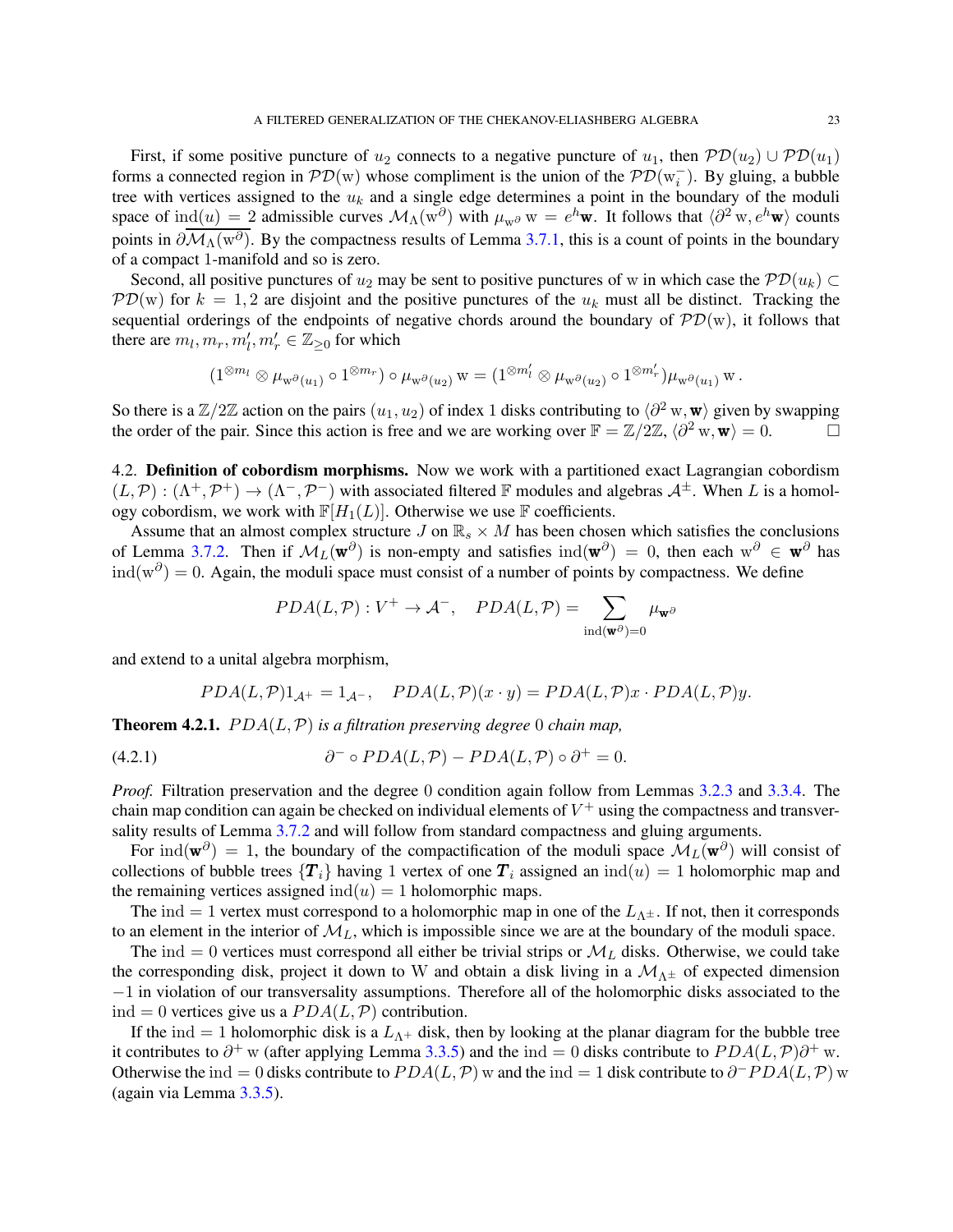First, if some positive puncture of $u_2$ connects to a negative puncture of $u_1$, then $\mathcal{PD}(u_2) \cup \mathcal{PD}(u_1)$ forms a connected region in $\mathcal{PD}(\mathrm{w})$ whose compliment is the union of the $\mathcal{PD}(\mathrm{w}_i^-)$. By gluing, a bubble tree with vertices assigned to the $u_k$ and a single edge determines a point in the boundary of the moduli space of $\mathrm{ind}(u) = 2$ admissible curves $\mathcal{M}_\Lambda(\mathrm{w}^\partial)$ with $\mu_{\mathrm{w}^\partial}\,\mathrm{w} = e^h\mathbf{w}$. It follows that $\langle \partial^2\,\mathrm{w}, e^h\mathbf{w}\rangle$ counts points in $\partial\overline{\mathcal{M}_\Lambda(\mathrm{w}^\partial)}$. By the compactness results of Lemma 3.7.1, this is a count of points in the boundary of a compact 1-manifold and so is zero.

Second, all positive punctures of $u_2$ may be sent to positive punctures of w in which case the $\mathcal{PD}(u_k) \subset \mathcal{PD}(\mathrm{w})$ for $k = 1, 2$ are disjoint and the positive punctures of the $u_k$ must all be distinct. Tracking the sequential orderings of the endpoints of negative chords around the boundary of $\mathcal{PD}(\mathrm{w})$, it follows that there are $m_l, m_r, m_l', m_r' \in \mathbb{Z}_{\geq 0}$ for which

$$(1^{\otimes m_l} \otimes \mu_{\mathrm{w}^\partial(u_1)} \circ 1^{\otimes m_r}) \circ \mu_{\mathrm{w}^\partial(u_2)}\,\mathrm{w} = (1^{\otimes m_l'} \otimes \mu_{\mathrm{w}^\partial(u_2)} \circ 1^{\otimes m_r'})\mu_{\mathrm{w}^\partial(u_1)}\,\mathrm{w}.$$

So there is a $\mathbb{Z}/2\mathbb{Z}$ action on the pairs $(u_1, u_2)$ of index 1 disks contributing to $\langle \partial^2\,\mathrm{w}, \mathbf{w}\rangle$ given by swapping the order of the pair. Since this action is free and we are working over $\mathbb{F} = \mathbb{Z}/2\mathbb{Z}$, $\langle \partial^2\,\mathrm{w}, \mathbf{w}\rangle = 0$. □

## 4.2. Definition of cobordism morphisms.

Now we work with a partitioned exact Lagrangian cobordism $(L, \mathcal{P}) : (\Lambda^+, \mathcal{P}^+) \to (\Lambda^-, \mathcal{P}^-)$ with associated filtered $\mathbb{F}$ modules and algebras $\mathcal{A}^\pm$. When $L$ is a homology cobordism, we work with $\mathbb{F}[H_1(L)]$. Otherwise we use $\mathbb{F}$ coefficients.

Assume that an almost complex structure $J$ on $\mathbb{R}_s \times M$ has been chosen which satisfies the conclusions of Lemma 3.7.2. Then if $\mathcal{M}_L(\mathbf{w}^\partial)$ is non-empty and satisfies $\mathrm{ind}(\mathbf{w}^\partial) = 0$, then each $\mathrm{w}^\partial \in \mathbf{w}^\partial$ has $\mathrm{ind}(\mathrm{w}^\partial) = 0$. Again, the moduli space must consist of a number of points by compactness. We define

$$PDA(L, \mathcal{P}) : V^+ \to \mathcal{A}^-, \quad PDA(L, \mathcal{P}) = \sum_{\mathrm{ind}(\mathbf{w}^\partial)=0} \mu_{\mathbf{w}^\partial}$$

and extend to a unital algebra morphism,

$$PDA(L, \mathcal{P})1_{\mathcal{A}^+} = 1_{\mathcal{A}^-}, \quad PDA(L, \mathcal{P})(x \cdot y) = PDA(L, \mathcal{P})x \cdot PDA(L, \mathcal{P})y.$$

**Theorem 4.2.1.** *$PDA(L, \mathcal{P})$ is a filtration preserving degree 0 chain map,*

$$\partial^- \circ PDA(L, \mathcal{P}) - PDA(L, \mathcal{P}) \circ \partial^+ = 0. \tag{4.2.1}$$

*Proof.* Filtration preservation and the degree 0 condition again follow from Lemmas 3.2.3 and 3.3.4. The chain map condition can again be checked on individual elements of $V^+$ using the compactness and transversality results of Lemma 3.7.2 and will follow from standard compactness and gluing arguments.

For $\mathrm{ind}(\mathbf{w}^\partial) = 1$, the boundary of the compactification of the moduli space $\mathcal{M}_L(\mathbf{w}^\partial)$ will consist of collections of bubble trees $\{\boldsymbol{T}_i\}$ having 1 vertex of one $\boldsymbol{T}_i$ assigned an $\mathrm{ind}(u) = 1$ holomorphic map and the remaining vertices assigned $\mathrm{ind}(u) = 1$ holomorphic maps.

The $\mathrm{ind} = 1$ vertex must correspond to a holomorphic map in one of the $L_{\Lambda^\pm}$. If not, then it corresponds to an element in the interior of $\mathcal{M}_L$, which is impossible since we are at the boundary of the moduli space.

The $\mathrm{ind} = 0$ vertices must correspond all either be trivial strips or $\mathcal{M}_L$ disks. Otherwise, we could take the corresponding disk, project it down to W and obtain a disk living in a $\mathcal{M}_{\Lambda^\pm}$ of expected dimension $-1$ in violation of our transversality assumptions. Therefore all of the holomorphic disks associated to the $\mathrm{ind} = 0$ vertices give us a $PDA(L, \mathcal{P})$ contribution.

If the $\mathrm{ind} = 1$ holomorphic disk is a $L_{\Lambda^+}$ disk, then by looking at the planar diagram for the bubble tree it contributes to $\partial^+\,\mathrm{w}$ (after applying Lemma 3.3.5) and the $\mathrm{ind} = 0$ disks contribute to $PDA(L, \mathcal{P})\partial^+\,\mathrm{w}$. Otherwise the $\mathrm{ind} = 0$ disks contribute to $PDA(L, \mathcal{P})\,\mathrm{w}$ and the $\mathrm{ind} = 1$ disk contribute to $\partial^- PDA(L, \mathcal{P})\,\mathrm{w}$ (again via Lemma 3.3.5).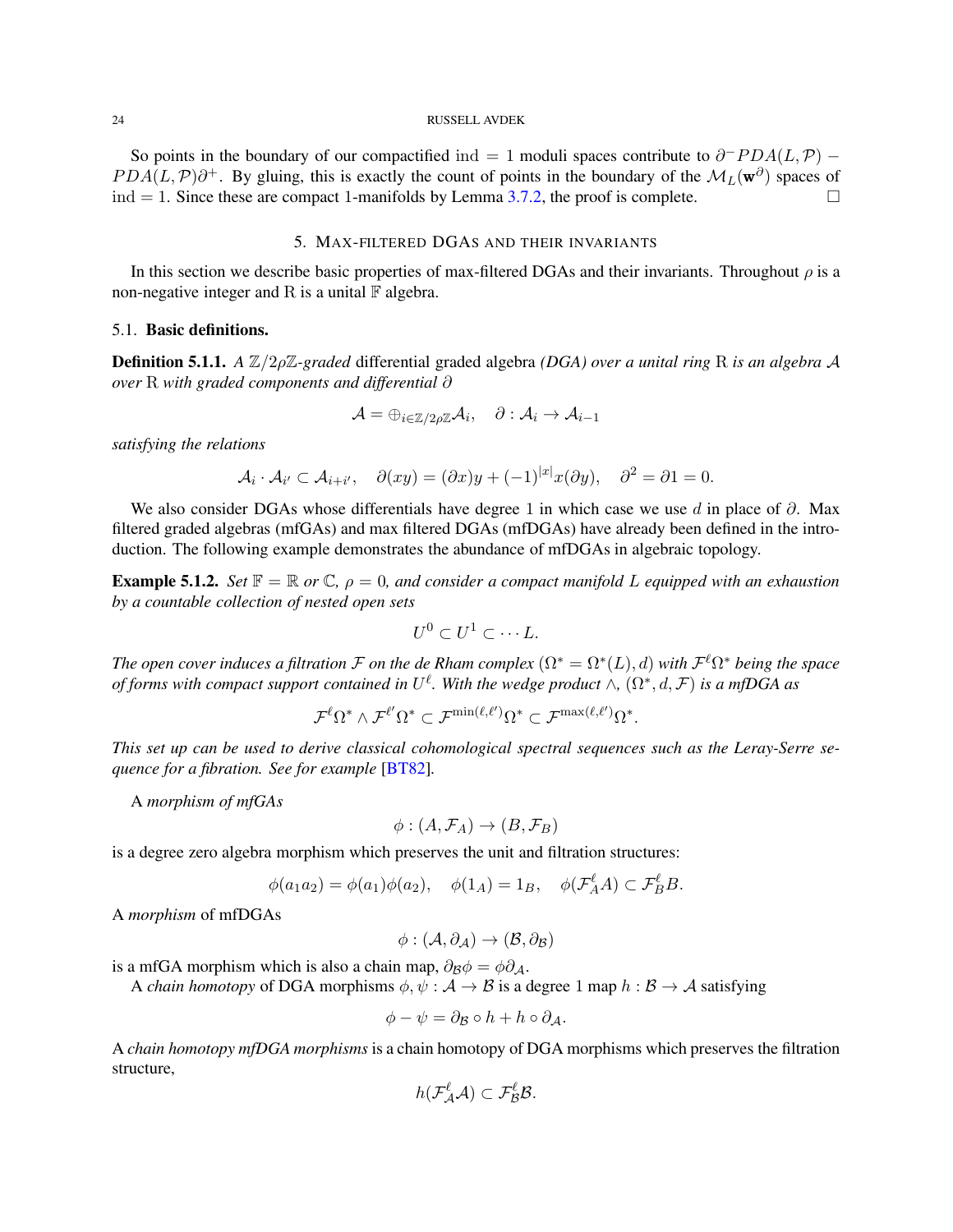So points in the boundary of our compactified $\mathrm{ind} = 1$ moduli spaces contribute to $\partial^{-}PDA(L, \mathcal{P}) - PDA(L, \mathcal{P})\partial^{+}$. By gluing, this is exactly the count of points in the boundary of the $\mathcal{M}_L(\mathbf{w}^{\partial})$ spaces of $\mathrm{ind} = 1$. Since these are compact 1-manifolds by Lemma 3.7.2, the proof is complete. □

## 5. Max-filtered DGAs and their invariants

In this section we describe basic properties of max-filtered DGAs and their invariants. Throughout $\rho$ is a non-negative integer and $\mathrm{R}$ is a unital $\mathbb{F}$ algebra.

### 5.1. Basic definitions.

**Definition 5.1.1.** *A $\mathbb{Z}/2\rho\mathbb{Z}$-graded* differential graded algebra *(DGA) over a unital ring* $\mathrm{R}$ *is an algebra $\mathcal{A}$ over $\mathrm{R}$ with graded components and differential $\partial$*

$$\mathcal{A} = \oplus_{i \in \mathbb{Z}/2\rho\mathbb{Z}} \mathcal{A}_i, \quad \partial : \mathcal{A}_i \to \mathcal{A}_{i-1}$$

*satisfying the relations*

$$\mathcal{A}_i \cdot \mathcal{A}_{i'} \subset \mathcal{A}_{i+i'}, \quad \partial(xy) = (\partial x)y + (-1)^{|x|}x(\partial y), \quad \partial^2 = \partial 1 = 0.$$

We also consider DGAs whose differentials have degree 1 in which case we use $d$ in place of $\partial$. Max filtered graded algebras (mfGAs) and max filtered DGAs (mfDGAs) have already been defined in the introduction. The following example demonstrates the abundance of mfDGAs in algebraic topology.

**Example 5.1.2.** *Set $\mathbb{F} = \mathbb{R}$ or $\mathbb{C}$, $\rho = 0$, and consider a compact manifold $L$ equipped with an exhaustion by a countable collection of nested open sets*

$$U^0 \subset U^1 \subset \cdots L.$$

*The open cover induces a filtration $\mathcal{F}$ on the de Rham complex $(\Omega^* = \Omega^*(L), d)$ with $\mathcal{F}^{\ell}\Omega^*$ being the space of forms with compact support contained in $U^{\ell}$. With the wedge product $\wedge$, $(\Omega^*, d, \mathcal{F})$ is a mfDGA as*

$$\mathcal{F}^{\ell}\Omega^* \wedge \mathcal{F}^{\ell'}\Omega^* \subset \mathcal{F}^{\min(\ell,\ell')}\Omega^* \subset \mathcal{F}^{\max(\ell,\ell')}\Omega^*.$$

*This set up can be used to derive classical cohomological spectral sequences such as the Leray-Serre sequence for a fibration. See for example* [BT82].

A *morphism of mfGAs*

$$\phi : (A, \mathcal{F}_A) \to (B, \mathcal{F}_B)$$

is a degree zero algebra morphism which preserves the unit and filtration structures:

$$\phi(a_1 a_2) = \phi(a_1)\phi(a_2), \quad \phi(1_A) = 1_B, \quad \phi(\mathcal{F}^{\ell}_A A) \subset \mathcal{F}^{\ell}_B B.$$

A *morphism* of mfDGAs

$$\phi : (\mathcal{A}, \partial_{\mathcal{A}}) \to (\mathcal{B}, \partial_{\mathcal{B}})$$

is a mfGA morphism which is also a chain map, $\partial_{\mathcal{B}}\phi = \phi\partial_{\mathcal{A}}$.

A *chain homotopy* of DGA morphisms $\phi, \psi : \mathcal{A} \to \mathcal{B}$ is a degree 1 map $h : \mathcal{B} \to \mathcal{A}$ satisfying

$$\phi - \psi = \partial_{\mathcal{B}} \circ h + h \circ \partial_{\mathcal{A}}.$$

A *chain homotopy mfDGA morphisms* is a chain homotopy of DGA morphisms which preserves the filtration structure,

$$h(\mathcal{F}^{\ell}_{\mathcal{A}}\mathcal{A}) \subset \mathcal{F}^{\ell}_{\mathcal{B}}\mathcal{B}.$$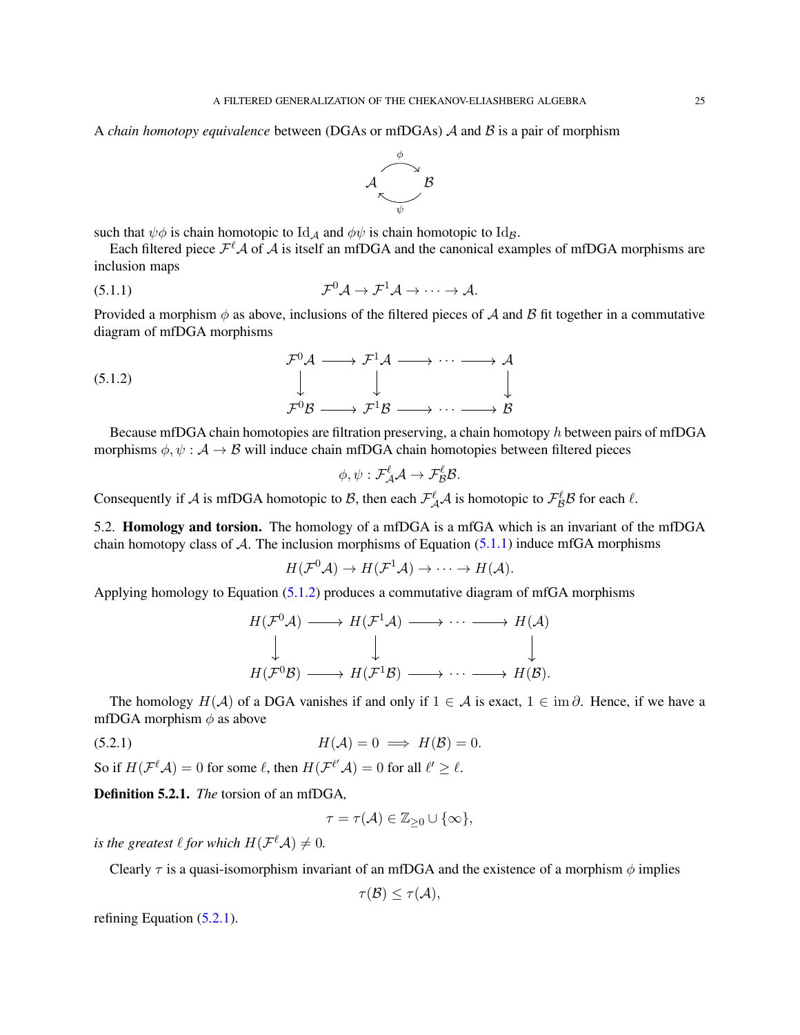A *chain homotopy equivalence* between (DGAs or mfDGAs) $\mathcal{A}$ and $\mathcal{B}$ is a pair of morphism

$$
\mathcal{A} \underset{\psi}{\overset{\phi}{\rightleftarrows}} \mathcal{B}
$$

such that $\psi\phi$ is chain homotopic to $\mathrm{Id}_{\mathcal{A}}$ and $\phi\psi$ is chain homotopic to $\mathrm{Id}_{\mathcal{B}}$.

Each filtered piece $\mathcal{F}^\ell\mathcal{A}$ of $\mathcal{A}$ is itself an mfDGA and the canonical examples of mfDGA morphisms are inclusion maps

$$
\mathcal{F}^0\mathcal{A} \to \mathcal{F}^1\mathcal{A} \to \cdots \to \mathcal{A}. \tag{5.1.1}
$$

Provided a morphism $\phi$ as above, inclusions of the filtered pieces of $\mathcal{A}$ and $\mathcal{B}$ fit together in a commutative diagram of mfDGA morphisms

$$
\begin{array}{ccccccc}
\mathcal{F}^0\mathcal{A} & \longrightarrow & \mathcal{F}^1\mathcal{A} & \longrightarrow & \cdots & \longrightarrow & \mathcal{A} \\
\downarrow & & \downarrow & & & & \downarrow \\
\mathcal{F}^0\mathcal{B} & \longrightarrow & \mathcal{F}^1\mathcal{B} & \longrightarrow & \cdots & \longrightarrow & \mathcal{B}
\end{array} \tag{5.1.2}
$$

Because mfDGA chain homotopies are filtration preserving, a chain homotopy $h$ between pairs of mfDGA morphisms $\phi, \psi : \mathcal{A} \to \mathcal{B}$ will induce chain mfDGA chain homotopies between filtered pieces

$$
\phi, \psi : \mathcal{F}^\ell_{\mathcal{A}}\mathcal{A} \to \mathcal{F}^\ell_{\mathcal{B}}\mathcal{B}.
$$

Consequently if $\mathcal{A}$ is mfDGA homotopic to $\mathcal{B}$, then each $\mathcal{F}^\ell_{\mathcal{A}}\mathcal{A}$ is homotopic to $\mathcal{F}^\ell_{\mathcal{B}}\mathcal{B}$ for each $\ell$.

### 5.2. Homology and torsion.

The homology of a mfDGA is a mfGA which is an invariant of the mfDGA chain homotopy class of $\mathcal{A}$. The inclusion morphisms of Equation (5.1.1) induce mfGA morphisms

$$
H(\mathcal{F}^0\mathcal{A}) \to H(\mathcal{F}^1\mathcal{A}) \to \cdots \to H(\mathcal{A}).
$$

Applying homology to Equation (5.1.2) produces a commutative diagram of mfGA morphisms

$$
\begin{array}{ccccccc}
H(\mathcal{F}^0\mathcal{A}) & \longrightarrow & H(\mathcal{F}^1\mathcal{A}) & \longrightarrow & \cdots & \longrightarrow & H(\mathcal{A}) \\
\downarrow & & \downarrow & & & & \downarrow \\
H(\mathcal{F}^0\mathcal{B}) & \longrightarrow & H(\mathcal{F}^1\mathcal{B}) & \longrightarrow & \cdots & \longrightarrow & H(\mathcal{B}).
\end{array}
$$

The homology $H(\mathcal{A})$ of a DGA vanishes if and only if $1 \in \mathcal{A}$ is exact, $1 \in \operatorname{im}\partial$. Hence, if we have a mfDGA morphism $\phi$ as above

$$
H(\mathcal{A}) = 0 \implies H(\mathcal{B}) = 0. \tag{5.2.1}
$$

So if $H(\mathcal{F}^\ell\mathcal{A}) = 0$ for some $\ell$, then $H(\mathcal{F}^{\ell'}\mathcal{A}) = 0$ for all $\ell' \geq \ell$.

**Definition 5.2.1.** *The* torsion of an mfDGA*,*

$$
\tau = \tau(\mathcal{A}) \in \mathbb{Z}_{\geq 0} \cup \{\infty\},
$$

*is the greatest $\ell$ for which $H(\mathcal{F}^\ell\mathcal{A}) \neq 0$.*

Clearly $\tau$ is a quasi-isomorphism invariant of an mfDGA and the existence of a morphism $\phi$ implies

$$
\tau(\mathcal{B}) \leq \tau(\mathcal{A}),
$$

refining Equation (5.2.1).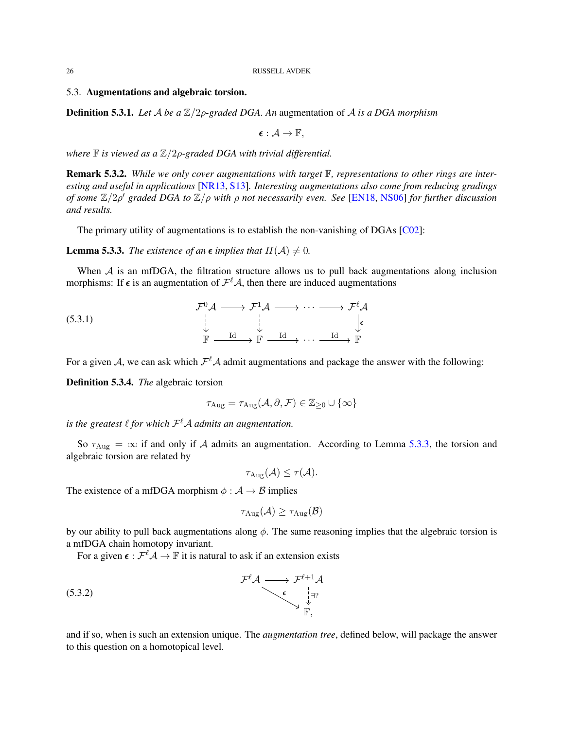### 5.3. Augmentations and algebraic torsion.

**Definition 5.3.1.** *Let $\mathcal{A}$ be a $\mathbb{Z}/2\rho$-graded DGA. An* augmentation *of $\mathcal{A}$ is a DGA morphism*

$$\epsilon : \mathcal{A} \to \mathbb{F},$$

*where $\mathbb{F}$ is viewed as a $\mathbb{Z}/2\rho$-graded DGA with trivial differential.*

**Remark 5.3.2.** *While we only cover augmentations with target $\mathbb{F}$, representations to other rings are interesting and useful in applications [NR13, S13]. Interesting augmentations also come from reducing gradings of some $\mathbb{Z}/2\rho'$ graded DGA to $\mathbb{Z}/\rho$ with $\rho$ not necessarily even. See [EN18, NS06] for further discussion and results.*

The primary utility of augmentations is to establish the non-vanishing of DGAs [C02]:

**Lemma 5.3.3.** *The existence of an $\epsilon$ implies that $H(\mathcal{A}) \neq 0$.*

When $\mathcal{A}$ is an mfDGA, the filtration structure allows us to pull back augmentations along inclusion morphisms: If $\epsilon$ is an augmentation of $\mathcal{F}^\ell\mathcal{A}$, then there are induced augmentations

$$\begin{array}{ccccccc} \mathcal{F}^0\mathcal{A} & \longrightarrow & \mathcal{F}^1\mathcal{A} & \longrightarrow & \cdots & \longrightarrow & \mathcal{F}^\ell\mathcal{A} \\ \downarrow & & \downarrow & & & & \downarrow \epsilon \\ \mathbb{F} & \xrightarrow{\text{Id}} & \mathbb{F} & \xrightarrow{\text{Id}} & \cdots & \xrightarrow{\text{Id}} & \mathbb{F} \end{array} \tag{5.3.1}$$

For a given $\mathcal{A}$, we can ask which $\mathcal{F}^\ell\mathcal{A}$ admit augmentations and package the answer with the following:

**Definition 5.3.4.** *The* algebraic torsion

$$\tau_{\text{Aug}} = \tau_{\text{Aug}}(\mathcal{A}, \partial, \mathcal{F}) \in \mathbb{Z}_{\geq 0} \cup \{\infty\}$$

*is the greatest $\ell$ for which $\mathcal{F}^\ell\mathcal{A}$ admits an augmentation.*

So $\tau_{\text{Aug}} = \infty$ if and only if $\mathcal{A}$ admits an augmentation. According to Lemma 5.3.3, the torsion and algebraic torsion are related by

$$\tau_{\text{Aug}}(\mathcal{A}) \leq \tau(\mathcal{A}).$$

The existence of a mfDGA morphism $\phi : \mathcal{A} \to \mathcal{B}$ implies

$$\tau_{\text{Aug}}(\mathcal{A}) \geq \tau_{\text{Aug}}(\mathcal{B})$$

by our ability to pull back augmentations along $\phi$. The same reasoning implies that the algebraic torsion is a mfDGA chain homotopy invariant.

For a given $\epsilon : \mathcal{F}^\ell\mathcal{A} \to \mathbb{F}$ it is natural to ask if an extension exists

$$\begin{array}{ccc} \mathcal{F}^\ell\mathcal{A} & \longrightarrow & \mathcal{F}^{\ell+1}\mathcal{A} \\ & \searrow^{\epsilon} & \downarrow \exists ? \\ & & \mathbb{F}, \end{array} \tag{5.3.2}$$

and if so, when is such an extension unique. The *augmentation tree*, defined below, will package the answer to this question on a homotopical level.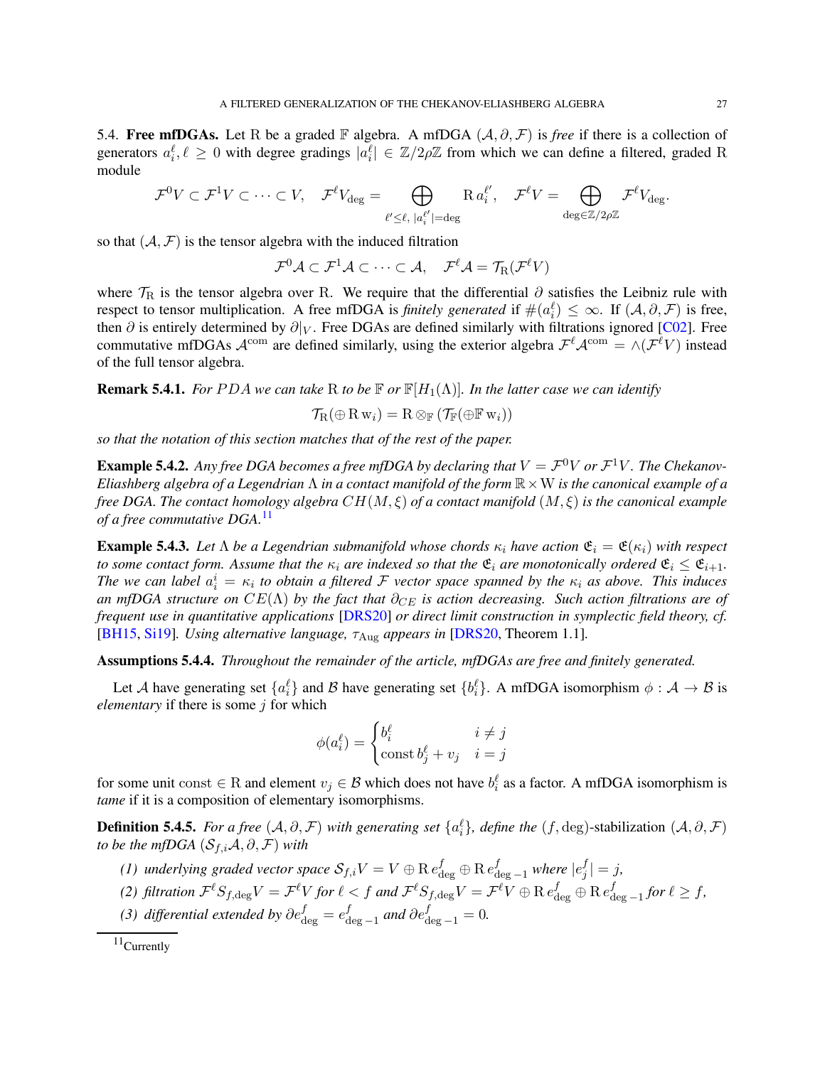## 5.4. **Free mfDGAs.**

Let $\mathrm{R}$ be a graded $\mathbb{F}$ algebra. A mfDGA $(\mathcal{A}, \partial, \mathcal{F})$ is *free* if there is a collection of generators $a_i^\ell, \ell \geq 0$ with degree gradings $|a_i^\ell| \in \mathbb{Z}/2\rho\mathbb{Z}$ from which we can define a filtered, graded $\mathrm{R}$ module

$$\mathcal{F}^0 V \subset \mathcal{F}^1 V \subset \cdots \subset V, \quad \mathcal{F}^\ell V_{\deg} = \bigoplus_{\ell' \leq \ell,\, |a_i^{\ell'}| = \deg} \mathrm{R}\, a_i^{\ell'}, \quad \mathcal{F}^\ell V = \bigoplus_{\deg \in \mathbb{Z}/2\rho\mathbb{Z}} \mathcal{F}^\ell V_{\deg}.$$

so that $(\mathcal{A}, \mathcal{F})$ is the tensor algebra with the induced filtration

$$\mathcal{F}^0 \mathcal{A} \subset \mathcal{F}^1 \mathcal{A} \subset \cdots \subset \mathcal{A}, \quad \mathcal{F}^\ell \mathcal{A} = \mathcal{T}_{\mathrm{R}}(\mathcal{F}^\ell V)$$

where $\mathcal{T}_{\mathrm{R}}$ is the tensor algebra over $\mathrm{R}$. We require that the differential $\partial$ satisfies the Leibniz rule with respect to tensor multiplication. A free mfDGA is *finitely generated* if $\#(a_i^\ell) \leq \infty$. If $(\mathcal{A}, \partial, \mathcal{F})$ is free, then $\partial$ is entirely determined by $\partial|_V$. Free DGAs are defined similarly with filtrations ignored [C02]. Free commutative mfDGAs $\mathcal{A}^{\mathrm{com}}$ are defined similarly, using the exterior algebra $\mathcal{F}^\ell \mathcal{A}^{\mathrm{com}} = \wedge(\mathcal{F}^\ell V)$ instead of the full tensor algebra.

**Remark 5.4.1.** *For $PDA$ we can take $\mathrm{R}$ to be $\mathbb{F}$ or $\mathbb{F}[H_1(\Lambda)]$. In the latter case we can identify*

$$\mathcal{T}_{\mathrm{R}}(\oplus \mathrm{R}\, \mathrm{w}_i) = \mathrm{R} \otimes_{\mathbb{F}} (\mathcal{T}_{\mathbb{F}}(\oplus \mathbb{F}\, \mathrm{w}_i))$$

*so that the notation of this section matches that of the rest of the paper.*

**Example 5.4.2.** *Any free DGA becomes a free mfDGA by declaring that $V = \mathcal{F}^0 V$ or $\mathcal{F}^1 V$. The Chekanov-Eliashberg algebra of a Legendrian $\Lambda$ in a contact manifold of the form $\mathbb{R} \times \mathrm{W}$ is the canonical example of a free DGA. The contact homology algebra $CH(M, \xi)$ of a contact manifold $(M, \xi)$ is the canonical example of a free commutative DGA.*[11]

**Example 5.4.3.** *Let $\Lambda$ be a Legendrian submanifold whose chords $\kappa_i$ have action $\mathfrak{E}_i = \mathfrak{E}(\kappa_i)$ with respect to some contact form. Assume that the $\kappa_i$ are indexed so that the $\mathfrak{E}_i$ are monotonically ordered $\mathfrak{E}_i \leq \mathfrak{E}_{i+1}$. The we can label $a_i^i = \kappa_i$ to obtain a filtered $\mathcal{F}$ vector space spanned by the $\kappa_i$ as above. This induces an mfDGA structure on $CE(\Lambda)$ by the fact that $\partial_{CE}$ is action decreasing. Such action filtrations are of frequent use in quantitative applications* [DRS20] *or direct limit construction in symplectic field theory, cf.* [BH15, Si19]*. Using alternative language, $\tau_{\mathrm{Aug}}$ appears in* [DRS20, Theorem 1.1].

**Assumptions 5.4.4.** *Throughout the remainder of the article, mfDGAs are free and finitely generated.*

Let $\mathcal{A}$ have generating set $\{a_i^\ell\}$ and $\mathcal{B}$ have generating set $\{b_i^\ell\}$. A mfDGA isomorphism $\phi : \mathcal{A} \to \mathcal{B}$ is *elementary* if there is some $j$ for which

$$\phi(a_i^\ell) = \begin{cases} b_i^\ell & i \neq j \\ \mathrm{const}\, b_j^\ell + v_j & i = j \end{cases}$$

for some unit $\mathrm{const} \in \mathrm{R}$ and element $v_j \in \mathcal{B}$ which does not have $b_i^\ell$ as a factor. A mfDGA isomorphism is *tame* if it is a composition of elementary isomorphisms.

**Definition 5.4.5.** *For a free $(\mathcal{A}, \partial, \mathcal{F})$ with generating set $\{a_i^\ell\}$, define the* $(f, \deg)$-stabilization $(\mathcal{A}, \partial, \mathcal{F})$ *to be the mfDGA $(\mathcal{S}_{f,i}\mathcal{A}, \partial, \mathcal{F})$ with*

*(1) underlying graded vector space $\mathcal{S}_{f,i} V = V \oplus \mathrm{R}\, e^f_{\deg} \oplus \mathrm{R}\, e^f_{\deg - 1}$ where $|e^f_j| = j$,*

*(2) filtration $\mathcal{F}^\ell \mathcal{S}_{f,\deg} V = \mathcal{F}^\ell V$ for $\ell < f$ and $\mathcal{F}^\ell \mathcal{S}_{f,\deg} V = \mathcal{F}^\ell V \oplus \mathrm{R}\, e^f_{\deg} \oplus \mathrm{R}\, e^f_{\deg - 1}$ for $\ell \geq f$,*

*(3) differential extended by $\partial e^f_{\deg} = e^f_{\deg - 1}$ and $\partial e^f_{\deg - 1} = 0$.*

---

[11] Currently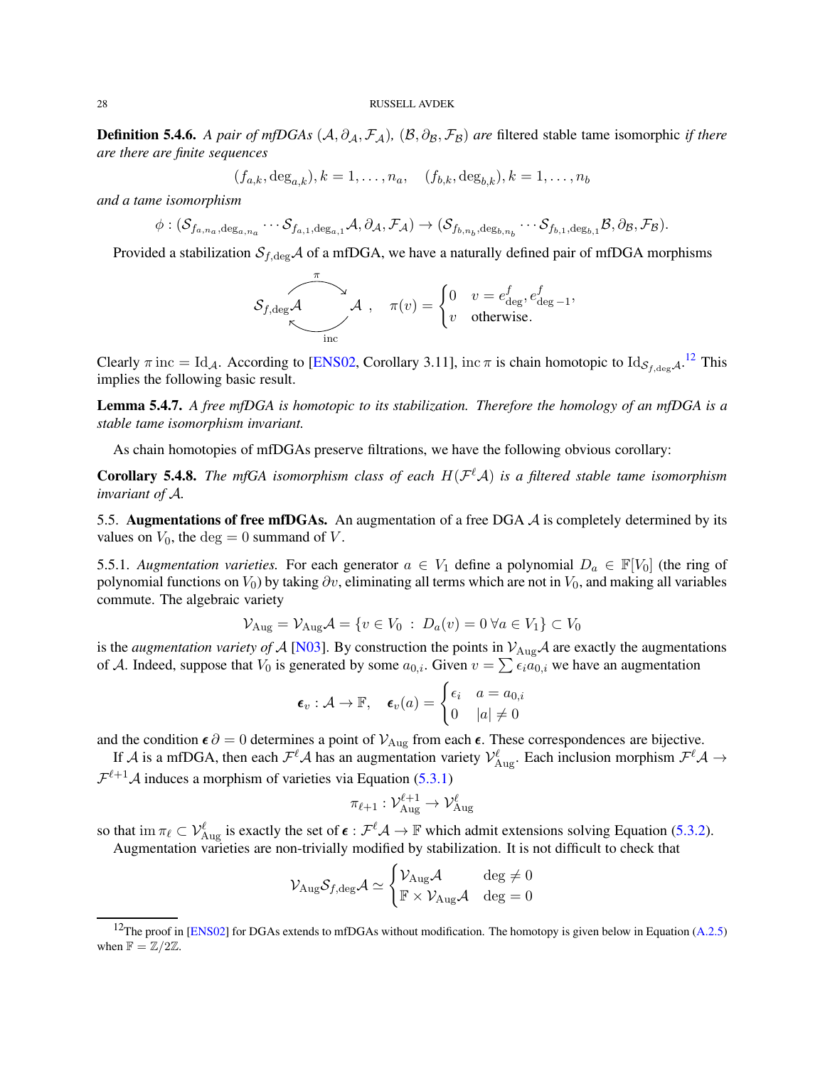**Definition 5.4.6.** *A pair of mfDGAs $(\mathcal{A}, \partial_{\mathcal{A}}, \mathcal{F}_{\mathcal{A}})$, $(\mathcal{B}, \partial_{\mathcal{B}}, \mathcal{F}_{\mathcal{B}})$ are* filtered stable tame isomorphic *if there are there are finite sequences*

$$(f_{a,k}, \deg_{a,k}), k = 1, \dots, n_a, \quad (f_{b,k}, \deg_{b,k}), k = 1, \dots, n_b$$

*and a tame isomorphism*

$$\phi : (\mathcal{S}_{f_{a,n_a}, \deg_{a,n_a}} \cdots \mathcal{S}_{f_{a,1}, \deg_{a,1}} \mathcal{A}, \partial_{\mathcal{A}}, \mathcal{F}_{\mathcal{A}}) \to (\mathcal{S}_{f_{b,n_b}, \deg_{b,n_b}} \cdots \mathcal{S}_{f_{b,1}, \deg_{b,1}} \mathcal{B}, \partial_{\mathcal{B}}, \mathcal{F}_{\mathcal{B}}).$$

Provided a stabilization $\mathcal{S}_{f,\deg}\mathcal{A}$ of a mfDGA, we have a naturally defined pair of mfDGA morphisms

$$\mathcal{S}_{f,\deg}\mathcal{A} \underset{\mathrm{inc}}{\overset{\pi}{\rightleftarrows}} \mathcal{A}\ , \quad \pi(v) = \begin{cases} 0 & v = e^f_{\deg}, e^f_{\deg - 1}, \\ v & \text{otherwise}. \end{cases}$$

Clearly $\pi\,\mathrm{inc} = \mathrm{Id}_{\mathcal{A}}$. According to [ENS02, Corollary 3.11], $\mathrm{inc}\,\pi$ is chain homotopic to $\mathrm{Id}_{\mathcal{S}_{f,\deg}\mathcal{A}}$.[12] This implies the following basic result.

**Lemma 5.4.7.** *A free mfDGA is homotopic to its stabilization. Therefore the homology of an mfDGA is a stable tame isomorphism invariant.*

As chain homotopies of mfDGAs preserve filtrations, we have the following obvious corollary:

**Corollary 5.4.8.** *The mfGA isomorphism class of each $H(\mathcal{F}^\ell\mathcal{A})$ is a filtered stable tame isomorphism invariant of $\mathcal{A}$.*

## 5.5. Augmentations of free mfDGAs.

An augmentation of a free DGA $\mathcal{A}$ is completely determined by its values on $V_0$, the $\deg = 0$ summand of $V$.

5.5.1. *Augmentation varieties.* For each generator $a \in V_1$ define a polynomial $D_a \in \mathbb{F}[V_0]$ (the ring of polynomial functions on $V_0$) by taking $\partial v$, eliminating all terms which are not in $V_0$, and making all variables commute. The algebraic variety

$$\mathcal{V}_{\mathrm{Aug}} = \mathcal{V}_{\mathrm{Aug}}\mathcal{A} = \{v \in V_0 \ : \ D_a(v) = 0 \, \forall a \in V_1\} \subset V_0$$

is the *augmentation variety of* $\mathcal{A}$ [N03]. By construction the points in $\mathcal{V}_{\mathrm{Aug}}\mathcal{A}$ are exactly the augmentations of $\mathcal{A}$. Indeed, suppose that $V_0$ is generated by some $a_{0,i}$. Given $v = \sum \epsilon_i a_{0,i}$ we have an augmentation

$$\boldsymbol{\epsilon}_v : \mathcal{A} \to \mathbb{F}, \quad \boldsymbol{\epsilon}_v(a) = \begin{cases} \epsilon_i & a = a_{0,i} \\ 0 & |a| \neq 0 \end{cases}$$

and the condition $\boldsymbol{\epsilon}\,\partial = 0$ determines a point of $\mathcal{V}_{\mathrm{Aug}}$ from each $\boldsymbol{\epsilon}$. These correspondences are bijective.

If $\mathcal{A}$ is a mfDGA, then each $\mathcal{F}^\ell\mathcal{A}$ has an augmentation variety $\mathcal{V}^\ell_{\mathrm{Aug}}$. Each inclusion morphism $\mathcal{F}^\ell\mathcal{A} \to \mathcal{F}^{\ell+1}\mathcal{A}$ induces a morphism of varieties via Equation (5.3.1)

$$\pi_{\ell+1} : \mathcal{V}^{\ell+1}_{\mathrm{Aug}} \to \mathcal{V}^\ell_{\mathrm{Aug}}$$

so that $\mathrm{im}\,\pi_\ell \subset \mathcal{V}^\ell_{\mathrm{Aug}}$ is exactly the set of $\boldsymbol{\epsilon} : \mathcal{F}^\ell\mathcal{A} \to \mathbb{F}$ which admit extensions solving Equation (5.3.2).

Augmentation varieties are non-trivially modified by stabilization. It is not difficult to check that

$$\mathcal{V}_{\mathrm{Aug}}\mathcal{S}_{f,\deg}\mathcal{A} \simeq \begin{cases} \mathcal{V}_{\mathrm{Aug}}\mathcal{A} & \deg \neq 0 \\ \mathbb{F} \times \mathcal{V}_{\mathrm{Aug}}\mathcal{A} & \deg = 0 \end{cases}$$

[12] The proof in [ENS02] for DGAs extends to mfDGAs without modification. The homotopy is given below in Equation (A.2.5) when $\mathbb{F} = \mathbb{Z}/2\mathbb{Z}$.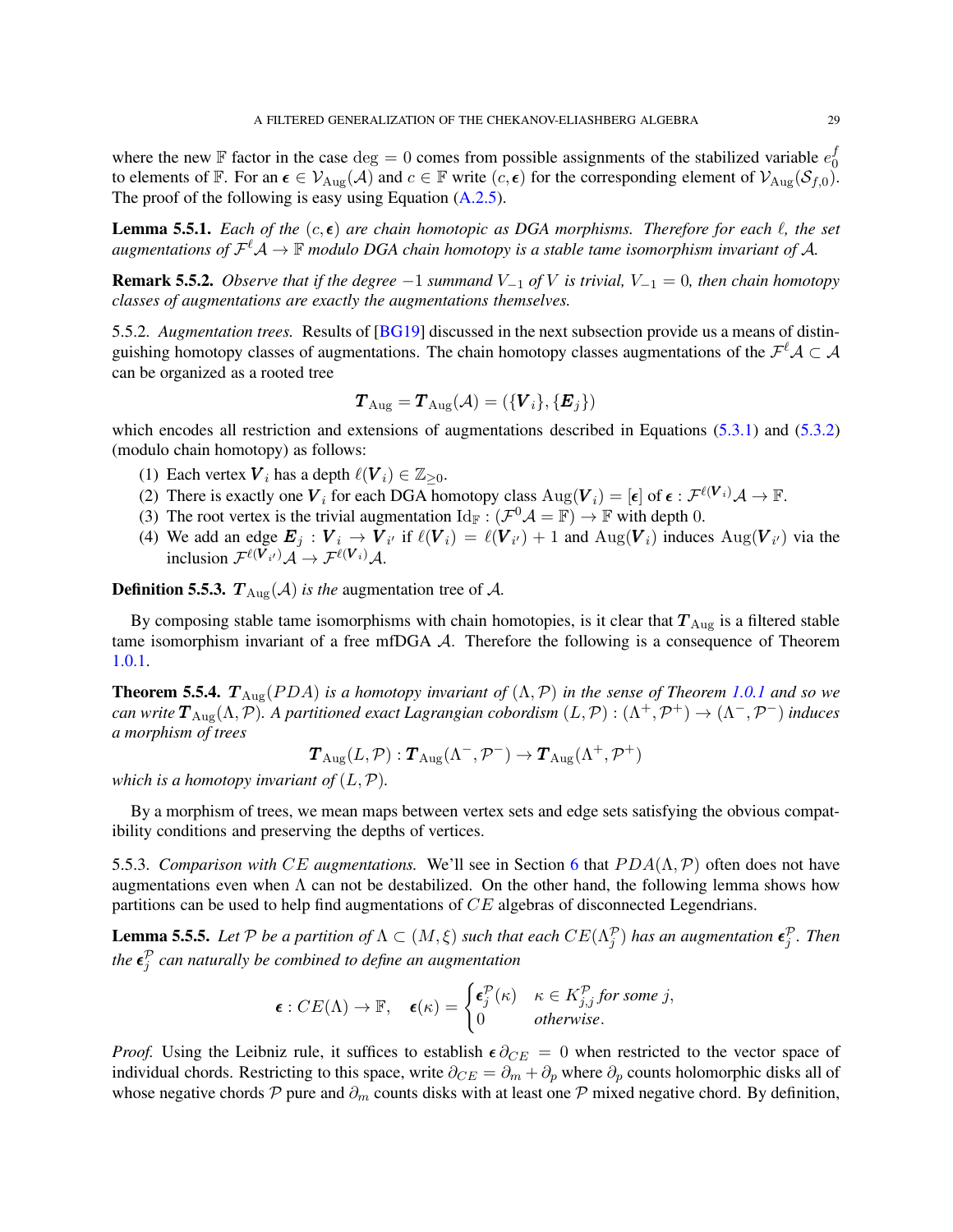where the new $\mathbb{F}$ factor in the case $\deg = 0$ comes from possible assignments of the stabilized variable $e_0^f$ to elements of $\mathbb{F}$. For an $\boldsymbol{\epsilon} \in \mathcal{V}_{\mathrm{Aug}}(\mathcal{A})$ and $c \in \mathbb{F}$ write $(c, \boldsymbol{\epsilon})$ for the corresponding element of $\mathcal{V}_{\mathrm{Aug}}(\mathcal{S}_{f,0})$. The proof of the following is easy using Equation (A.2.5).

**Lemma 5.5.1.** *Each of the $(c, \boldsymbol{\epsilon})$ are chain homotopic as DGA morphisms. Therefore for each $\ell$, the set augmentations of $\mathcal{F}^{\ell}\mathcal{A} \to \mathbb{F}$ modulo DGA chain homotopy is a stable tame isomorphism invariant of $\mathcal{A}$.*

**Remark 5.5.2.** *Observe that if the degree $-1$ summand $V_{-1}$ of $V$ is trivial, $V_{-1} = 0$, then chain homotopy classes of augmentations are exactly the augmentations themselves.*

5.5.2. *Augmentation trees.* Results of [BG19] discussed in the next subsection provide us a means of distinguishing homotopy classes of augmentations. The chain homotopy classes augmentations of the $\mathcal{F}^{\ell}\mathcal{A} \subset \mathcal{A}$ can be organized as a rooted tree

$$\boldsymbol{T}_{\mathrm{Aug}} = \boldsymbol{T}_{\mathrm{Aug}}(\mathcal{A}) = (\{\boldsymbol{V}_i\}, \{\boldsymbol{E}_j\})$$

which encodes all restriction and extensions of augmentations described in Equations (5.3.1) and (5.3.2) (modulo chain homotopy) as follows:

(1) Each vertex $\boldsymbol{V}_i$ has a depth $\ell(\boldsymbol{V}_i) \in \mathbb{Z}_{\geq 0}$.
(2) There is exactly one $\boldsymbol{V}_i$ for each DGA homotopy class $\mathrm{Aug}(\boldsymbol{V}_i) = [\boldsymbol{\epsilon}]$ of $\boldsymbol{\epsilon} : \mathcal{F}^{\ell(\boldsymbol{V}_i)}\mathcal{A} \to \mathbb{F}$.
(3) The root vertex is the trivial augmentation $\mathrm{Id}_{\mathbb{F}} : (\mathcal{F}^0\mathcal{A} = \mathbb{F}) \to \mathbb{F}$ with depth 0.
(4) We add an edge $\boldsymbol{E}_j : \boldsymbol{V}_i \to \boldsymbol{V}_{i'}$ if $\ell(\boldsymbol{V}_i) = \ell(\boldsymbol{V}_{i'}) + 1$ and $\mathrm{Aug}(\boldsymbol{V}_i)$ induces $\mathrm{Aug}(\boldsymbol{V}_{i'})$ via the inclusion $\mathcal{F}^{\ell(\boldsymbol{V}_{i'})}\mathcal{A} \to \mathcal{F}^{\ell(\boldsymbol{V}_i)}\mathcal{A}$.

**Definition 5.5.3.** *$\boldsymbol{T}_{\mathrm{Aug}}(\mathcal{A})$ is the* augmentation tree *of $\mathcal{A}$.*

By composing stable tame isomorphisms with chain homotopies, is it clear that $\boldsymbol{T}_{\mathrm{Aug}}$ is a filtered stable tame isomorphism invariant of a free mfDGA $\mathcal{A}$. Therefore the following is a consequence of Theorem 1.0.1.

**Theorem 5.5.4.** *$\boldsymbol{T}_{\mathrm{Aug}}(PDA)$ is a homotopy invariant of $(\Lambda, \mathcal{P})$ in the sense of Theorem 1.0.1 and so we can write $\boldsymbol{T}_{\mathrm{Aug}}(\Lambda, \mathcal{P})$. A partitioned exact Lagrangian cobordism $(L, \mathcal{P}) : (\Lambda^+, \mathcal{P}^+) \to (\Lambda^-, \mathcal{P}^-)$ induces a morphism of trees*

$$\boldsymbol{T}_{\mathrm{Aug}}(L, \mathcal{P}) : \boldsymbol{T}_{\mathrm{Aug}}(\Lambda^-, \mathcal{P}^-) \to \boldsymbol{T}_{\mathrm{Aug}}(\Lambda^+, \mathcal{P}^+)$$

*which is a homotopy invariant of $(L, \mathcal{P})$.*

By a morphism of trees, we mean maps between vertex sets and edge sets satisfying the obvious compatibility conditions and preserving the depths of vertices.

5.5.3. *Comparison with $CE$ augmentations.* We'll see in Section 6 that $PDA(\Lambda, \mathcal{P})$ often does not have augmentations even when $\Lambda$ can not be destabilized. On the other hand, the following lemma shows how partitions can be used to help find augmentations of $CE$ algebras of disconnected Legendrians.

**Lemma 5.5.5.** *Let $\mathcal{P}$ be a partition of $\Lambda \subset (M, \xi)$ such that each $CE(\Lambda_j^{\mathcal{P}})$ has an augmentation $\boldsymbol{\epsilon}_j^{\mathcal{P}}$. Then the $\boldsymbol{\epsilon}_j^{\mathcal{P}}$ can naturally be combined to define an augmentation*

$$\boldsymbol{\epsilon} : CE(\Lambda) \to \mathbb{F}, \quad \boldsymbol{\epsilon}(\kappa) = \begin{cases} \boldsymbol{\epsilon}_j^{\mathcal{P}}(\kappa) & \kappa \in K_{j,j}^{\mathcal{P}} \text{ for some } j, \\ 0 & \text{otherwise}. \end{cases}$$

*Proof.* Using the Leibniz rule, it suffices to establish $\boldsymbol{\epsilon}\,\partial_{CE} = 0$ when restricted to the vector space of individual chords. Restricting to this space, write $\partial_{CE} = \partial_m + \partial_p$ where $\partial_p$ counts holomorphic disks all of whose negative chords $\mathcal{P}$ pure and $\partial_m$ counts disks with at least one $\mathcal{P}$ mixed negative chord. By definition,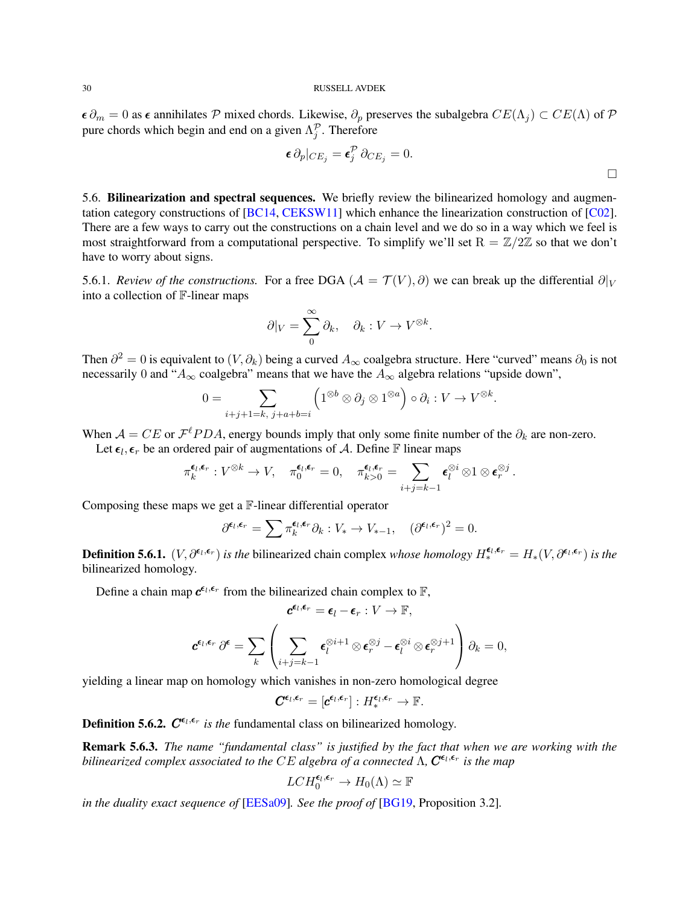$\boldsymbol{\epsilon}\,\partial_m = 0$ as $\boldsymbol{\epsilon}$ annihilates $\mathcal{P}$ mixed chords. Likewise, $\partial_p$ preserves the subalgebra $CE(\Lambda_j) \subset CE(\Lambda)$ of $\mathcal{P}$ pure chords which begin and end on a given $\Lambda_j^{\mathcal{P}}$. Therefore

$$\boldsymbol{\epsilon}\,\partial_p|_{CE_j} = \boldsymbol{\epsilon}_j^{\mathcal{P}}\,\partial_{CE_j} = 0.$$

□

## 5.6. Bilinearization and spectral sequences.

We briefly review the bilinearized homology and augmentation category constructions of [BC14, CEKSW11] which enhance the linearization construction of [C02]. There are a few ways to carry out the constructions on a chain level and we do so in a way which we feel is most straightforward from a computational perspective. To simplify we'll set $\mathrm{R} = \mathbb{Z}/2\mathbb{Z}$ so that we don't have to worry about signs.

### 5.6.1. *Review of the constructions.*

For a free DGA $(\mathcal{A} = \mathcal{T}(V), \partial)$ we can break up the differential $\partial|_V$ into a collection of $\mathbb{F}$-linear maps

$$\partial|_V = \sum_0^\infty \partial_k, \quad \partial_k : V \to V^{\otimes k}.$$

Then $\partial^2 = 0$ is equivalent to $(V, \partial_k)$ being a curved $A_\infty$ coalgebra structure. Here "curved" means $\partial_0$ is not necessarily 0 and "$A_\infty$ coalgebra" means that we have the $A_\infty$ algebra relations "upside down",

$$0 = \sum_{i+j+1=k,\ j+a+b=i} \left(1^{\otimes b} \otimes \partial_j \otimes 1^{\otimes a}\right) \circ \partial_i : V \to V^{\otimes k}.$$

When $\mathcal{A} = CE$ or $\mathcal{F}^\ell PDA$, energy bounds imply that only some finite number of the $\partial_k$ are non-zero.

Let $\boldsymbol{\epsilon}_l, \boldsymbol{\epsilon}_r$ be an ordered pair of augmentations of $\mathcal{A}$. Define $\mathbb{F}$ linear maps

$$\pi_k^{\boldsymbol{\epsilon}_l,\boldsymbol{\epsilon}_r} : V^{\otimes k} \to V, \quad \pi_0^{\boldsymbol{\epsilon}_l,\boldsymbol{\epsilon}_r} = 0, \quad \pi_{k>0}^{\boldsymbol{\epsilon}_l,\boldsymbol{\epsilon}_r} = \sum_{i+j=k-1} \boldsymbol{\epsilon}_l^{\otimes i} \otimes 1 \otimes \boldsymbol{\epsilon}_r^{\otimes j}.$$

Composing these maps we get a $\mathbb{F}$-linear differential operator

$$\partial^{\boldsymbol{\epsilon}_l,\boldsymbol{\epsilon}_r} = \sum \pi_k^{\boldsymbol{\epsilon}_l,\boldsymbol{\epsilon}_r} \partial_k : V_* \to V_{*-1}, \quad (\partial^{\boldsymbol{\epsilon}_l,\boldsymbol{\epsilon}_r})^2 = 0.$$

**Definition 5.6.1.** *$(V, \partial^{\boldsymbol{\epsilon}_l,\boldsymbol{\epsilon}_r})$ is the* bilinearized chain complex *whose homology $H_*^{\boldsymbol{\epsilon}_l,\boldsymbol{\epsilon}_r} = H_*(V, \partial^{\boldsymbol{\epsilon}_l,\boldsymbol{\epsilon}_r})$ is the* bilinearized homology.

Define a chain map $\boldsymbol{c}^{\boldsymbol{\epsilon}_l,\boldsymbol{\epsilon}_r}$ from the bilinearized chain complex to $\mathbb{F}$,

$$\boldsymbol{c}^{\boldsymbol{\epsilon}_l,\boldsymbol{\epsilon}_r} = \boldsymbol{\epsilon}_l - \boldsymbol{\epsilon}_r : V \to \mathbb{F},$$

$$\boldsymbol{c}^{\boldsymbol{\epsilon}_l,\boldsymbol{\epsilon}_r}\,\partial^{\boldsymbol{\epsilon}} = \sum_k \left( \sum_{i+j=k-1} \boldsymbol{\epsilon}_l^{\otimes i+1} \otimes \boldsymbol{\epsilon}_r^{\otimes j} - \boldsymbol{\epsilon}_l^{\otimes i} \otimes \boldsymbol{\epsilon}_r^{\otimes j+1} \right) \partial_k = 0,$$

yielding a linear map on homology which vanishes in non-zero homological degree

$$\boldsymbol{C}^{\boldsymbol{\epsilon}_l,\boldsymbol{\epsilon}_r} = [\boldsymbol{c}^{\boldsymbol{\epsilon}_l,\boldsymbol{\epsilon}_r}] : H_*^{\boldsymbol{\epsilon}_l,\boldsymbol{\epsilon}_r} \to \mathbb{F}.$$

**Definition 5.6.2.** *$\boldsymbol{C}^{\boldsymbol{\epsilon}_l,\boldsymbol{\epsilon}_r}$ is the* fundamental class *on bilinearized homology.*

**Remark 5.6.3.** *The name "fundamental class" is justified by the fact that when we are working with the bilinearized complex associated to the $CE$ algebra of a connected $\Lambda$, $\boldsymbol{C}^{\boldsymbol{\epsilon}_l,\boldsymbol{\epsilon}_r}$ is the map*

$$LCH_0^{\boldsymbol{\epsilon}_l,\boldsymbol{\epsilon}_r} \to H_0(\Lambda) \simeq \mathbb{F}$$

*in the duality exact sequence of* [EESa09]*. See the proof of* [BG19, Proposition 3.2].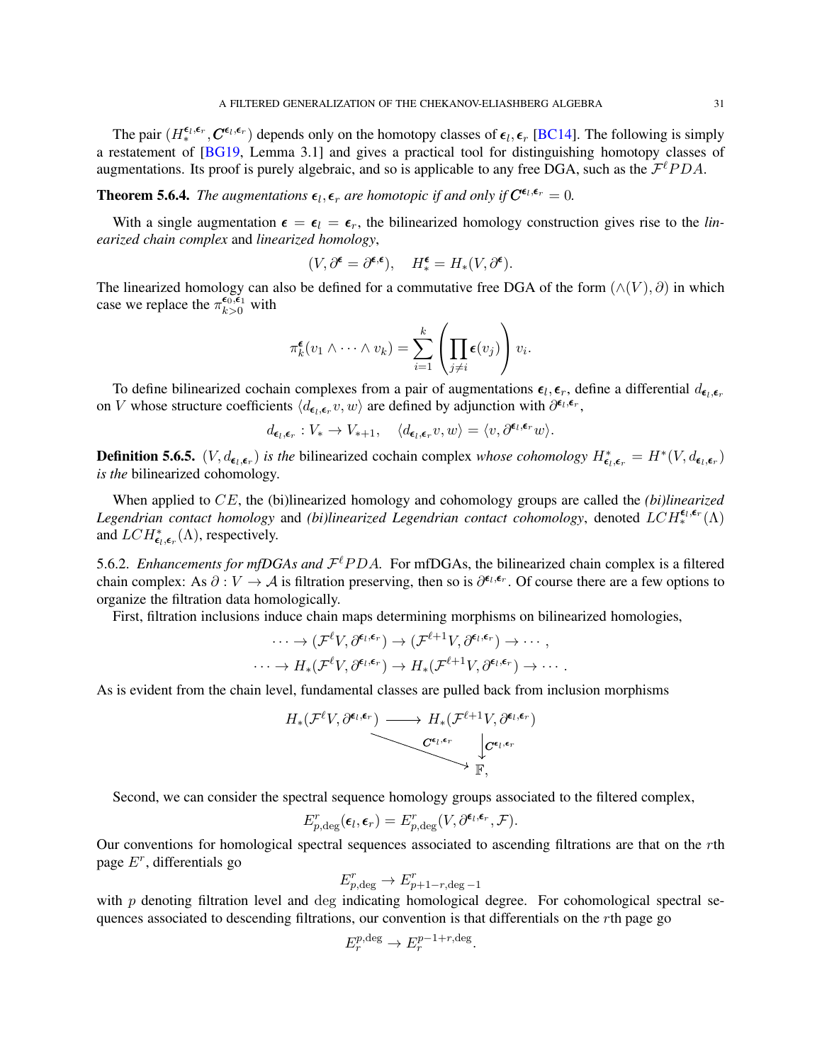The pair $(H_*^{\epsilon_l,\epsilon_r}, \boldsymbol{C}^{\epsilon_l,\epsilon_r})$ depends only on the homotopy classes of $\epsilon_l, \epsilon_r$ [BC14]. The following is simply a restatement of [BG19, Lemma 3.1] and gives a practical tool for distinguishing homotopy classes of augmentations. Its proof is purely algebraic, and so is applicable to any free DGA, such as the $\mathcal{F}^\ell PDA$.

**Theorem 5.6.4.** *The augmentations $\epsilon_l, \epsilon_r$ are homotopic if and only if $\boldsymbol{C}^{\epsilon_l,\epsilon_r} = 0$.*

With a single augmentation $\epsilon = \epsilon_l = \epsilon_r$, the bilinearized homology construction gives rise to the *linearized chain complex* and *linearized homology*,

$$(V, \partial^{\epsilon} = \partial^{\epsilon,\epsilon}), \quad H_*^{\epsilon} = H_*(V, \partial^{\epsilon}).$$

The linearized homology can also be defined for a commutative free DGA of the form $(\wedge(V), \partial)$ in which case we replace the $\pi_{k>0}^{\epsilon_0,\epsilon_1}$ with

$$\pi_k^{\epsilon}(v_1 \wedge \cdots \wedge v_k) = \sum_{i=1}^{k} \left( \prod_{j \neq i} \epsilon(v_j) \right) v_i.$$

To define bilinearized cochain complexes from a pair of augmentations $\epsilon_l, \epsilon_r$, define a differential $d_{\epsilon_l,\epsilon_r}$ on $V$ whose structure coefficients $\langle d_{\epsilon_l,\epsilon_r} v, w\rangle$ are defined by adjunction with $\partial^{\epsilon_l,\epsilon_r}$,

$$d_{\epsilon_l,\epsilon_r} : V_* \to V_{*+1}, \quad \langle d_{\epsilon_l,\epsilon_r} v, w\rangle = \langle v, \partial^{\epsilon_l,\epsilon_r} w\rangle.$$

**Definition 5.6.5.** $(V, d_{\epsilon_l,\epsilon_r})$ *is the* bilinearized cochain complex *whose cohomology* $H^*_{\epsilon_l,\epsilon_r} = H^*(V, d_{\epsilon_l,\epsilon_r})$ *is the* bilinearized cohomology.

When applied to $CE$, the (bi)linearized homology and cohomology groups are called the *(bi)linearized Legendrian contact homology* and *(bi)linearized Legendrian contact cohomology*, denoted $LCH_*^{\epsilon_l,\epsilon_r}(\Lambda)$ and $LCH^*_{\epsilon_l,\epsilon_r}(\Lambda)$, respectively.

5.6.2. *Enhancements for mfDGAs and $\mathcal{F}^\ell PDA$.* For mfDGAs, the bilinearized chain complex is a filtered chain complex: As $\partial : V \to \mathcal{A}$ is filtration preserving, then so is $\partial^{\epsilon_l,\epsilon_r}$. Of course there are a few options to organize the filtration data homologically.

First, filtration inclusions induce chain maps determining morphisms on bilinearized homologies,

$$\cdots \to (\mathcal{F}^\ell V, \partial^{\epsilon_l,\epsilon_r}) \to (\mathcal{F}^{\ell+1} V, \partial^{\epsilon_l,\epsilon_r}) \to \cdots,$$
$$\cdots \to H_*(\mathcal{F}^\ell V, \partial^{\epsilon_l,\epsilon_r}) \to H_*(\mathcal{F}^{\ell+1} V, \partial^{\epsilon_l,\epsilon_r}) \to \cdots.$$

As is evident from the chain level, fundamental classes are pulled back from inclusion morphisms

$$\begin{array}{ccc} H_*(\mathcal{F}^\ell V, \partial^{\epsilon_l,\epsilon_r}) & \longrightarrow & H_*(\mathcal{F}^{\ell+1} V, \partial^{\epsilon_l,\epsilon_r}) \\ & \searrow^{\boldsymbol{C}^{\epsilon_l,\epsilon_r}} & \downarrow \boldsymbol{C}^{\epsilon_l,\epsilon_r} \\ & & \mathbb{F}, \end{array}$$

Second, we can consider the spectral sequence homology groups associated to the filtered complex,

$$E^r_{p,\deg}(\epsilon_l, \epsilon_r) = E^r_{p,\deg}(V, \partial^{\epsilon_l,\epsilon_r}, \mathcal{F}).$$

Our conventions for homological spectral sequences associated to ascending filtrations are that on the $r$th page $E^r$, differentials go

$$E^r_{p,\deg} \to E^r_{p+1-r,\deg -1}$$

with $p$ denoting filtration level and deg indicating homological degree. For cohomological spectral sequences associated to descending filtrations, our convention is that differentials on the $r$th page go

$$E_r^{p,\deg} \to E_r^{p-1+r,\deg}.$$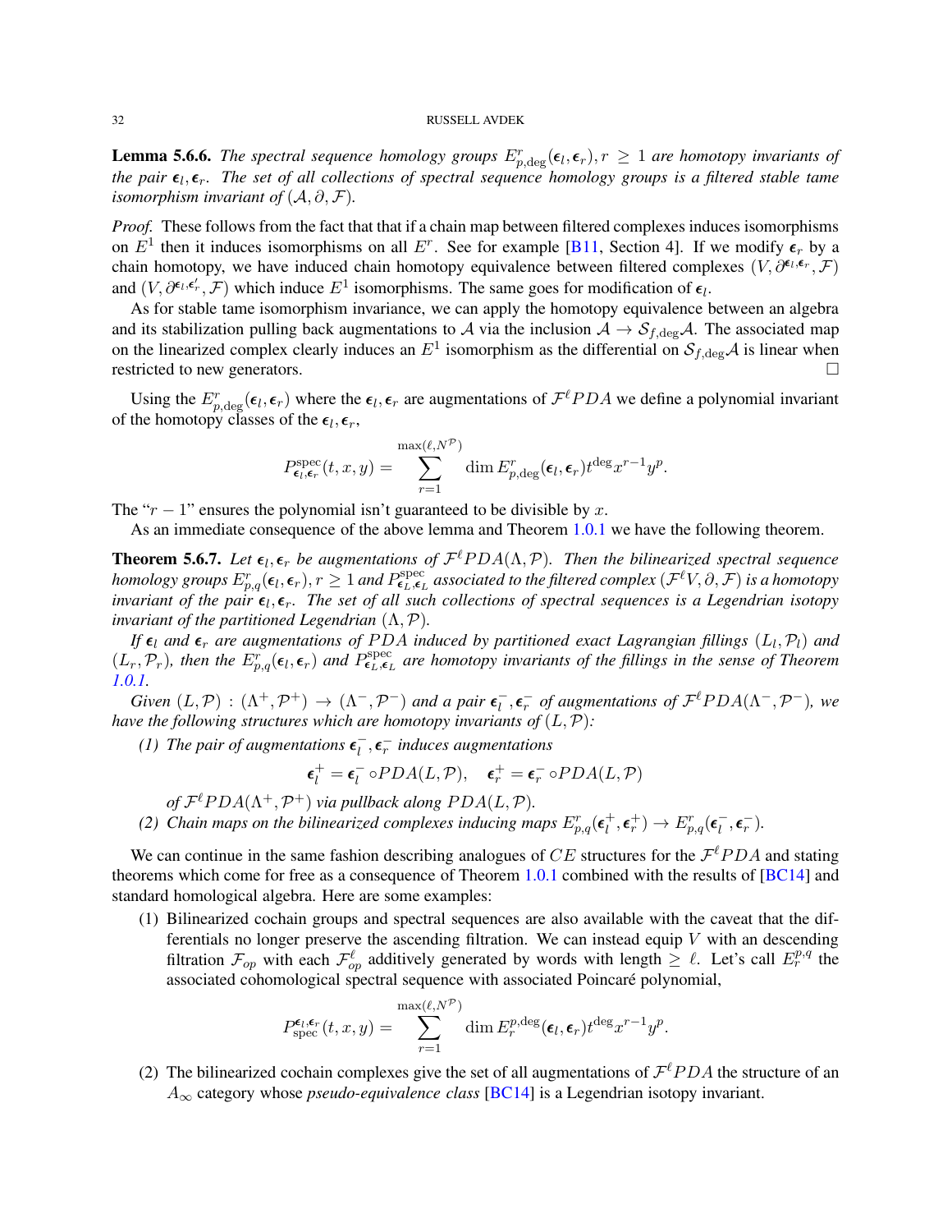**Lemma 5.6.6.** *The spectral sequence homology groups $E^r_{p,\deg}(\boldsymbol{\epsilon}_l, \boldsymbol{\epsilon}_r), r \geq 1$ are homotopy invariants of the pair $\boldsymbol{\epsilon}_l, \boldsymbol{\epsilon}_r$. The set of all collections of spectral sequence homology groups is a filtered stable tame isomorphism invariant of $(\mathcal{A}, \partial, \mathcal{F})$.*

*Proof.* These follows from the fact that that if a chain map between filtered complexes induces isomorphisms on $E^1$ then it induces isomorphisms on all $E^r$. See for example [B11, Section 4]. If we modify $\boldsymbol{\epsilon}_r$ by a chain homotopy, we have induced chain homotopy equivalence between filtered complexes $(V, \partial^{\boldsymbol{\epsilon}_l, \boldsymbol{\epsilon}_r}, \mathcal{F})$ and $(V, \partial^{\boldsymbol{\epsilon}_l, \boldsymbol{\epsilon}'_r}, \mathcal{F})$ which induce $E^1$ isomorphisms. The same goes for modification of $\boldsymbol{\epsilon}_l$.

As for stable tame isomorphism invariance, we can apply the homotopy equivalence between an algebra and its stabilization pulling back augmentations to $\mathcal{A}$ via the inclusion $\mathcal{A} \to \mathcal{S}_{f,\deg}\mathcal{A}$. The associated map on the linearized complex clearly induces an $E^1$ isomorphism as the differential on $\mathcal{S}_{f,\deg}\mathcal{A}$ is linear when restricted to new generators. □

Using the $E^r_{p,\deg}(\boldsymbol{\epsilon}_l, \boldsymbol{\epsilon}_r)$ where the $\boldsymbol{\epsilon}_l, \boldsymbol{\epsilon}_r$ are augmentations of $\mathcal{F}^\ell PDA$ we define a polynomial invariant of the homotopy classes of the $\boldsymbol{\epsilon}_l, \boldsymbol{\epsilon}_r$,

$$P^{\mathrm{spec}}_{\boldsymbol{\epsilon}_l, \boldsymbol{\epsilon}_r}(t, x, y) = \sum_{r=1}^{\max(\ell, N^{\mathcal{P}})} \dim E^r_{p,\deg}(\boldsymbol{\epsilon}_l, \boldsymbol{\epsilon}_r) t^{\deg} x^{r-1} y^p.$$

The "$r-1$" ensures the polynomial isn't guaranteed to be divisible by $x$.

As an immediate consequence of the above lemma and Theorem 1.0.1 we have the following theorem.

**Theorem 5.6.7.** *Let $\boldsymbol{\epsilon}_l, \boldsymbol{\epsilon}_r$ be augmentations of $\mathcal{F}^\ell PDA(\Lambda, \mathcal{P})$. Then the bilinearized spectral sequence homology groups $E^r_{p,q}(\boldsymbol{\epsilon}_l, \boldsymbol{\epsilon}_r), r \geq 1$ and $P^{\mathrm{spec}}_{\boldsymbol{\epsilon}_L, \boldsymbol{\epsilon}_L}$ associated to the filtered complex $(\mathcal{F}^\ell V, \partial, \mathcal{F})$ is a homotopy invariant of the pair $\boldsymbol{\epsilon}_l, \boldsymbol{\epsilon}_r$. The set of all such collections of spectral sequences is a Legendrian isotopy invariant of the partitioned Legendrian $(\Lambda, \mathcal{P})$.*

*If $\boldsymbol{\epsilon}_l$ and $\boldsymbol{\epsilon}_r$ are augmentations of $PDA$ induced by partitioned exact Lagrangian fillings $(L_l, \mathcal{P}_l)$ and $(L_r, \mathcal{P}_r)$, then the $E^r_{p,q}(\boldsymbol{\epsilon}_l, \boldsymbol{\epsilon}_r)$ and $P^{\mathrm{spec}}_{\boldsymbol{\epsilon}_L, \boldsymbol{\epsilon}_L}$ are homotopy invariants of the fillings in the sense of Theorem 1.0.1.*

*Given $(L, \mathcal{P}) : (\Lambda^+, \mathcal{P}^+) \to (\Lambda^-, \mathcal{P}^-)$ and a pair $\boldsymbol{\epsilon}^-_l, \boldsymbol{\epsilon}^-_r$ of augmentations of $\mathcal{F}^\ell PDA(\Lambda^-, \mathcal{P}^-)$, we have the following structures which are homotopy invariants of $(L, \mathcal{P})$:*

*(1) The pair of augmentations $\boldsymbol{\epsilon}^-_l, \boldsymbol{\epsilon}^-_r$ induces augmentations*

$$\boldsymbol{\epsilon}^+_l = \boldsymbol{\epsilon}^-_l \circ PDA(L, \mathcal{P}), \quad \boldsymbol{\epsilon}^+_r = \boldsymbol{\epsilon}^-_r \circ PDA(L, \mathcal{P})$$

*of $\mathcal{F}^\ell PDA(\Lambda^+, \mathcal{P}^+)$ via pullback along $PDA(L, \mathcal{P})$.*

*(2) Chain maps on the bilinearized complexes inducing maps $E^r_{p,q}(\boldsymbol{\epsilon}^+_l, \boldsymbol{\epsilon}^+_r) \to E^r_{p,q}(\boldsymbol{\epsilon}^-_l, \boldsymbol{\epsilon}^-_r)$.*

We can continue in the same fashion describing analogues of $CE$ structures for the $\mathcal{F}^\ell PDA$ and stating theorems which come for free as a consequence of Theorem 1.0.1 combined with the results of [BC14] and standard homological algebra. Here are some examples:

(1) Bilinearized cochain groups and spectral sequences are also available with the caveat that the differentials no longer preserve the ascending filtration. We can instead equip $V$ with an descending filtration $\mathcal{F}_{op}$ with each $\mathcal{F}^\ell_{op}$ additively generated by words with length $\geq \ell$. Let's call $E^{p,q}_r$ the associated cohomological spectral sequence with associated Poincaré polynomial,

$$P^{\boldsymbol{\epsilon}_l, \boldsymbol{\epsilon}_r}_{\mathrm{spec}}(t, x, y) = \sum_{r=1}^{\max(\ell, N^{\mathcal{P}})} \dim E^{p,\deg}_r(\boldsymbol{\epsilon}_l, \boldsymbol{\epsilon}_r) t^{\deg} x^{r-1} y^p.$$

(2) The bilinearized cochain complexes give the set of all augmentations of $\mathcal{F}^\ell PDA$ the structure of an $A_\infty$ category whose *pseudo-equivalence class* [BC14] is a Legendrian isotopy invariant.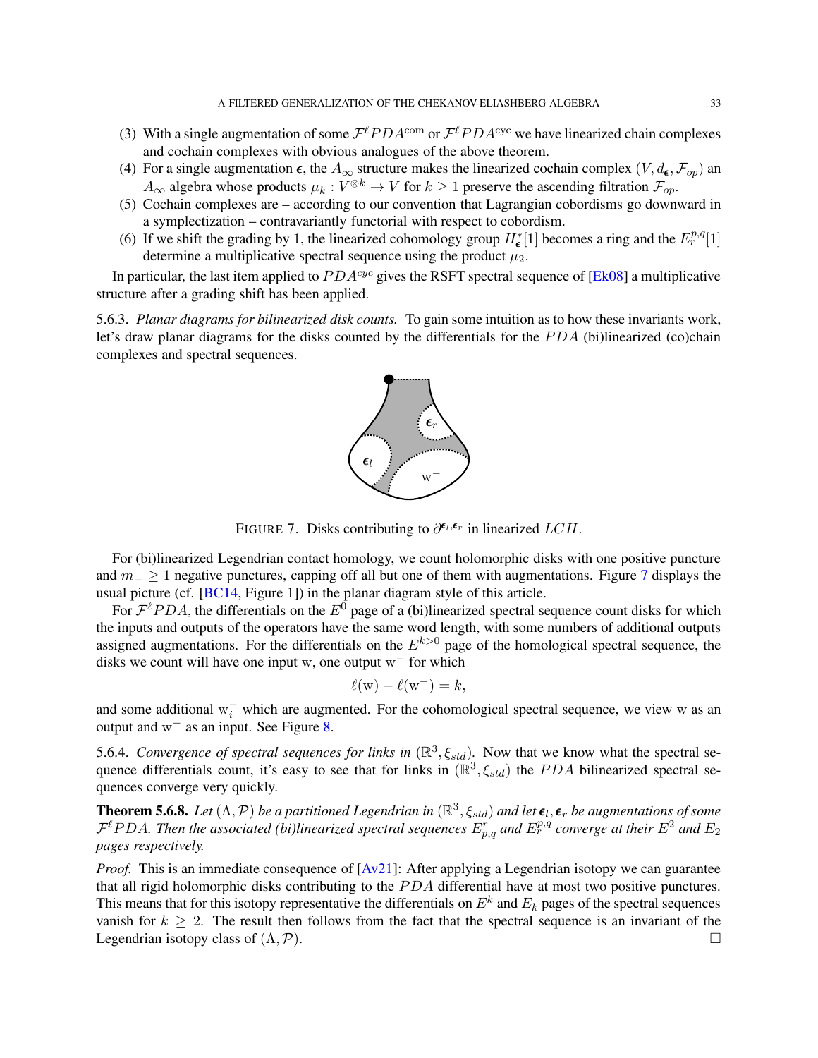(3) With a single augmentation of some $\mathcal{F}^\ell PDA^{\mathrm{com}}$ or $\mathcal{F}^\ell PDA^{\mathrm{cyc}}$ we have linearized chain complexes and cochain complexes with obvious analogues of the above theorem.

(4) For a single augmentation $\boldsymbol{\epsilon}$, the $A_\infty$ structure makes the linearized cochain complex $(V, d_{\boldsymbol{\epsilon}}, \mathcal{F}_{op})$ an $A_\infty$ algebra whose products $\mu_k : V^{\otimes k} \to V$ for $k \geq 1$ preserve the ascending filtration $\mathcal{F}_{op}$.

(5) Cochain complexes are – according to our convention that Lagrangian cobordisms go downward in a symplectization – contravariantly functorial with respect to cobordism.

(6) If we shift the grading by 1, the linearized cohomology group $H^*_{\boldsymbol{\epsilon}}[1]$ becomes a ring and the $E^{p,q}_r[1]$ determine a multiplicative spectral sequence using the product $\mu_2$.

In particular, the last item applied to $PDA^{cyc}$ gives the RSFT spectral sequence of [Ek08] a multiplicative structure after a grading shift has been applied.

5.6.3. *Planar diagrams for bilinearized disk counts.* To gain some intuition as to how these invariants work, let's draw planar diagrams for the disks counted by the differentials for the $PDA$ (bi)linearized (co)chain complexes and spectral sequences.

FIGURE 7. Disks contributing to $\partial^{\boldsymbol{\epsilon}_l, \boldsymbol{\epsilon}_r}$ in linearized $LCH$.

For (bi)linearized Legendrian contact homology, we count holomorphic disks with one positive puncture and $m_- \geq 1$ negative punctures, capping off all but one of them with augmentations. Figure 7 displays the usual picture (cf. [BC14, Figure 1]) in the planar diagram style of this article.

For $\mathcal{F}^\ell PDA$, the differentials on the $E^0$ page of a (bi)linearized spectral sequence count disks for which the inputs and outputs of the operators have the same word length, with some numbers of additional outputs assigned augmentations. For the differentials on the $E^{k>0}$ page of the homological spectral sequence, the disks we count will have one input $\mathrm{w}$, one output $\mathrm{w}^-$ for which

$$\ell(\mathrm{w}) - \ell(\mathrm{w}^-) = k,$$

and some additional $\mathrm{w}_i^-$ which are augmented. For the cohomological spectral sequence, we view $\mathrm{w}$ as an output and $\mathrm{w}^-$ as an input. See Figure 8.

5.6.4. *Convergence of spectral sequences for links in* $(\mathbb{R}^3, \xi_{std})$. Now that we know what the spectral sequence differentials count, it's easy to see that for links in $(\mathbb{R}^3, \xi_{std})$ the $PDA$ bilinearized spectral sequences converge very quickly.

**Theorem 5.6.8.** *Let $(\Lambda, \mathcal{P})$ be a partitioned Legendrian in $(\mathbb{R}^3, \xi_{std})$ and let $\boldsymbol{\epsilon}_l, \boldsymbol{\epsilon}_r$ be augmentations of some $\mathcal{F}^\ell PDA$. Then the associated (bi)linearized spectral sequences $E^r_{p,q}$ and $E^{p,q}_r$ converge at their $E^2$ and $E_2$ pages respectively.*

*Proof.* This is an immediate consequence of [Av21]: After applying a Legendrian isotopy we can guarantee that all rigid holomorphic disks contributing to the $PDA$ differential have at most two positive punctures. This means that for this isotopy representative the differentials on $E^k$ and $E_k$ pages of the spectral sequences vanish for $k \geq 2$. The result then follows from the fact that the spectral sequence is an invariant of the Legendrian isotopy class of $(\Lambda, \mathcal{P})$. □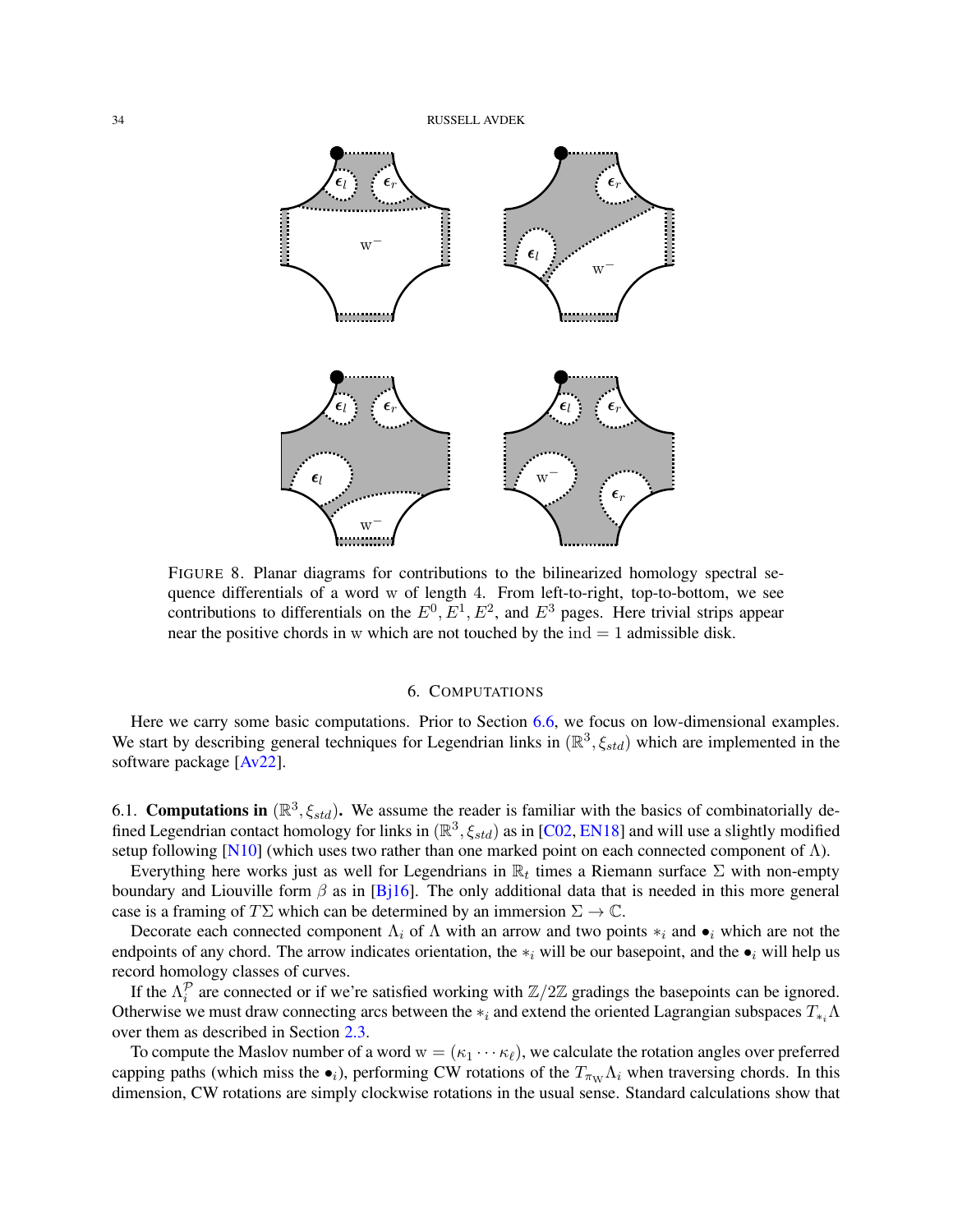FIGURE 8. Planar diagrams for contributions to the bilinearized homology spectral sequence differentials of a word $\mathrm{w}$ of length 4. From left-to-right, top-to-bottom, we see contributions to differentials on the $E^0, E^1, E^2$, and $E^3$ pages. Here trivial strips appear near the positive chords in $\mathrm{w}$ which are not touched by the $\mathrm{ind} = 1$ admissible disk.

## 6. COMPUTATIONS

Here we carry some basic computations. Prior to Section 6.6, we focus on low-dimensional examples. We start by describing general techniques for Legendrian links in $(\mathbb{R}^3, \xi_{std})$ which are implemented in the software package [Av22].

6.1. **Computations in** $(\mathbb{R}^3, \xi_{std})$**.** We assume the reader is familiar with the basics of combinatorially defined Legendrian contact homology for links in $(\mathbb{R}^3, \xi_{std})$ as in [C02, EN18] and will use a slightly modified setup following [N10] (which uses two rather than one marked point on each connected component of $\Lambda$).

Everything here works just as well for Legendrians in $\mathbb{R}_t$ times a Riemann surface $\Sigma$ with non-empty boundary and Liouville form $\beta$ as in [Bj16]. The only additional data that is needed in this more general case is a framing of $T\Sigma$ which can be determined by an immersion $\Sigma \to \mathbb{C}$.

Decorate each connected component $\Lambda_i$ of $\Lambda$ with an arrow and two points $*_i$ and $\bullet_i$ which are not the endpoints of any chord. The arrow indicates orientation, the $*_i$ will be our basepoint, and the $\bullet_i$ will help us record homology classes of curves.

If the $\Lambda_i^{\mathcal{P}}$ are connected or if we're satisfied working with $\mathbb{Z}/2\mathbb{Z}$ gradings the basepoints can be ignored. Otherwise we must draw connecting arcs between the $*_i$ and extend the oriented Lagrangian subspaces $T_{*_i}\Lambda$ over them as described in Section 2.3.

To compute the Maslov number of a word $\mathrm{w} = (\kappa_1 \cdots \kappa_\ell)$, we calculate the rotation angles over preferred capping paths (which miss the $\bullet_i$), performing CW rotations of the $T_{\pi_{\mathrm{W}}}\Lambda_i$ when traversing chords. In this dimension, CW rotations are simply clockwise rotations in the usual sense. Standard calculations show that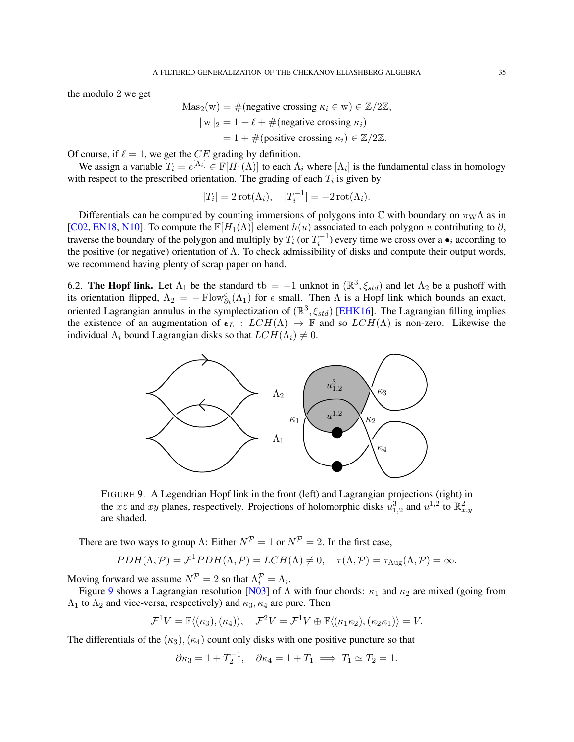the modulo 2 we get

$$
\begin{aligned}
\operatorname{Mas}_2(\mathrm{w}) &= \#(\text{negative crossing } \kappa_i \in \mathrm{w}) \in \mathbb{Z}/2\mathbb{Z}, \\
|\,\mathrm{w}\,|_2 &= 1 + \ell + \#(\text{negative crossing } \kappa_i) \\
&= 1 + \#(\text{positive crossing } \kappa_i) \in \mathbb{Z}/2\mathbb{Z}.
\end{aligned}
$$

Of course, if $\ell = 1$, we get the $CE$ grading by definition.

We assign a variable $T_i = e^{[\Lambda_i]} \in \mathbb{F}[H_1(\Lambda)]$ to each $\Lambda_i$ where $[\Lambda_i]$ is the fundamental class in homology with respect to the prescribed orientation. The grading of each $T_i$ is given by

$$|T_i| = 2\operatorname{rot}(\Lambda_i), \quad |T_i^{-1}| = -2\operatorname{rot}(\Lambda_i).$$

Differentials can be computed by counting immersions of polygons into $\mathbb{C}$ with boundary on $\pi_{\mathrm{W}}\Lambda$ as in [C02, EN18, N10]. To compute the $\mathbb{F}[H_1(\Lambda)]$ element $h(u)$ associated to each polygon $u$ contributing to $\partial$, traverse the boundary of the polygon and multiply by $T_i$ (or $T_i^{-1}$) every time we cross over a $\bullet_i$ according to the positive (or negative) orientation of $\Lambda$. To check admissibility of disks and compute their output words, we recommend having plenty of scrap paper on hand.

6.2. **The Hopf link.** Let $\Lambda_1$ be the standard $\mathrm{tb} = -1$ unknot in $(\mathbb{R}^3, \xi_{std})$ and let $\Lambda_2$ be a pushoff with its orientation flipped, $\Lambda_2 = -\operatorname{Flow}^{\epsilon}_{\partial_t}(\Lambda_1)$ for $\epsilon$ small. Then $\Lambda$ is a Hopf link which bounds an exact, oriented Lagrangian annulus in the symplectization of $(\mathbb{R}^3, \xi_{std})$ [EHK16]. The Lagrangian filling implies the existence of an augmentation of $\boldsymbol{\epsilon}_L : LCH(\Lambda) \to \mathbb{F}$ and so $LCH(\Lambda)$ is non-zero. Likewise the individual $\Lambda_i$ bound Lagrangian disks so that $LCH(\Lambda_i) \neq 0$.

FIGURE 9. A Legendrian Hopf link in the front (left) and Lagrangian projections (right) in the $xz$ and $xy$ planes, respectively. Projections of holomorphic disks $u^3_{1,2}$ and $u^{1,2}$ to $\mathbb{R}^2_{x,y}$ are shaded.

There are two ways to group $\Lambda$: Either $N^{\mathcal{P}} = 1$ or $N^{\mathcal{P}} = 2$. In the first case,

$$PDH(\Lambda, \mathcal{P}) = \mathcal{F}^1 PDH(\Lambda, \mathcal{P}) = LCH(\Lambda) \neq 0, \quad \tau(\Lambda, \mathcal{P}) = \tau_{\mathrm{Aug}}(\Lambda, \mathcal{P}) = \infty.$$

Moving forward we assume $N^{\mathcal{P}} = 2$ so that $\Lambda^{\mathcal{P}}_i = \Lambda_i$.

Figure 9 shows a Lagrangian resolution [N03] of $\Lambda$ with four chords: $\kappa_1$ and $\kappa_2$ are mixed (going from $\Lambda_1$ to $\Lambda_2$ and vice-versa, respectively) and $\kappa_3, \kappa_4$ are pure. Then

$$\mathcal{F}^1 V = \mathbb{F}\langle(\kappa_3), (\kappa_4)\rangle, \quad \mathcal{F}^2 V = \mathcal{F}^1 V \oplus \mathbb{F}\langle(\kappa_1\kappa_2), (\kappa_2\kappa_1)\rangle = V.$$

The differentials of the $(\kappa_3), (\kappa_4)$ count only disks with one positive puncture so that

$$\partial\kappa_3 = 1 + T_2^{-1}, \quad \partial\kappa_4 = 1 + T_1 \implies T_1 \simeq T_2 = 1.$$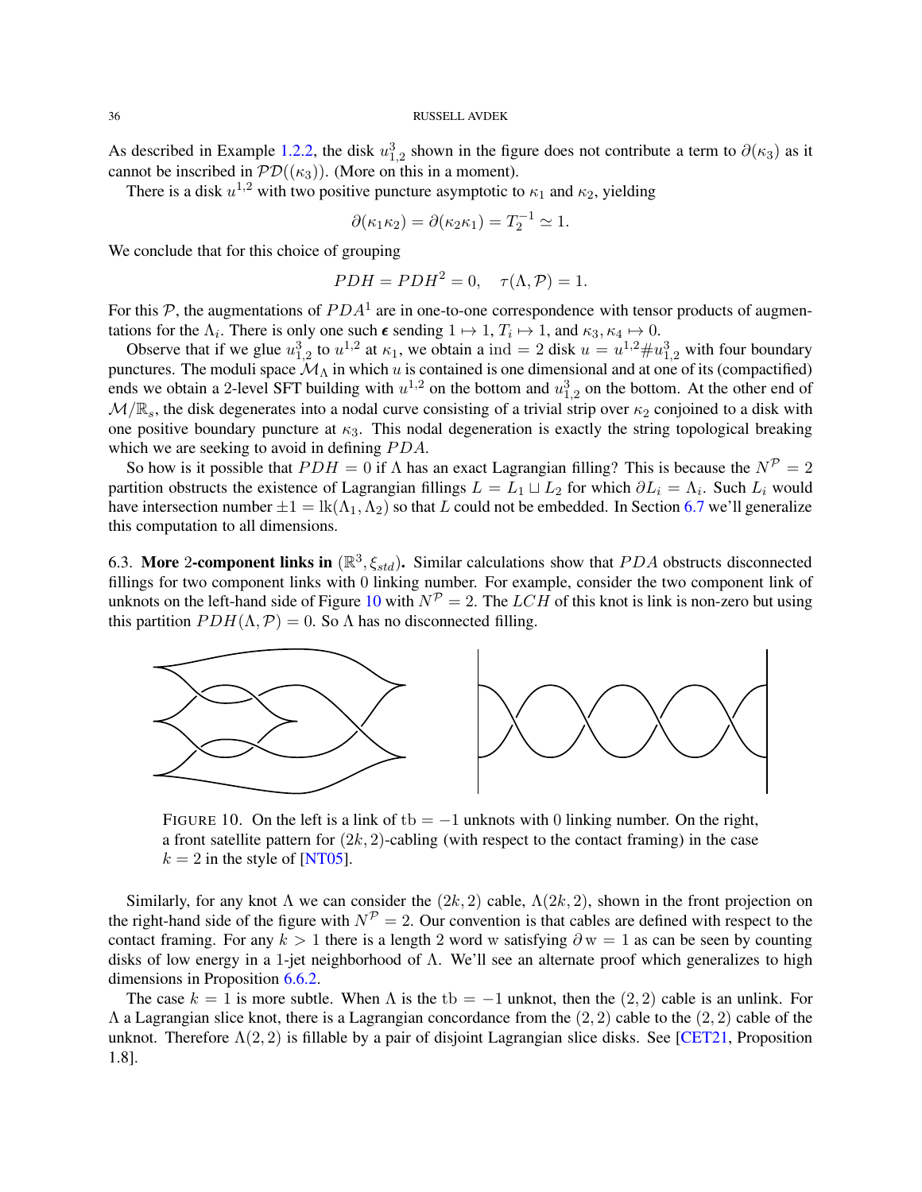As described in Example 1.2.2, the disk $u^3_{1,2}$ shown in the figure does not contribute a term to $\partial(\kappa_3)$ as it cannot be inscribed in $\mathcal{PD}((\kappa_3))$. (More on this in a moment).

There is a disk $u^{1,2}$ with two positive puncture asymptotic to $\kappa_1$ and $\kappa_2$, yielding

$$\partial(\kappa_1\kappa_2) = \partial(\kappa_2\kappa_1) = T_2^{-1} \simeq 1.$$

We conclude that for this choice of grouping

$$PDH = PDH^2 = 0, \quad \tau(\Lambda, \mathcal{P}) = 1.$$

For this $\mathcal{P}$, the augmentations of $PDA^1$ are in one-to-one correspondence with tensor products of augmentations for the $\Lambda_i$. There is only one such $\boldsymbol{\epsilon}$ sending $1 \mapsto 1$, $T_i \mapsto 1$, and $\kappa_3, \kappa_4 \mapsto 0$.

Observe that if we glue $u^3_{1,2}$ to $u^{1,2}$ at $\kappa_1$, we obtain a $\mathrm{ind} = 2$ disk $u = u^{1,2} \# u^3_{1,2}$ with four boundary punctures. The moduli space $\mathcal{M}_\Lambda$ in which $u$ is contained is one dimensional and at one of its (compactified) ends we obtain a 2-level SFT building with $u^{1,2}$ on the bottom and $u^3_{1,2}$ on the bottom. At the other end of $\mathcal{M}/\mathbb{R}_s$, the disk degenerates into a nodal curve consisting of a trivial strip over $\kappa_2$ conjoined to a disk with one positive boundary puncture at $\kappa_3$. This nodal degeneration is exactly the string topological breaking which we are seeking to avoid in defining $PDA$.

So how is it possible that $PDH = 0$ if $\Lambda$ has an exact Lagrangian filling? This is because the $N^{\mathcal{P}} = 2$ partition obstructs the existence of Lagrangian fillings $L = L_1 \sqcup L_2$ for which $\partial L_i = \Lambda_i$. Such $L_i$ would have intersection number $\pm 1 = \mathrm{lk}(\Lambda_1, \Lambda_2)$ so that $L$ could not be embedded. In Section 6.7 we'll generalize this computation to all dimensions.

## 6.3. More 2-component links in $(\mathbb{R}^3, \xi_{std})$.

Similar calculations show that $PDA$ obstructs disconnected fillings for two component links with 0 linking number. For example, consider the two component link of unknots on the left-hand side of Figure 10 with $N^{\mathcal{P}} = 2$. The $LCH$ of this knot is link is non-zero but using this partition $PDH(\Lambda, \mathcal{P}) = 0$. So $\Lambda$ has no disconnected filling.

FIGURE 10. On the left is a link of $\mathrm{tb} = -1$ unknots with 0 linking number. On the right, a front satellite pattern for $(2k, 2)$-cabling (with respect to the contact framing) in the case $k = 2$ in the style of [NT05].

Similarly, for any knot $\Lambda$ we can consider the $(2k, 2)$ cable, $\Lambda(2k, 2)$, shown in the front projection on the right-hand side of the figure with $N^{\mathcal{P}} = 2$. Our convention is that cables are defined with respect to the contact framing. For any $k > 1$ there is a length 2 word $\mathrm{w}$ satisfying $\partial\,\mathrm{w} = 1$ as can be seen by counting disks of low energy in a 1-jet neighborhood of $\Lambda$. We'll see an alternate proof which generalizes to high dimensions in Proposition 6.6.2.

The case $k = 1$ is more subtle. When $\Lambda$ is the $\mathrm{tb} = -1$ unknot, then the $(2, 2)$ cable is an unlink. For $\Lambda$ a Lagrangian slice knot, there is a Lagrangian concordance from the $(2, 2)$ cable to the $(2, 2)$ cable of the unknot. Therefore $\Lambda(2, 2)$ is fillable by a pair of disjoint Lagrangian slice disks. See [CET21, Proposition 1.8].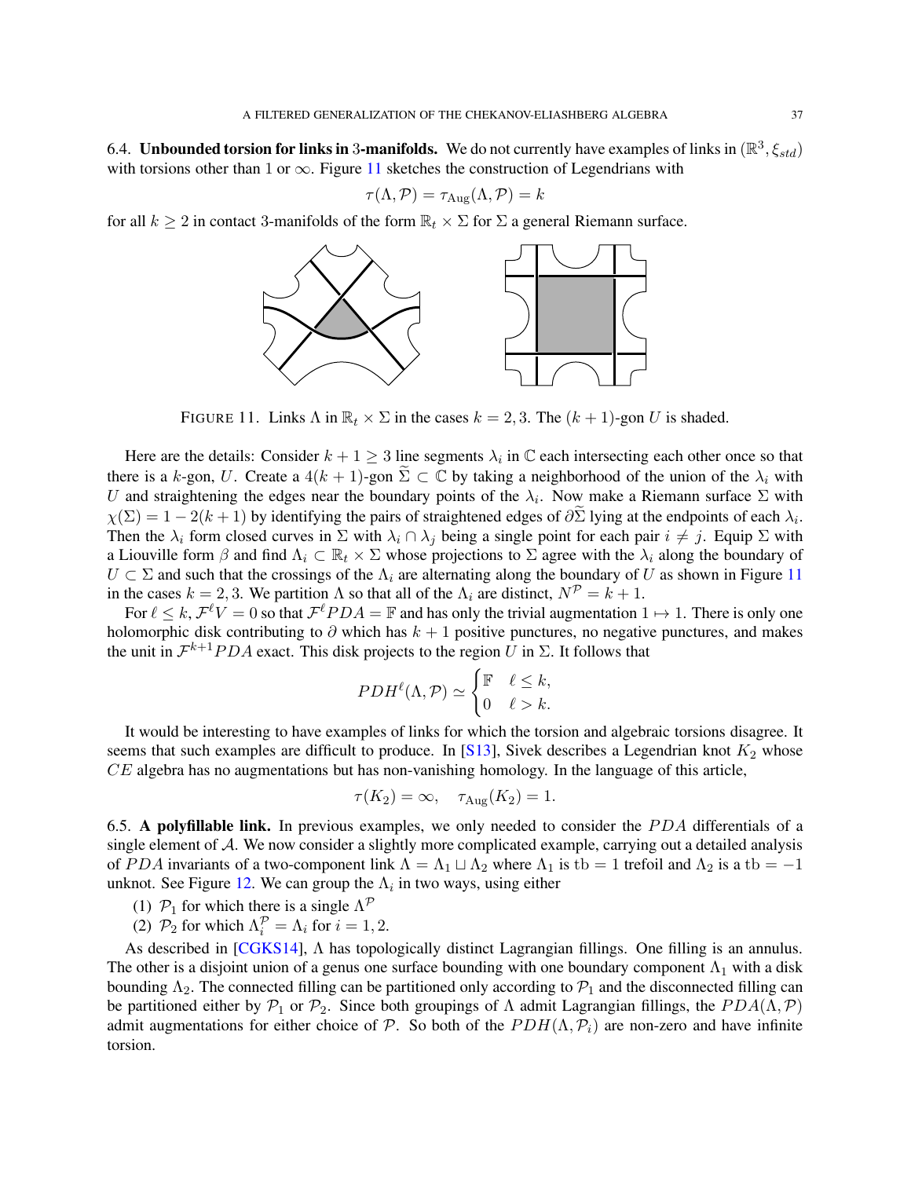### 6.4. **Unbounded torsion for links in 3-manifolds.**

We do not currently have examples of links in $(\mathbb{R}^3, \xi_{std})$ with torsions other than 1 or $\infty$. Figure 11 sketches the construction of Legendrians with

$$\tau(\Lambda, \mathcal{P}) = \tau_{\mathrm{Aug}}(\Lambda, \mathcal{P}) = k$$

for all $k \geq 2$ in contact 3-manifolds of the form $\mathbb{R}_t \times \Sigma$ for $\Sigma$ a general Riemann surface.

FIGURE 11. Links $\Lambda$ in $\mathbb{R}_t \times \Sigma$ in the cases $k = 2, 3$. The $(k+1)$-gon $U$ is shaded.

Here are the details: Consider $k + 1 \geq 3$ line segments $\lambda_i$ in $\mathbb{C}$ each intersecting each other once so that there is a $k$-gon, $U$. Create a $4(k+1)$-gon $\widetilde{\Sigma} \subset \mathbb{C}$ by taking a neighborhood of the union of the $\lambda_i$ with $U$ and straightening the edges near the boundary points of the $\lambda_i$. Now make a Riemann surface $\Sigma$ with $\chi(\Sigma) = 1 - 2(k+1)$ by identifying the pairs of straightened edges of $\partial \widetilde{\Sigma}$ lying at the endpoints of each $\lambda_i$. Then the $\lambda_i$ form closed curves in $\Sigma$ with $\lambda_i \cap \lambda_j$ being a single point for each pair $i \neq j$. Equip $\Sigma$ with a Liouville form $\beta$ and find $\Lambda_i \subset \mathbb{R}_t \times \Sigma$ whose projections to $\Sigma$ agree with the $\lambda_i$ along the boundary of $U \subset \Sigma$ and such that the crossings of the $\Lambda_i$ are alternating along the boundary of $U$ as shown in Figure 11 in the cases $k = 2, 3$. We partition $\Lambda$ so that all of the $\Lambda_i$ are distinct, $N^{\mathcal{P}} = k + 1$.

For $\ell \leq k$, $\mathcal{F}^{\ell} V = 0$ so that $\mathcal{F}^{\ell} PDA = \mathbb{F}$ and has only the trivial augmentation $1 \mapsto 1$. There is only one holomorphic disk contributing to $\partial$ which has $k+1$ positive punctures, no negative punctures, and makes the unit in $\mathcal{F}^{k+1} PDA$ exact. This disk projects to the region $U$ in $\Sigma$. It follows that

$$PDH^{\ell}(\Lambda, \mathcal{P}) \simeq \begin{cases} \mathbb{F} & \ell \leq k, \\ 0 & \ell > k. \end{cases}$$

It would be interesting to have examples of links for which the torsion and algebraic torsions disagree. It seems that such examples are difficult to produce. In [S13], Sivek describes a Legendrian knot $K_2$ whose $CE$ algebra has no augmentations but has non-vanishing homology. In the language of this article,

$$\tau(K_2) = \infty, \quad \tau_{\mathrm{Aug}}(K_2) = 1.$$

### 6.5. **A polyfillable link.**

In previous examples, we only needed to consider the $PDA$ differentials of a single element of $\mathcal{A}$. We now consider a slightly more complicated example, carrying out a detailed analysis of $PDA$ invariants of a two-component link $\Lambda = \Lambda_1 \sqcup \Lambda_2$ where $\Lambda_1$ is $\mathrm{tb} = 1$ trefoil and $\Lambda_2$ is a $\mathrm{tb} = -1$ unknot. See Figure 12. We can group the $\Lambda_i$ in two ways, using either

1. $\mathcal{P}_1$ for which there is a single $\Lambda^{\mathcal{P}}$
2. $\mathcal{P}_2$ for which $\Lambda_i^{\mathcal{P}} = \Lambda_i$ for $i = 1, 2$.

As described in [CGKS14], $\Lambda$ has topologically distinct Lagrangian fillings. One filling is an annulus. The other is a disjoint union of a genus one surface bounding with one boundary component $\Lambda_1$ with a disk bounding $\Lambda_2$. The connected filling can be partitioned only according to $\mathcal{P}_1$ and the disconnected filling can be partitioned either by $\mathcal{P}_1$ or $\mathcal{P}_2$. Since both groupings of $\Lambda$ admit Lagrangian fillings, the $PDA(\Lambda, \mathcal{P})$ admit augmentations for either choice of $\mathcal{P}$. So both of the $PDH(\Lambda, \mathcal{P}_i)$ are non-zero and have infinite torsion.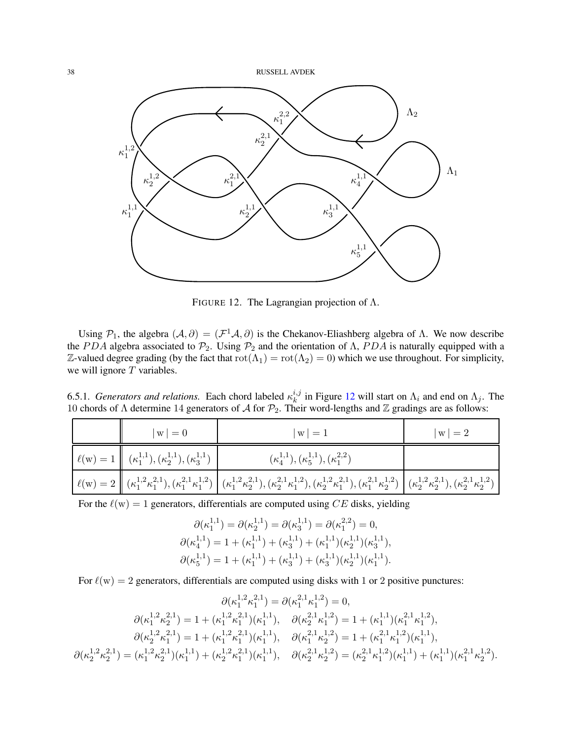FIGURE 12. The Lagrangian projection of $\Lambda$.

Using $\mathcal{P}_1$, the algebra $(\mathcal{A}, \partial) = (\mathcal{F}^1\mathcal{A}, \partial)$ is the Chekanov-Eliashberg algebra of $\Lambda$. We now describe the $PDA$ algebra associated to $\mathcal{P}_2$. Using $\mathcal{P}_2$ and the orientation of $\Lambda$, $PDA$ is naturally equipped with a $\mathbb{Z}$-valued degree grading (by the fact that $\mathrm{rot}(\Lambda_1) = \mathrm{rot}(\Lambda_2) = 0$) which we use throughout. For simplicity, we will ignore $T$ variables.

6.5.1. *Generators and relations.* Each chord labeled $\kappa_k^{i,j}$ in Figure 12 will start on $\Lambda_i$ and end on $\Lambda_j$. The 10 chords of $\Lambda$ determine 14 generators of $\mathcal{A}$ for $\mathcal{P}_2$. Their word-lengths and $\mathbb{Z}$ gradings are as follows:

| | $\lvert \mathrm{w} \rvert = 0$ | $\lvert \mathrm{w} \rvert = 1$ | $\lvert \mathrm{w} \rvert = 2$ |
|---|---|---|---|
| $\ell(\mathrm{w}) = 1$ | $(\kappa_1^{1,1}), (\kappa_2^{1,1}), (\kappa_3^{1,1})$ | $(\kappa_4^{1,1}), (\kappa_5^{1,1}), (\kappa_1^{2,2})$ | |
| $\ell(\mathrm{w}) = 2$ | $(\kappa_1^{1,2}\kappa_1^{2,1}), (\kappa_1^{2,1}\kappa_1^{1,2})$ | $(\kappa_1^{1,2}\kappa_2^{2,1}), (\kappa_2^{2,1}\kappa_1^{1,2}), (\kappa_2^{1,2}\kappa_1^{2,1}), (\kappa_1^{2,1}\kappa_2^{1,2})$ | $(\kappa_2^{1,2}\kappa_2^{2,1}), (\kappa_2^{2,1}\kappa_2^{1,2})$ |

For the $\ell(\mathrm{w}) = 1$ generators, differentials are computed using $CE$ disks, yielding

$$\partial(\kappa_1^{1,1}) = \partial(\kappa_2^{1,1}) = \partial(\kappa_3^{1,1}) = \partial(\kappa_1^{2,2}) = 0,$$
$$\partial(\kappa_4^{1,1}) = 1 + (\kappa_1^{1,1}) + (\kappa_3^{1,1}) + (\kappa_1^{1,1})(\kappa_2^{1,1})(\kappa_3^{1,1}),$$
$$\partial(\kappa_5^{1,1}) = 1 + (\kappa_1^{1,1}) + (\kappa_3^{1,1}) + (\kappa_3^{1,1})(\kappa_2^{1,1})(\kappa_1^{1,1}).$$

For $\ell(\mathrm{w}) = 2$ generators, differentials are computed using disks with 1 or 2 positive punctures:

$$\partial(\kappa_1^{1,2}\kappa_1^{2,1}) = \partial(\kappa_1^{2,1}\kappa_1^{1,2}) = 0,$$
$$\partial(\kappa_1^{1,2}\kappa_2^{2,1}) = 1 + (\kappa_1^{1,2}\kappa_1^{2,1})(\kappa_1^{1,1}), \quad \partial(\kappa_2^{2,1}\kappa_1^{1,2}) = 1 + (\kappa_1^{1,1})(\kappa_1^{2,1}\kappa_1^{1,2}),$$
$$\partial(\kappa_2^{1,2}\kappa_1^{2,1}) = 1 + (\kappa_1^{1,2}\kappa_1^{2,1})(\kappa_1^{1,1}), \quad \partial(\kappa_1^{2,1}\kappa_2^{1,2}) = 1 + (\kappa_1^{2,1}\kappa_1^{1,2})(\kappa_1^{1,1}),$$
$$\partial(\kappa_2^{1,2}\kappa_2^{2,1}) = (\kappa_1^{1,2}\kappa_2^{2,1})(\kappa_1^{1,1}) + (\kappa_2^{1,2}\kappa_1^{2,1})(\kappa_1^{1,1}), \quad \partial(\kappa_2^{2,1}\kappa_2^{1,2}) = (\kappa_2^{2,1}\kappa_1^{1,2})(\kappa_1^{1,1}) + (\kappa_1^{1,1})(\kappa_1^{2,1}\kappa_2^{1,2}).$$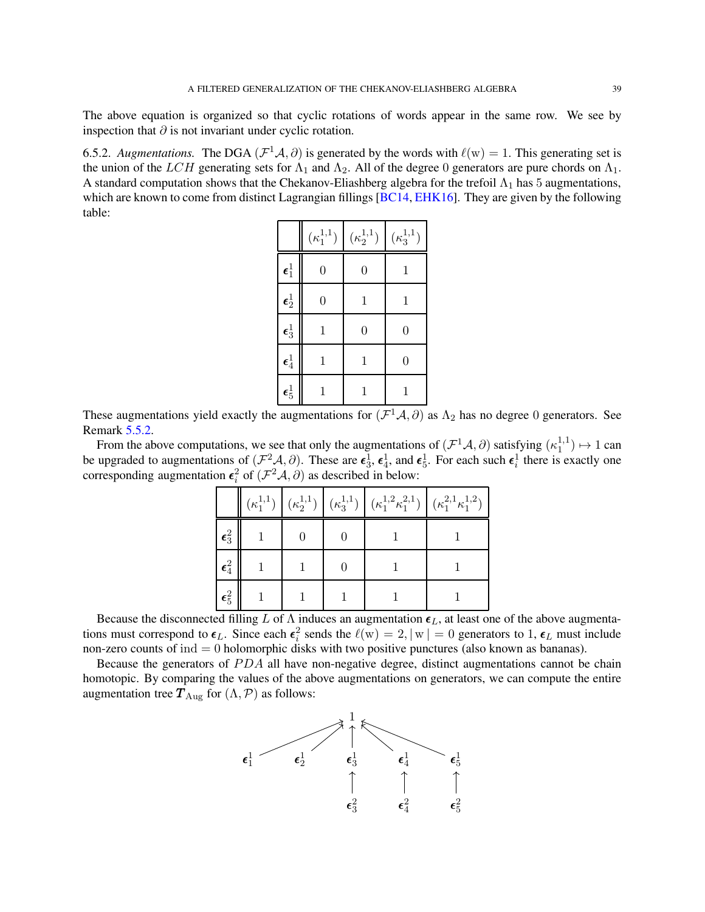The above equation is organized so that cyclic rotations of words appear in the same row. We see by inspection that $\partial$ is not invariant under cyclic rotation.

6.5.2. *Augmentations.* The DGA $(\mathcal{F}^1\mathcal{A}, \partial)$ is generated by the words with $\ell(\mathrm{w}) = 1$. This generating set is the union of the $LCH$ generating sets for $\Lambda_1$ and $\Lambda_2$. All of the degree 0 generators are pure chords on $\Lambda_1$. A standard computation shows that the Chekanov-Eliashberg algebra for the trefoil $\Lambda_1$ has 5 augmentations, which are known to come from distinct Lagrangian fillings [BC14, EHK16]. They are given by the following table:

| | $(\kappa_1^{1,1})$ | $(\kappa_2^{1,1})$ | $(\kappa_3^{1,1})$ |
|---|---|---|---|
| $\boldsymbol{\epsilon}_1^1$ | 0 | 0 | 1 |
| $\boldsymbol{\epsilon}_2^1$ | 0 | 1 | 1 |
| $\boldsymbol{\epsilon}_3^1$ | 1 | 0 | 0 |
| $\boldsymbol{\epsilon}_4^1$ | 1 | 1 | 0 |
| $\boldsymbol{\epsilon}_5^1$ | 1 | 1 | 1 |

These augmentations yield exactly the augmentations for $(\mathcal{F}^1\mathcal{A}, \partial)$ as $\Lambda_2$ has no degree 0 generators. See Remark 5.5.2.

From the above computations, we see that only the augmentations of $(\mathcal{F}^1\mathcal{A}, \partial)$ satisfying $(\kappa_1^{1,1}) \mapsto 1$ can be upgraded to augmentations of $(\mathcal{F}^2\mathcal{A}, \partial)$. These are $\boldsymbol{\epsilon}_3^1$, $\boldsymbol{\epsilon}_4^1$, and $\boldsymbol{\epsilon}_5^1$. For each such $\boldsymbol{\epsilon}_i^1$ there is exactly one corresponding augmentation $\boldsymbol{\epsilon}_i^2$ of $(\mathcal{F}^2\mathcal{A}, \partial)$ as described in below:

| | $(\kappa_1^{1,1})$ | $(\kappa_2^{1,1})$ | $(\kappa_3^{1,1})$ | $(\kappa_1^{1,2}\kappa_1^{2,1})$ | $(\kappa_1^{2,1}\kappa_1^{1,2})$ |
|---|---|---|---|---|---|
| $\boldsymbol{\epsilon}_3^2$ | 1 | 0 | 0 | 1 | 1 |
| $\boldsymbol{\epsilon}_4^2$ | 1 | 1 | 0 | 1 | 1 |
| $\boldsymbol{\epsilon}_5^2$ | 1 | 1 | 1 | 1 | 1 |

Because the disconnected filling $L$ of $\Lambda$ induces an augmentation $\boldsymbol{\epsilon}_L$, at least one of the above augmentations must correspond to $\boldsymbol{\epsilon}_L$. Since each $\boldsymbol{\epsilon}_i^2$ sends the $\ell(\mathrm{w}) = 2, |\mathrm{w}| = 0$ generators to 1, $\boldsymbol{\epsilon}_L$ must include non-zero counts of $\mathrm{ind} = 0$ holomorphic disks with two positive punctures (also known as bananas).

Because the generators of $PDA$ all have non-negative degree, distinct augmentations cannot be chain homotopic. By comparing the values of the above augmentations on generators, we can compute the entire augmentation tree $\boldsymbol{T}_{\mathrm{Aug}}$ for $(\Lambda, \mathcal{P})$ as follows:

$$
\begin{array}{ccccc}
 & & 1 & & \\
 \nearrow & \nearrow & \uparrow & \nwarrow & \nwarrow \\
\boldsymbol{\epsilon}_1^1 & \boldsymbol{\epsilon}_2^1 & \boldsymbol{\epsilon}_3^1 & \boldsymbol{\epsilon}_4^1 & \boldsymbol{\epsilon}_5^1 \\
 & & \uparrow & \uparrow & \uparrow \\
 & & \boldsymbol{\epsilon}_3^2 & \boldsymbol{\epsilon}_4^2 & \boldsymbol{\epsilon}_5^2
\end{array}
$$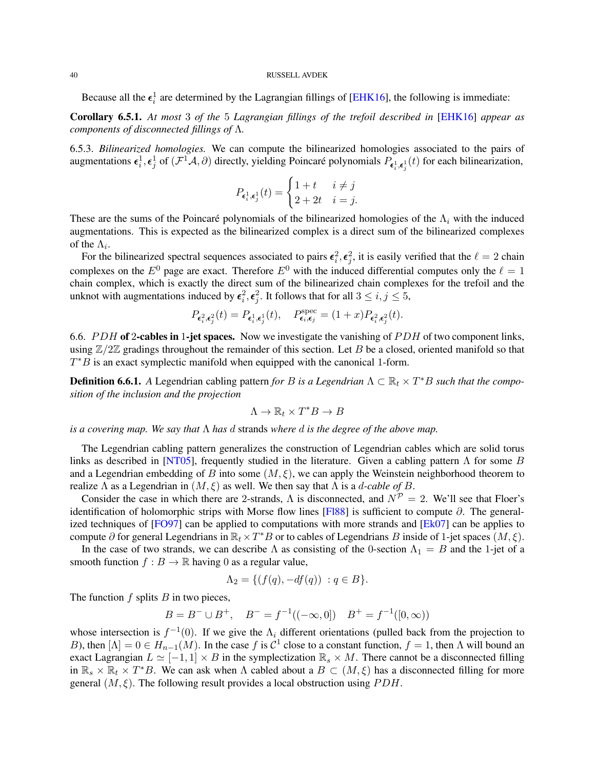Because all the $\epsilon_i^1$ are determined by the Lagrangian fillings of [EHK16], the following is immediate:

**Corollary 6.5.1.** *At most* $3$ *of the* $5$ *Lagrangian fillings of the trefoil described in* [EHK16] *appear as components of disconnected fillings of* $\Lambda$.

6.5.3. *Bilinearized homologies.* We can compute the bilinearized homologies associated to the pairs of augmentations $\epsilon_i^1, \epsilon_j^1$ of $(\mathcal{F}^1\mathcal{A}, \partial)$ directly, yielding Poincaré polynomials $P_{\epsilon_i^1,\epsilon_j^1}(t)$ for each bilinearization,

$$P_{\epsilon_i^1,\epsilon_j^1}(t) = \begin{cases} 1+t & i \neq j \\ 2+2t & i = j. \end{cases}$$

These are the sums of the Poincaré polynomials of the bilinearized homologies of the $\Lambda_i$ with the induced augmentations. This is expected as the bilinearized complex is a direct sum of the bilinearized complexes of the $\Lambda_i$.

For the bilinearized spectral sequences associated to pairs $\epsilon_i^2, \epsilon_j^2$, it is easily verified that the $\ell = 2$ chain complexes on the $E^0$ page are exact. Therefore $E^0$ with the induced differential computes only the $\ell = 1$ chain complex, which is exactly the direct sum of the bilinearized chain complexes for the trefoil and the unknot with augmentations induced by $\epsilon_i^2, \epsilon_j^2$. It follows that for all $3 \leq i, j \leq 5$,

$$P_{\epsilon_i^2,\epsilon_j^2}(t) = P_{\epsilon_i^1,\epsilon_j^1}(t), \quad P^{\mathrm{spec}}_{\epsilon_i,\epsilon_j} = (1+x)P_{\epsilon_i^2,\epsilon_j^2}(t).$$

6.6. $PDH$ **of 2-cables in 1-jet spaces.** Now we investigate the vanishing of $PDH$ of two component links, using $\mathbb{Z}/2\mathbb{Z}$ gradings throughout the remainder of this section. Let $B$ be a closed, oriented manifold so that $T^*B$ is an exact symplectic manifold when equipped with the canonical 1-form.

**Definition 6.6.1.** *A* Legendrian cabling pattern *for* $B$ *is a Legendrian* $\Lambda \subset \mathbb{R}_t \times T^*B$ *such that the composition of the inclusion and the projection*

$$\Lambda \to \mathbb{R}_t \times T^*B \to B$$

*is a covering map. We say that* $\Lambda$ *has* $d$ strands *where* $d$ *is the degree of the above map.*

The Legendrian cabling pattern generalizes the construction of Legendrian cables which are solid torus links as described in [NT05], frequently studied in the literature. Given a cabling pattern $\Lambda$ for some $B$ and a Legendrian embedding of $B$ into some $(M, \xi)$, we can apply the Weinstein neighborhood theorem to realize $\Lambda$ as a Legendrian in $(M, \xi)$ as well. We then say that $\Lambda$ is a *$d$-cable of* $B$.

Consider the case in which there are 2-strands, $\Lambda$ is disconnected, and $N^{\mathcal{P}} = 2$. We'll see that Floer's identification of holomorphic strips with Morse flow lines [Fl88] is sufficient to compute $\partial$. The generalized techniques of [FO97] can be applied to computations with more strands and [Ek07] can be applies to compute $\partial$ for general Legendrians in $\mathbb{R}_t \times T^*B$ or to cables of Legendrians $B$ inside of 1-jet spaces $(M, \xi)$.

In the case of two strands, we can describe $\Lambda$ as consisting of the 0-section $\Lambda_1 = B$ and the 1-jet of a smooth function $f : B \to \mathbb{R}$ having 0 as a regular value,

$$\Lambda_2 = \{(f(q), -df(q)) \ : q \in B\}.$$

The function $f$ splits $B$ in two pieces,

$$B = B^- \cup B^+, \quad B^- = f^{-1}((-\infty, 0]) \quad B^+ = f^{-1}([0, \infty))$$

whose intersection is $f^{-1}(0)$. If we give the $\Lambda_i$ different orientations (pulled back from the projection to $B$), then $[\Lambda] = 0 \in H_{n-1}(M)$. In the case $f$ is $\mathcal{C}^1$ close to a constant function, $f = 1$, then $\Lambda$ will bound an exact Lagrangian $L \simeq [-1, 1] \times B$ in the symplectization $\mathbb{R}_s \times M$. There cannot be a disconnected filling in $\mathbb{R}_s \times \mathbb{R}_t \times T^*B$. We can ask when $\Lambda$ cabled about a $B \subset (M, \xi)$ has a disconnected filling for more general $(M, \xi)$. The following result provides a local obstruction using $PDH$.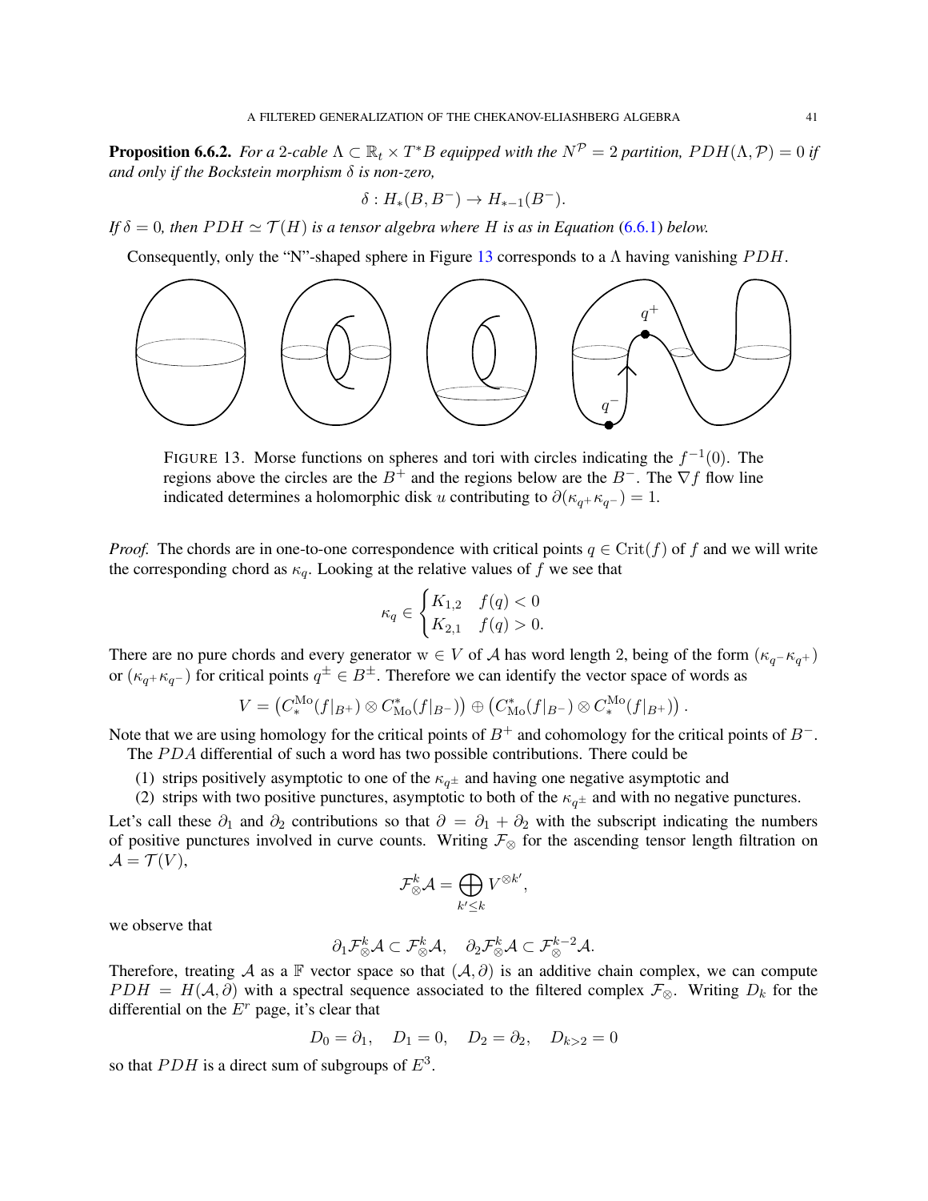**Proposition 6.6.2.** *For a 2-cable $\Lambda \subset \mathbb{R}_t \times T^*B$ equipped with the $N^{\mathcal{P}} = 2$ partition, $PDH(\Lambda, \mathcal{P}) = 0$ if and only if the Bockstein morphism $\delta$ is non-zero,*

$$\delta : H_*(B, B^-) \to H_{*-1}(B^-).$$

*If $\delta = 0$, then $PDH \simeq \mathcal{T}(H)$ is a tensor algebra where $H$ is as in Equation (6.6.1) below.*

Consequently, only the "N"-shaped sphere in Figure 13 corresponds to a $\Lambda$ having vanishing $PDH$.

FIGURE 13. Morse functions on spheres and tori with circles indicating the $f^{-1}(0)$. The regions above the circles are the $B^+$ and the regions below are the $B^-$. The $\nabla f$ flow line indicated determines a holomorphic disk $u$ contributing to $\partial(\kappa_{q^+}\kappa_{q^-}) = 1$.

*Proof.* The chords are in one-to-one correspondence with critical points $q \in \mathrm{Crit}(f)$ of $f$ and we will write the corresponding chord as $\kappa_q$. Looking at the relative values of $f$ we see that

$$\kappa_q \in \begin{cases} K_{1,2} & f(q) < 0 \\ K_{2,1} & f(q) > 0. \end{cases}$$

There are no pure chords and every generator $\mathrm{w} \in V$ of $\mathcal{A}$ has word length 2, being of the form $(\kappa_{q^-}\kappa_{q^+})$ or $(\kappa_{q^+}\kappa_{q^-})$ for critical points $q^\pm \in B^\pm$. Therefore we can identify the vector space of words as

$$V = \left(C_*^{\mathrm{Mo}}(f|_{B^+}) \otimes C^*_{\mathrm{Mo}}(f|_{B^-})\right) \oplus \left(C^*_{\mathrm{Mo}}(f|_{B^-}) \otimes C_*^{\mathrm{Mo}}(f|_{B^+})\right).$$

Note that we are using homology for the critical points of $B^+$ and cohomology for the critical points of $B^-$.

The $PDA$ differential of such a word has two possible contributions. There could be

(1) strips positively asymptotic to one of the $\kappa_{q^\pm}$ and having one negative asymptotic and
(2) strips with two positive punctures, asymptotic to both of the $\kappa_{q^\pm}$ and with no negative punctures.

Let's call these $\partial_1$ and $\partial_2$ contributions so that $\partial = \partial_1 + \partial_2$ with the subscript indicating the numbers of positive punctures involved in curve counts. Writing $\mathcal{F}_\otimes$ for the ascending tensor length filtration on $\mathcal{A} = \mathcal{T}(V)$,

$$\mathcal{F}^k_\otimes \mathcal{A} = \bigoplus_{k' \leq k} V^{\otimes k'},$$

we observe that

$$\partial_1 \mathcal{F}^k_\otimes \mathcal{A} \subset \mathcal{F}^k_\otimes \mathcal{A}, \quad \partial_2 \mathcal{F}^k_\otimes \mathcal{A} \subset \mathcal{F}^{k-2}_\otimes \mathcal{A}.$$

Therefore, treating $\mathcal{A}$ as a $\mathbb{F}$ vector space so that $(\mathcal{A}, \partial)$ is an additive chain complex, we can compute $PDH = H(\mathcal{A}, \partial)$ with a spectral sequence associated to the filtered complex $\mathcal{F}_\otimes$. Writing $D_k$ for the differential on the $E^r$ page, it's clear that

$$D_0 = \partial_1, \quad D_1 = 0, \quad D_2 = \partial_2, \quad D_{k>2} = 0$$

so that $PDH$ is a direct sum of subgroups of $E^3$.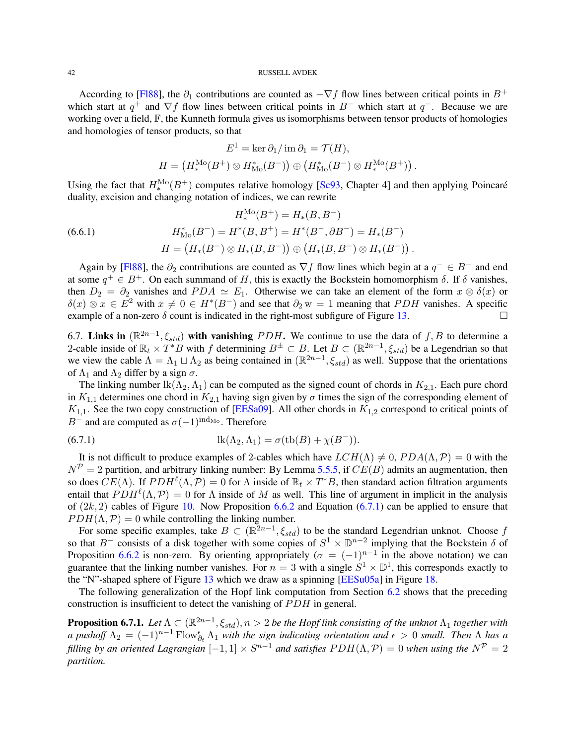According to [Fl88], the $\partial_1$ contributions are counted as $-\nabla f$ flow lines between critical points in $B^+$ which start at $q^+$ and $\nabla f$ flow lines between critical points in $B^-$ which start at $q^-$. Because we are working over a field, $\mathbb{F}$, the Kunneth formula gives us isomorphisms between tensor products of homologies and homologies of tensor products, so that

$$E^1 = \ker \partial_1 / \operatorname{im} \partial_1 = \mathcal{T}(H),$$
$$H = \left(H_*^{\mathrm{Mo}}(B^+) \otimes H^*_{\mathrm{Mo}}(B^-)\right) \oplus \left(H^*_{\mathrm{Mo}}(B^-) \otimes H_*^{\mathrm{Mo}}(B^+)\right).$$

Using the fact that $H_*^{\mathrm{Mo}}(B^+)$ computes relative homology [Sc93, Chapter 4] and then applying Poincaré duality, excision and changing notation of indices, we can rewrite

$$\begin{aligned} H_*^{\mathrm{Mo}}(B^+) &= H_*(B, B^-) \\ H^*_{\mathrm{Mo}}(B^-) &= H^*(B, B^+) = H^*(B^-, \partial B^-) = H_*(B^-) \\ H &= \left(H_*(B^-) \otimes H_*(B, B^-)\right) \oplus \left(H_*(B, B^-) \otimes H_*(B^-)\right). \end{aligned} \tag{6.6.1}$$

Again by [Fl88], the $\partial_2$ contributions are counted as $\nabla f$ flow lines which begin at a $q^- \in B^-$ and end at some $q^+ \in B^+$. On each summand of $H$, this is exactly the Bockstein homomorphism $\delta$. If $\delta$ vanishes, then $D_2 = \partial_2$ vanishes and $PDA \simeq E_1$. Otherwise we can take an element of the form $x \otimes \delta(x)$ or $\delta(x) \otimes x \in E^2$ with $x \neq 0 \in H^*(B^-)$ and see that $\partial_2 \mathrm{w} = 1$ meaning that $PDH$ vanishes. A specific example of a non-zero $\delta$ count is indicated in the right-most subfigure of Figure 13. □

6.7. **Links in $(\mathbb{R}^{2n-1}, \xi_{std})$ with vanishing $PDH$.** We continue to use the data of $f, B$ to determine a 2-cable inside of $\mathbb{R}_t \times T^*B$ with $f$ determining $B^{\pm} \subset B$. Let $B \subset (\mathbb{R}^{2n-1}, \xi_{std})$ be a Legendrian so that we view the cable $\Lambda = \Lambda_1 \sqcup \Lambda_2$ as being contained in $(\mathbb{R}^{2n-1}, \xi_{std})$ as well. Suppose that the orientations of $\Lambda_1$ and $\Lambda_2$ differ by a sign $\sigma$.

The linking number $\mathrm{lk}(\Lambda_2, \Lambda_1)$ can be computed as the signed count of chords in $K_{2,1}$. Each pure chord in $K_{1,1}$ determines one chord in $K_{2,1}$ having sign given by $\sigma$ times the sign of the corresponding element of $K_{1,1}$. See the two copy construction of [EESa09]. All other chords in $K_{1,2}$ correspond to critical points of $B^-$ and are computed as $\sigma(-1)^{\mathrm{ind}_{\mathrm{Mo}}}$. Therefore

$$\mathrm{lk}(\Lambda_2, \Lambda_1) = \sigma(\mathrm{tb}(B) + \chi(B^-)). \tag{6.7.1}$$

It is not difficult to produce examples of 2-cables which have $LCH(\Lambda) \neq 0$, $PDA(\Lambda, \mathcal{P}) = 0$ with the $N^{\mathcal{P}} = 2$ partition, and arbitrary linking number: By Lemma 5.5.5, if $CE(B)$ admits an augmentation, then so does $CE(\Lambda)$. If $PDH^{\ell}(\Lambda, \mathcal{P}) = 0$ for $\Lambda$ inside of $\mathbb{R}_t \times T^*B$, then standard action filtration arguments entail that $PDH^{\ell}(\Lambda, \mathcal{P}) = 0$ for $\Lambda$ inside of $M$ as well. This line of argument in implicit in the analysis of $(2k, 2)$ cables of Figure 10. Now Proposition 6.6.2 and Equation (6.7.1) can be applied to ensure that $PDH(\Lambda, \mathcal{P}) = 0$ while controlling the linking number.

For some specific examples, take $B \subset (\mathbb{R}^{2n-1}, \xi_{std})$ to be the standard Legendrian unknot. Choose $f$ so that $B^-$ consists of a disk together with some copies of $S^1 \times \mathbb{D}^{n-2}$ implying that the Bockstein $\delta$ of Proposition 6.6.2 is non-zero. By orienting appropriately ($\sigma = (-1)^{n-1}$ in the above notation) we can guarantee that the linking number vanishes. For $n = 3$ with a single $S^1 \times \mathbb{D}^1$, this corresponds exactly to the "N"-shaped sphere of Figure 13 which we draw as a spinning [EESu05a] in Figure 18.

The following generalization of the Hopf link computation from Section 6.2 shows that the preceding construction is insufficient to detect the vanishing of $PDH$ in general.

**Proposition 6.7.1.** *Let $\Lambda \subset (\mathbb{R}^{2n-1}, \xi_{std}), n > 2$ be the Hopf link consisting of the unknot $\Lambda_1$ together with a pushoff $\Lambda_2 = (-1)^{n-1} \mathrm{Flow}^{\epsilon}_{\partial_t} \Lambda_1$ with the sign indicating orientation and $\epsilon > 0$ small. Then $\Lambda$ has a filling by an oriented Lagrangian $[-1, 1] \times S^{n-1}$ and satisfies $PDH(\Lambda, \mathcal{P}) = 0$ when using the $N^{\mathcal{P}} = 2$ partition.*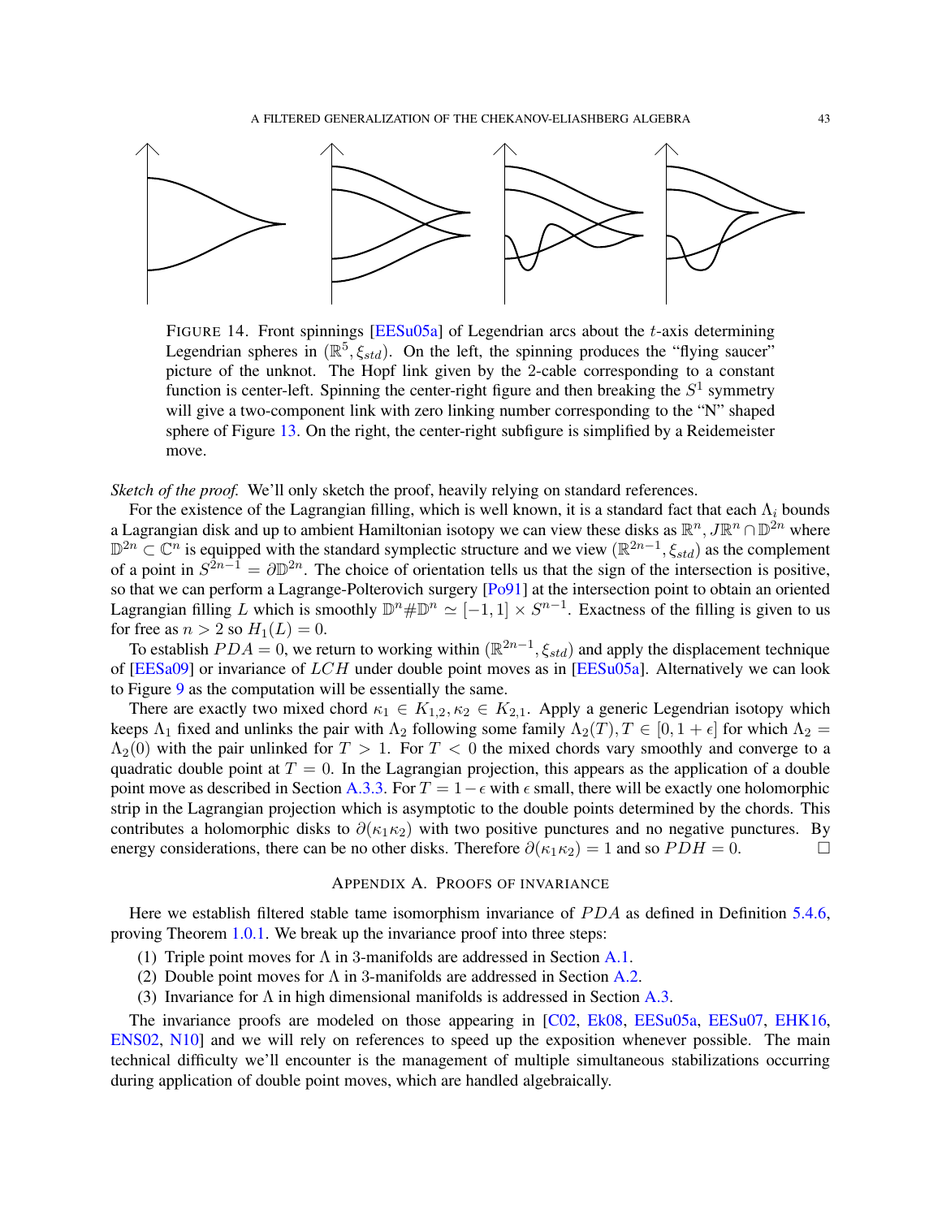FIGURE 14. Front spinnings [EESu05a] of Legendrian arcs about the $t$-axis determining Legendrian spheres in $(\mathbb{R}^5, \xi_{std})$. On the left, the spinning produces the "flying saucer" picture of the unknot. The Hopf link given by the 2-cable corresponding to a constant function is center-left. Spinning the center-right figure and then breaking the $S^1$ symmetry will give a two-component link with zero linking number corresponding to the "N" shaped sphere of Figure 13. On the right, the center-right subfigure is simplified by a Reidemeister move.

*Sketch of the proof.* We'll only sketch the proof, heavily relying on standard references.

For the existence of the Lagrangian filling, which is well known, it is a standard fact that each $\Lambda_i$ bounds a Lagrangian disk and up to ambient Hamiltonian isotopy we can view these disks as $\mathbb{R}^n, J\mathbb{R}^n \cap \mathbb{D}^{2n}$ where $\mathbb{D}^{2n} \subset \mathbb{C}^n$ is equipped with the standard symplectic structure and we view $(\mathbb{R}^{2n-1}, \xi_{std})$ as the complement of a point in $S^{2n-1} = \partial \mathbb{D}^{2n}$. The choice of orientation tells us that the sign of the intersection is positive, so that we can perform a Lagrange-Polterovich surgery [Po91] at the intersection point to obtain an oriented Lagrangian filling $L$ which is smoothly $\mathbb{D}^n \# \mathbb{D}^n \simeq [-1,1] \times S^{n-1}$. Exactness of the filling is given to us for free as $n > 2$ so $H_1(L) = 0$.

To establish $PDA = 0$, we return to working within $(\mathbb{R}^{2n-1}, \xi_{std})$ and apply the displacement technique of [EESa09] or invariance of $LCH$ under double point moves as in [EESu05a]. Alternatively we can look to Figure 9 as the computation will be essentially the same.

There are exactly two mixed chord $\kappa_1 \in K_{1,2}, \kappa_2 \in K_{2,1}$. Apply a generic Legendrian isotopy which keeps $\Lambda_1$ fixed and unlinks the pair with $\Lambda_2$ following some family $\Lambda_2(T), T \in [0, 1+\epsilon]$ for which $\Lambda_2 = \Lambda_2(0)$ with the pair unlinked for $T > 1$. For $T < 0$ the mixed chords vary smoothly and converge to a quadratic double point at $T = 0$. In the Lagrangian projection, this appears as the application of a double point move as described in Section A.3.3. For $T = 1 - \epsilon$ with $\epsilon$ small, there will be exactly one holomorphic strip in the Lagrangian projection which is asymptotic to the double points determined by the chords. This contributes a holomorphic disks to $\partial(\kappa_1 \kappa_2)$ with two positive punctures and no negative punctures. By energy considerations, there can be no other disks. Therefore $\partial(\kappa_1 \kappa_2) = 1$ and so $PDH = 0$. □

## APPENDIX A. PROOFS OF INVARIANCE

Here we establish filtered stable tame isomorphism invariance of $PDA$ as defined in Definition 5.4.6, proving Theorem 1.0.1. We break up the invariance proof into three steps:

1. Triple point moves for $\Lambda$ in 3-manifolds are addressed in Section A.1.
2. Double point moves for $\Lambda$ in 3-manifolds are addressed in Section A.2.
3. Invariance for $\Lambda$ in high dimensional manifolds is addressed in Section A.3.

The invariance proofs are modeled on those appearing in [C02, Ek08, EESu05a, EESu07, EHK16, ENS02, N10] and we will rely on references to speed up the exposition whenever possible. The main technical difficulty we'll encounter is the management of multiple simultaneous stabilizations occurring during application of double point moves, which are handled algebraically.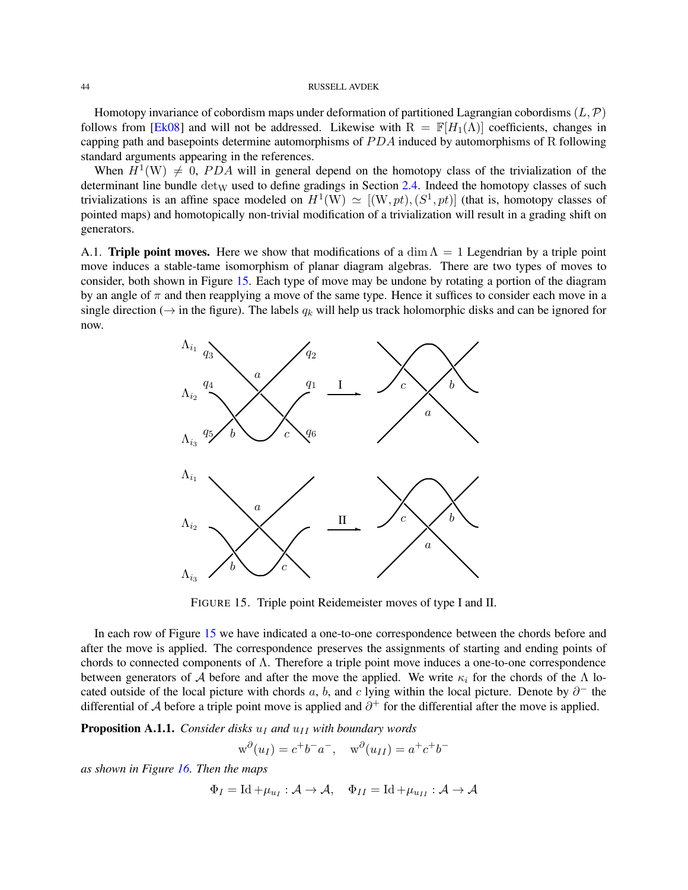Homotopy invariance of cobordism maps under deformation of partitioned Lagrangian cobordisms $(L, \mathcal{P})$ follows from [Ek08] and will not be addressed. Likewise with $\mathrm{R} = \mathbb{F}[H_1(\Lambda)]$ coefficients, changes in capping path and basepoints determine automorphisms of $PDA$ induced by automorphisms of $\mathrm{R}$ following standard arguments appearing in the references.

When $H^1(\mathrm{W}) \neq 0$, $PDA$ will in general depend on the homotopy class of the trivialization of the determinant line bundle $\det_{\mathrm{W}}$ used to define gradings in Section 2.4. Indeed the homotopy classes of such trivializations is an affine space modeled on $H^1(\mathrm{W}) \simeq [(\mathrm{W}, pt), (S^1, pt)]$ (that is, homotopy classes of pointed maps) and homotopically non-trivial modification of a trivialization will result in a grading shift on generators.

A.1. **Triple point moves.** Here we show that modifications of a $\dim \Lambda = 1$ Legendrian by a triple point move induces a stable-tame isomorphism of planar diagram algebras. There are two types of moves to consider, both shown in Figure 15. Each type of move may be undone by rotating a portion of the diagram by an angle of $\pi$ and then reapplying a move of the same type. Hence it suffices to consider each move in a single direction ($\rightarrow$ in the figure). The labels $q_k$ will help us track holomorphic disks and can be ignored for now.

FIGURE 15. Triple point Reidemeister moves of type I and II.

In each row of Figure 15 we have indicated a one-to-one correspondence between the chords before and after the move is applied. The correspondence preserves the assignments of starting and ending points of chords to connected components of $\Lambda$. Therefore a triple point move induces a one-to-one correspondence between generators of $\mathcal{A}$ before and after the move the applied. We write $\kappa_i$ for the chords of the $\Lambda$ located outside of the local picture with chords $a$, $b$, and $c$ lying within the local picture. Denote by $\partial^-$ the differential of $\mathcal{A}$ before a triple point move is applied and $\partial^+$ for the differential after the move is applied.

**Proposition A.1.1.** *Consider disks $u_I$ and $u_{II}$ with boundary words*

$$\mathrm{w}^{\partial}(u_I) = c^+ b^- a^-, \quad \mathrm{w}^{\partial}(u_{II}) = a^+ c^+ b^-$$

*as shown in Figure 16. Then the maps*

$$\Phi_I = \mathrm{Id} + \mu_{u_I} : \mathcal{A} \rightarrow \mathcal{A}, \quad \Phi_{II} = \mathrm{Id} + \mu_{u_{II}} : \mathcal{A} \rightarrow \mathcal{A}$$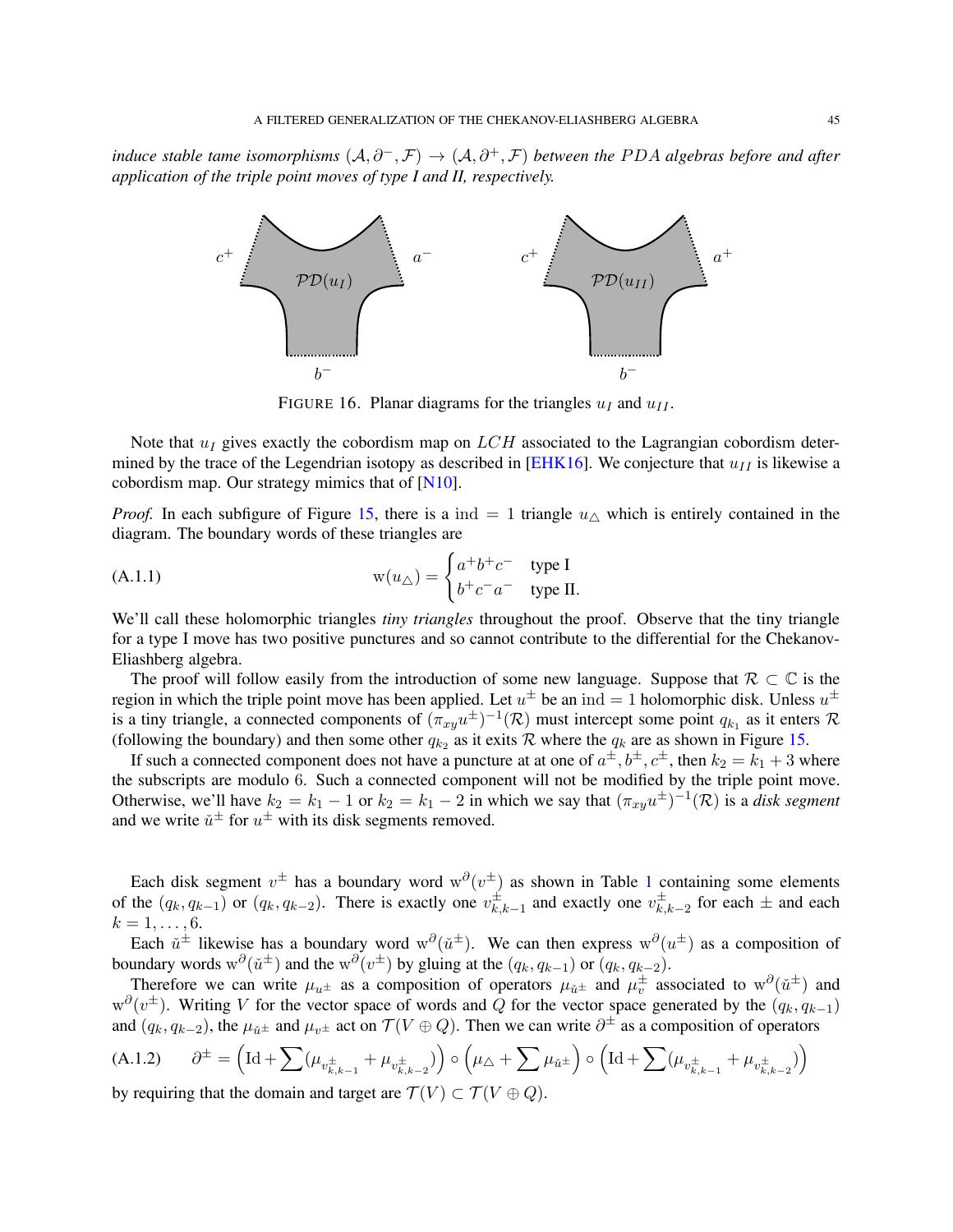*induce stable tame isomorphisms $(\mathcal{A}, \partial^-, \mathcal{F}) \to (\mathcal{A}, \partial^+, \mathcal{F})$ between the $PDA$ algebras before and after application of the triple point moves of type I and II, respectively.*

FIGURE 16. Planar diagrams for the triangles $u_I$ and $u_{II}$.

Note that $u_I$ gives exactly the cobordism map on $LCH$ associated to the Lagrangian cobordism determined by the trace of the Legendrian isotopy as described in [EHK16]. We conjecture that $u_{II}$ is likewise a cobordism map. Our strategy mimics that of [N10].

*Proof.* In each subfigure of Figure 15, there is a $\mathrm{ind} = 1$ triangle $u_\triangle$ which is entirely contained in the diagram. The boundary words of these triangles are

$$\mathrm{w}(u_\triangle) = \begin{cases} a^+b^+c^- & \text{type I} \\ b^+c^-a^- & \text{type II.} \end{cases} \tag{A.1.1}$$

We'll call these holomorphic triangles *tiny triangles* throughout the proof. Observe that the tiny triangle for a type I move has two positive punctures and so cannot contribute to the differential for the Chekanov-Eliashberg algebra.

The proof will follow easily from the introduction of some new language. Suppose that $\mathcal{R} \subset \mathbb{C}$ is the region in which the triple point move has been applied. Let $u^\pm$ be an $\mathrm{ind} = 1$ holomorphic disk. Unless $u^\pm$ is a tiny triangle, a connected components of $(\pi_{xy}u^\pm)^{-1}(\mathcal{R})$ must intercept some point $q_{k_1}$ as it enters $\mathcal{R}$ (following the boundary) and then some other $q_{k_2}$ as it exits $\mathcal{R}$ where the $q_k$ are as shown in Figure 15.

If such a connected component does not have a puncture at at one of $a^\pm, b^\pm, c^\pm$, then $k_2 = k_1 + 3$ where the subscripts are modulo 6. Such a connected component will not be modified by the triple point move. Otherwise, we'll have $k_2 = k_1 - 1$ or $k_2 = k_1 - 2$ in which we say that $(\pi_{xy}u^\pm)^{-1}(\mathcal{R})$ is a *disk segment* and we write $\check{u}^\pm$ for $u^\pm$ with its disk segments removed.

Each disk segment $v^\pm$ has a boundary word $\mathrm{w}^\partial(v^\pm)$ as shown in Table 1 containing some elements of the $(q_k, q_{k-1})$ or $(q_k, q_{k-2})$. There is exactly one $v^\pm_{k,k-1}$ and exactly one $v^\pm_{k,k-2}$ for each $\pm$ and each $k = 1, \ldots, 6$.

Each $\check{u}^\pm$ likewise has a boundary word $\mathrm{w}^\partial(\check{u}^\pm)$. We can then express $\mathrm{w}^\partial(u^\pm)$ as a composition of boundary words $\mathrm{w}^\partial(\check{u}^\pm)$ and the $\mathrm{w}^\partial(v^\pm)$ by gluing at the $(q_k, q_{k-1})$ or $(q_k, q_{k-2})$.

Therefore we can write $\mu_{u^\pm}$ as a composition of operators $\mu_{\check{u}^\pm}$ and $\mu_v^\pm$ associated to $\mathrm{w}^\partial(\check{u}^\pm)$ and $\mathrm{w}^\partial(v^\pm)$. Writing $V$ for the vector space of words and $Q$ for the vector space generated by the $(q_k, q_{k-1})$ and $(q_k, q_{k-2})$, the $\mu_{\check{u}^\pm}$ and $\mu_{v^\pm}$ act on $\mathcal{T}(V \oplus Q)$. Then we can write $\partial^\pm$ as a composition of operators

$$\partial^\pm = \left(\mathrm{Id} + \sum (\mu_{v^\pm_{k,k-1}} + \mu_{v^\pm_{k,k-2}})\right) \circ \left(\mu_\triangle + \sum \mu_{\check{u}^\pm}\right) \circ \left(\mathrm{Id} + \sum (\mu_{v^\pm_{k,k-1}} + \mu_{v^\pm_{k,k-2}})\right) \tag{A.1.2}$$

by requiring that the domain and target are $\mathcal{T}(V) \subset \mathcal{T}(V \oplus Q)$.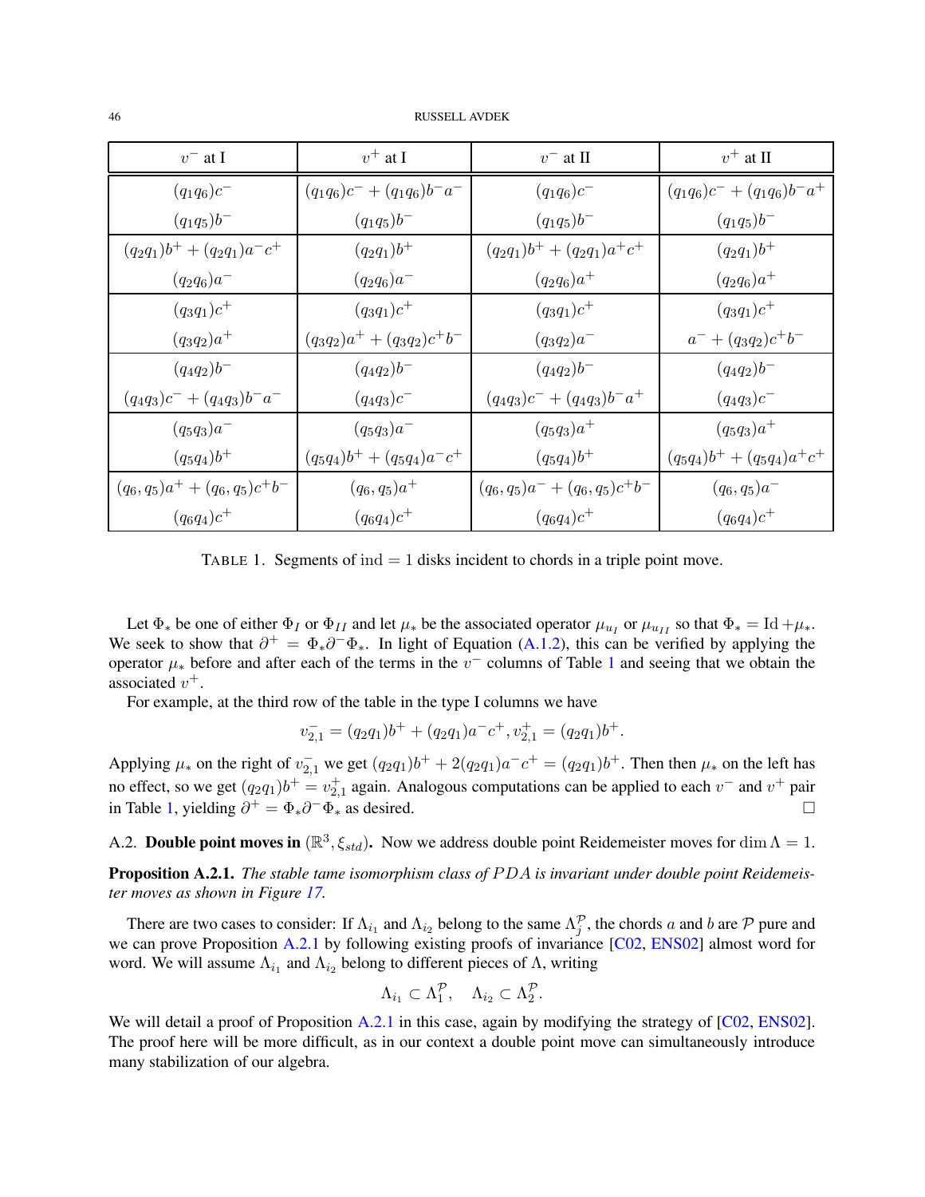| $v^-$ at I | $v^+$ at I | $v^-$ at II | $v^+$ at II |
|---|---|---|---|
| $(q_1q_6)c^-$<br>$(q_1q_5)b^-$ | $(q_1q_6)c^- + (q_1q_6)b^-a^-$<br>$(q_1q_5)b^-$ | $(q_1q_6)c^-$<br>$(q_1q_5)b^-$ | $(q_1q_6)c^- + (q_1q_6)b^-a^+$<br>$(q_1q_5)b^-$ |
| $(q_2q_1)b^+ + (q_2q_1)a^-c^+$<br>$(q_2q_6)a^-$ | $(q_2q_1)b^+$<br>$(q_2q_6)a^-$ | $(q_2q_1)b^+ + (q_2q_1)a^+c^+$<br>$(q_2q_6)a^+$ | $(q_2q_1)b^+$<br>$(q_2q_6)a^+$ |
| $(q_3q_1)c^+$<br>$(q_3q_2)a^+$ | $(q_3q_1)c^+$<br>$(q_3q_2)a^+ + (q_3q_2)c^+b^-$ | $(q_3q_1)c^+$<br>$(q_3q_2)a^-$ | $(q_3q_1)c^+$<br>$a^- + (q_3q_2)c^+b^-$ |
| $(q_4q_2)b^-$<br>$(q_4q_3)c^- + (q_4q_3)b^-a^-$ | $(q_4q_2)b^-$<br>$(q_4q_3)c^-$ | $(q_4q_2)b^-$<br>$(q_4q_3)c^- + (q_4q_3)b^-a^+$ | $(q_4q_2)b^-$<br>$(q_4q_3)c^-$ |
| $(q_5q_3)a^-$<br>$(q_5q_4)b^+$ | $(q_5q_3)a^-$<br>$(q_5q_4)b^+ + (q_5q_4)a^-c^+$ | $(q_5q_3)a^+$<br>$(q_5q_4)b^+$ | $(q_5q_3)a^+$<br>$(q_5q_4)b^+ + (q_5q_4)a^+c^+$ |
| $(q_6,q_5)a^+ + (q_6,q_5)c^+b^-$<br>$(q_6q_4)c^+$ | $(q_6,q_5)a^+$<br>$(q_6q_4)c^+$ | $(q_6,q_5)a^- + (q_6,q_5)c^+b^-$<br>$(q_6q_4)c^+$ | $(q_6,q_5)a^-$<br>$(q_6q_4)c^+$ |

TABLE 1. Segments of $\mathrm{ind} = 1$ disks incident to chords in a triple point move.

Let $\Phi_*$ be one of either $\Phi_I$ or $\Phi_{II}$ and let $\mu_*$ be the associated operator $\mu_{u_I}$ or $\mu_{u_{II}}$ so that $\Phi_* = \mathrm{Id} + \mu_*$. We seek to show that $\partial^+ = \Phi_*\partial^-\Phi_*$. In light of Equation (A.1.2), this can be verified by applying the operator $\mu_*$ before and after each of the terms in the $v^-$ columns of Table 1 and seeing that we obtain the associated $v^+$.

For example, at the third row of the table in the type I columns we have

$$v^-_{2,1} = (q_2q_1)b^+ + (q_2q_1)a^-c^+, v^+_{2,1} = (q_2q_1)b^+.$$

Applying $\mu_*$ on the right of $v^-_{2,1}$ we get $(q_2q_1)b^+ + 2(q_2q_1)a^-c^+ = (q_2q_1)b^+$. Then then $\mu_*$ on the left has no effect, so we get $(q_2q_1)b^+ = v^+_{2,1}$ again. Analogous computations can be applied to each $v^-$ and $v^+$ pair in Table 1, yielding $\partial^+ = \Phi_*\partial^-\Phi_*$ as desired. □

## A.2. Double point moves in $(\mathbb{R}^3, \xi_{std})$.

Now we address double point Reidemeister moves for $\dim \Lambda = 1$.

**Proposition A.2.1.** *The stable tame isomorphism class of $PDA$ is invariant under double point Reidemeister moves as shown in Figure 17.*

There are two cases to consider: If $\Lambda_{i_1}$ and $\Lambda_{i_2}$ belong to the same $\Lambda^{\mathcal{P}}_j$, the chords $a$ and $b$ are $\mathcal{P}$ pure and we can prove Proposition A.2.1 by following existing proofs of invariance [C02, ENS02] almost word for word. We will assume $\Lambda_{i_1}$ and $\Lambda_{i_2}$ belong to different pieces of $\Lambda$, writing

$$\Lambda_{i_1} \subset \Lambda^{\mathcal{P}}_1, \quad \Lambda_{i_2} \subset \Lambda^{\mathcal{P}}_2.$$

We will detail a proof of Proposition A.2.1 in this case, again by modifying the strategy of [C02, ENS02]. The proof here will be more difficult, as in our context a double point move can simultaneously introduce many stabilization of our algebra.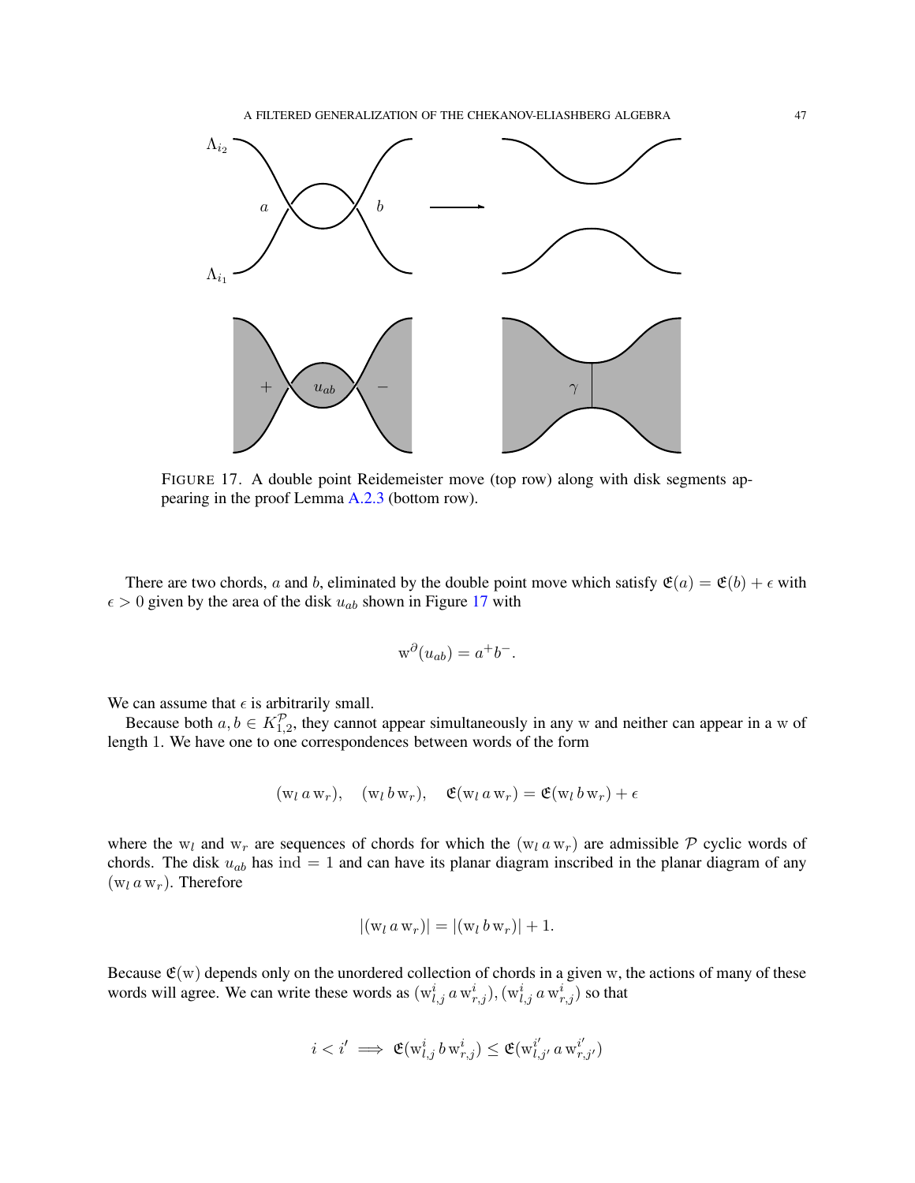FIGURE 17. A double point Reidemeister move (top row) along with disk segments appearing in the proof Lemma A.2.3 (bottom row).

There are two chords, $a$ and $b$, eliminated by the double point move which satisfy $\mathfrak{E}(a) = \mathfrak{E}(b) + \epsilon$ with $\epsilon > 0$ given by the area of the disk $u_{ab}$ shown in Figure 17 with

$$\mathrm{w}^{\partial}(u_{ab}) = a^{+}b^{-}.$$

We can assume that $\epsilon$ is arbitrarily small.

Because both $a, b \in K^{\mathcal{P}}_{1,2}$, they cannot appear simultaneously in any $\mathrm{w}$ and neither can appear in a $\mathrm{w}$ of length 1. We have one to one correspondences between words of the form

$$(\mathrm{w}_l \, a \, \mathrm{w}_r), \quad (\mathrm{w}_l \, b \, \mathrm{w}_r), \quad \mathfrak{E}(\mathrm{w}_l \, a \, \mathrm{w}_r) = \mathfrak{E}(\mathrm{w}_l \, b \, \mathrm{w}_r) + \epsilon$$

where the $\mathrm{w}_l$ and $\mathrm{w}_r$ are sequences of chords for which the $(\mathrm{w}_l \, a \, \mathrm{w}_r)$ are admissible $\mathcal{P}$ cyclic words of chords. The disk $u_{ab}$ has $\mathrm{ind} = 1$ and can have its planar diagram inscribed in the planar diagram of any $(\mathrm{w}_l \, a \, \mathrm{w}_r)$. Therefore

$$|(\mathrm{w}_l \, a \, \mathrm{w}_r)| = |(\mathrm{w}_l \, b \, \mathrm{w}_r)| + 1.$$

Because $\mathfrak{E}(\mathrm{w})$ depends only on the unordered collection of chords in a given $\mathrm{w}$, the actions of many of these words will agree. We can write these words as $(\mathrm{w}^i_{l,j} \, a \, \mathrm{w}^i_{r,j}), (\mathrm{w}^i_{l,j} \, a \, \mathrm{w}^i_{r,j})$ so that

$$i < i' \implies \mathfrak{E}(\mathrm{w}^i_{l,j} \, b \, \mathrm{w}^i_{r,j}) \leq \mathfrak{E}(\mathrm{w}^{i'}_{l,j'} \, a \, \mathrm{w}^{i'}_{r,j'})$$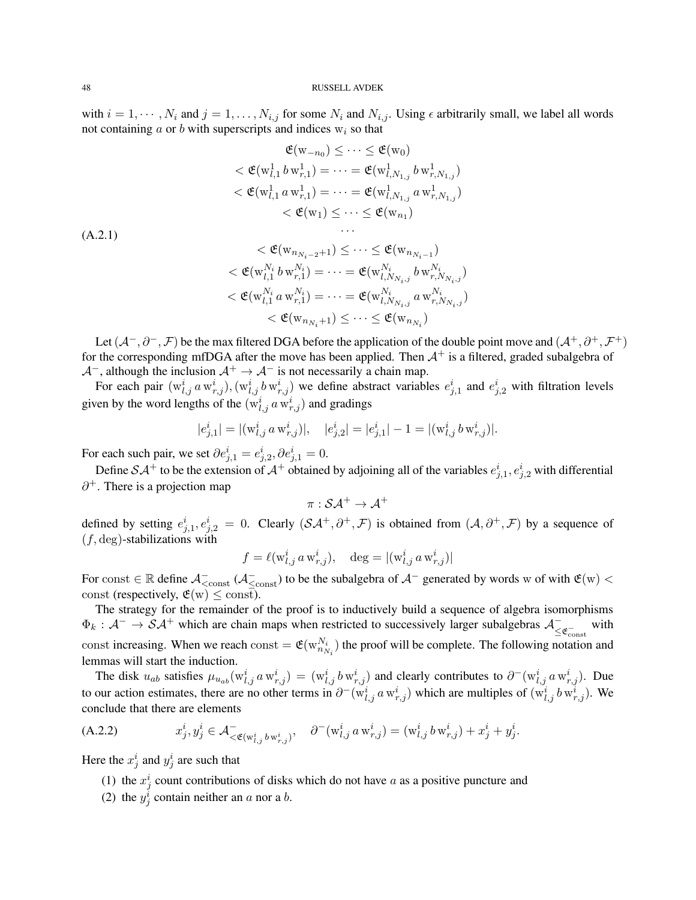with $i = 1, \cdots, N_i$ and $j = 1, \ldots, N_{i,j}$ for some $N_i$ and $N_{i,j}$. Using $\epsilon$ arbitrarily small, we label all words not containing $a$ or $b$ with superscripts and indices $\mathrm{w}_i$ so that

$$
\begin{aligned}
&\mathfrak{E}(\mathrm{w}_{-n_0}) \leq \cdots \leq \mathfrak{E}(\mathrm{w}_0) \\
&< \mathfrak{E}(\mathrm{w}^1_{l,1}\, b\, \mathrm{w}^1_{r,1}) = \cdots = \mathfrak{E}(\mathrm{w}^1_{l,N_{1,j}}\, b\, \mathrm{w}^1_{r,N_{1,j}}) \\
&< \mathfrak{E}(\mathrm{w}^1_{l,1}\, a\, \mathrm{w}^1_{r,1}) = \cdots = \mathfrak{E}(\mathrm{w}^1_{l,N_{1,j}}\, a\, \mathrm{w}^1_{r,N_{1,j}}) \\
&< \mathfrak{E}(\mathrm{w}_1) \leq \cdots \leq \mathfrak{E}(\mathrm{w}_{n_1}) \\
&\cdots \\
&< \mathfrak{E}(\mathrm{w}_{n_{N_i-2}+1}) \leq \cdots \leq \mathfrak{E}(\mathrm{w}_{n_{N_i-1}}) \\
&< \mathfrak{E}(\mathrm{w}^{N_i}_{l,1}\, b\, \mathrm{w}^{N_i}_{r,1}) = \cdots = \mathfrak{E}(\mathrm{w}^{N_i}_{l,N_{N_i,j}}\, b\, \mathrm{w}^{N_i}_{r,N_{N_i,j}}) \\
&< \mathfrak{E}(\mathrm{w}^{N_i}_{l,1}\, a\, \mathrm{w}^{N_i}_{r,1}) = \cdots = \mathfrak{E}(\mathrm{w}^{N_i}_{l,N_{N_i,j}}\, a\, \mathrm{w}^{N_i}_{r,N_{N_i,j}}) \\
&< \mathfrak{E}(\mathrm{w}_{n_{N_i}+1}) \leq \cdots \leq \mathfrak{E}(\mathrm{w}_{n_{N_i}})
\end{aligned}
\tag{A.2.1}
$$

Let $(\mathcal{A}^-, \partial^-, \mathcal{F})$ be the max filtered DGA before the application of the double point move and $(\mathcal{A}^+, \partial^+, \mathcal{F}^+)$ for the corresponding mfDGA after the move has been applied. Then $\mathcal{A}^+$ is a filtered, graded subalgebra of $\mathcal{A}^-$, although the inclusion $\mathcal{A}^+ \to \mathcal{A}^-$ is not necessarily a chain map.

For each pair $(\mathrm{w}^i_{l,j}\, a\, \mathrm{w}^i_{r,j}), (\mathrm{w}^i_{l,j}\, b\, \mathrm{w}^i_{r,j})$ we define abstract variables $e^i_{j,1}$ and $e^i_{j,2}$ with filtration levels given by the word lengths of the $(\mathrm{w}^i_{l,j}\, a\, \mathrm{w}^i_{r,j})$ and gradings

$$|e^i_{j,1}| = |(\mathrm{w}^i_{l,j}\, a\, \mathrm{w}^i_{r,j})|, \quad |e^i_{j,2}| = |e^i_{j,1}| - 1 = |(\mathrm{w}^i_{l,j}\, b\, \mathrm{w}^i_{r,j})|.$$

For each such pair, we set $\partial e^i_{j,1} = e^i_{j,2}, \partial e^i_{j,1} = 0$.

Define $\mathcal{SA}^+$ to be the extension of $\mathcal{A}^+$ obtained by adjoining all of the variables $e^i_{j,1}, e^i_{j,2}$ with differential $\partial^+$. There is a projection map

$$\pi : \mathcal{SA}^+ \to \mathcal{A}^+$$

defined by setting $e^i_{j,1}, e^i_{j,2} = 0$. Clearly $(\mathcal{SA}^+, \partial^+, \mathcal{F})$ is obtained from $(\mathcal{A}, \partial^+, \mathcal{F})$ by a sequence of $(f, \deg)$-stabilizations with

$$f = \ell(\mathrm{w}^i_{l,j}\, a\, \mathrm{w}^i_{r,j}), \quad \deg = |(\mathrm{w}^i_{l,j}\, a\, \mathrm{w}^i_{r,j})|$$

For $\mathrm{const} \in \mathbb{R}$ define $\mathcal{A}^-_{<\mathrm{const}}$ ($\mathcal{A}^-_{\leq \mathrm{const}}$) to be the subalgebra of $\mathcal{A}^-$ generated by words w of with $\mathfrak{E}(\mathrm{w}) < \mathrm{const}$ (respectively, $\mathfrak{E}(\mathrm{w}) \leq \mathrm{const}$).

The strategy for the remainder of the proof is to inductively build a sequence of algebra isomorphisms $\Phi_k : \mathcal{A}^- \to \mathcal{SA}^+$ which are chain maps when restricted to successively larger subalgebras $\mathcal{A}^-_{\leq \mathfrak{E}_{\mathrm{const}}}$ with const increasing. When we reach $\mathrm{const} = \mathfrak{E}(\mathrm{w}^{N_i}_{n_{N_i}})$ the proof will be complete. The following notation and lemmas will start the induction.

The disk $u_{ab}$ satisfies $\mu_{u_{ab}}(\mathrm{w}^i_{l,j}\, a\, \mathrm{w}^i_{r,j}) = (\mathrm{w}^i_{l,j}\, b\, \mathrm{w}^i_{r,j})$ and clearly contributes to $\partial^-(\mathrm{w}^i_{l,j}\, a\, \mathrm{w}^i_{r,j})$. Due to our action estimates, there are no other terms in $\partial^-(\mathrm{w}^i_{l,j}\, a\, \mathrm{w}^i_{r,j})$ which are multiples of $(\mathrm{w}^i_{l,j}\, b\, \mathrm{w}^i_{r,j})$. We conclude that there are elements

$$x^i_j, y^i_j \in \mathcal{A}^-_{<\mathfrak{E}(\mathrm{w}^i_{l,j}\, b\, \mathrm{w}^i_{r,j})}, \quad \partial^-(\mathrm{w}^i_{l,j}\, a\, \mathrm{w}^i_{r,j}) = (\mathrm{w}^i_{l,j}\, b\, \mathrm{w}^i_{r,j}) + x^i_j + y^i_j. \tag{A.2.2}$$

Here the $x^i_j$ and $y^i_j$ are such that

1. the $x^i_j$ count contributions of disks which do not have $a$ as a positive puncture and
2. the $y^i_j$ contain neither an $a$ nor a $b$.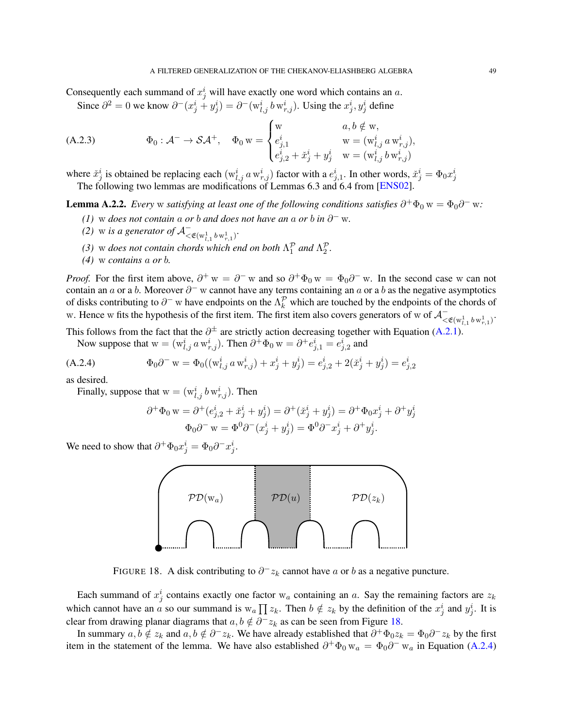Consequently each summand of $x^i_j$ will have exactly one word which contains an $a$.

Since $\partial^2 = 0$ we know $\partial^-(x^i_j + y^i_j) = \partial^-(\mathrm{w}^i_{l,j}\, b\, \mathrm{w}^i_{r,j})$. Using the $x^i_j, y^i_j$ define

$$\Phi_0 : \mathcal{A}^- \to \mathcal{SA}^+, \quad \Phi_0\, \mathrm{w} = \begin{cases} \mathrm{w} & a, b \notin \mathrm{w}, \\ e^i_{j,1} & \mathrm{w} = (\mathrm{w}^i_{l,j}\, a\, \mathrm{w}^i_{r,j}), \\ e^i_{j,2} + \check{x}^i_j + y^i_j & \mathrm{w} = (\mathrm{w}^i_{l,j}\, b\, \mathrm{w}^i_{r,j}) \end{cases} \tag{A.2.3}$$

where $\check{x}^i_j$ is obtained be replacing each $(\mathrm{w}^i_{l,j}\, a\, \mathrm{w}^i_{r,j})$ factor with a $e^i_{j,1}$. In other words, $\check{x}^i_j = \Phi_0 x^i_j$

The following two lemmas are modifications of Lemmas 6.3 and 6.4 from [ENS02].

**Lemma A.2.2.** *Every* $\mathrm{w}$ *satisfying at least one of the following conditions satisfies* $\partial^+\Phi_0\, \mathrm{w} = \Phi_0\partial^-\, \mathrm{w}$*:*

*(1)* $\mathrm{w}$ *does not contain* $a$ *or* $b$ *and does not have an* $a$ *or* $b$ *in* $\partial^-\, \mathrm{w}$.

*(2)* $\mathrm{w}$ *is a generator of* $\mathcal{A}^-_{<\mathfrak{E}(\mathrm{w}^1_{l,1}\, b\, \mathrm{w}^1_{r,1})}$.

*(3)* $\mathrm{w}$ *does not contain chords which end on both* $\Lambda^{\mathcal{P}}_1$ *and* $\Lambda^{\mathcal{P}}_2$.

*(4)* $\mathrm{w}$ *contains* $a$ *or* $b$.

*Proof.* For the first item above, $\partial^+\, \mathrm{w} = \partial^-\, \mathrm{w}$ and so $\partial^+\Phi_0\, \mathrm{w} = \Phi_0\partial^-\, \mathrm{w}$. In the second case w can not contain an $a$ or a $b$. Moreover $\partial^-\, \mathrm{w}$ cannot have any terms containing an $a$ or a $b$ as the negative asymptotics of disks contributing to $\partial^-\, \mathrm{w}$ have endpoints on the $\Lambda^{\mathcal{P}}_k$ which are touched by the endpoints of the chords of w. Hence w fits the hypothesis of the first item. The first item also covers generators of w of $\mathcal{A}^-_{<\mathfrak{E}(\mathrm{w}^1_{l,1}\, b\, \mathrm{w}^1_{r,1})}$. This follows from the fact that the $\partial^\pm$ are strictly action decreasing together with Equation (A.2.1).

Now suppose that $\mathrm{w} = (\mathrm{w}^i_{l,j}\, a\, \mathrm{w}^i_{r,j})$. Then $\partial^+\Phi_0\, \mathrm{w} = \partial^+ e^i_{j,1} = e^i_{j,2}$ and

$$\Phi_0\partial^-\, \mathrm{w} = \Phi_0((\mathrm{w}^i_{l,j}\, a\, \mathrm{w}^i_{r,j}) + x^i_j + y^i_j) = e^i_{j,2} + 2(\check{x}^i_j + y^i_j) = e^i_{j,2} \tag{A.2.4}$$

as desired.

Finally, suppose that $\mathrm{w} = (\mathrm{w}^i_{l,j}\, b\, \mathrm{w}^i_{r,j})$. Then

$$\partial^+\Phi_0\, \mathrm{w} = \partial^+(e^i_{j,2} + \check{x}^i_j + y^i_j) = \partial^+(\check{x}^i_j + y^i_j) = \partial^+\Phi_0 x^i_j + \partial^+ y^i_j$$
$$\Phi_0\partial^-\, \mathrm{w} = \Phi^0\partial^-(x^i_j + y^i_j) = \Phi^0\partial^- x^i_j + \partial^+ y^i_j.$$

We need to show that $\partial^+\Phi_0 x^i_j = \Phi_0\partial^- x^i_j$.

FIGURE 18. A disk contributing to $\partial^- z_k$ cannot have $a$ or $b$ as a negative puncture.

Each summand of $x^i_j$ contains exactly one factor $\mathrm{w}_a$ containing an $a$. Say the remaining factors are $z_k$ which cannot have an $a$ so our summand is $\mathrm{w}_a \prod z_k$. Then $b \notin z_k$ by the definition of the $x^i_j$ and $y^i_j$. It is clear from drawing planar diagrams that $a, b \notin \partial^- z_k$ as can be seen from Figure 18.

In summary $a, b \notin z_k$ and $a, b \notin \partial^- z_k$. We have already established that $\partial^+\Phi_0 z_k = \Phi_0\partial^- z_k$ by the first item in the statement of the lemma. We have also established $\partial^+\Phi_0\, \mathrm{w}_a = \Phi_0\partial^-\, \mathrm{w}_a$ in Equation (A.2.4)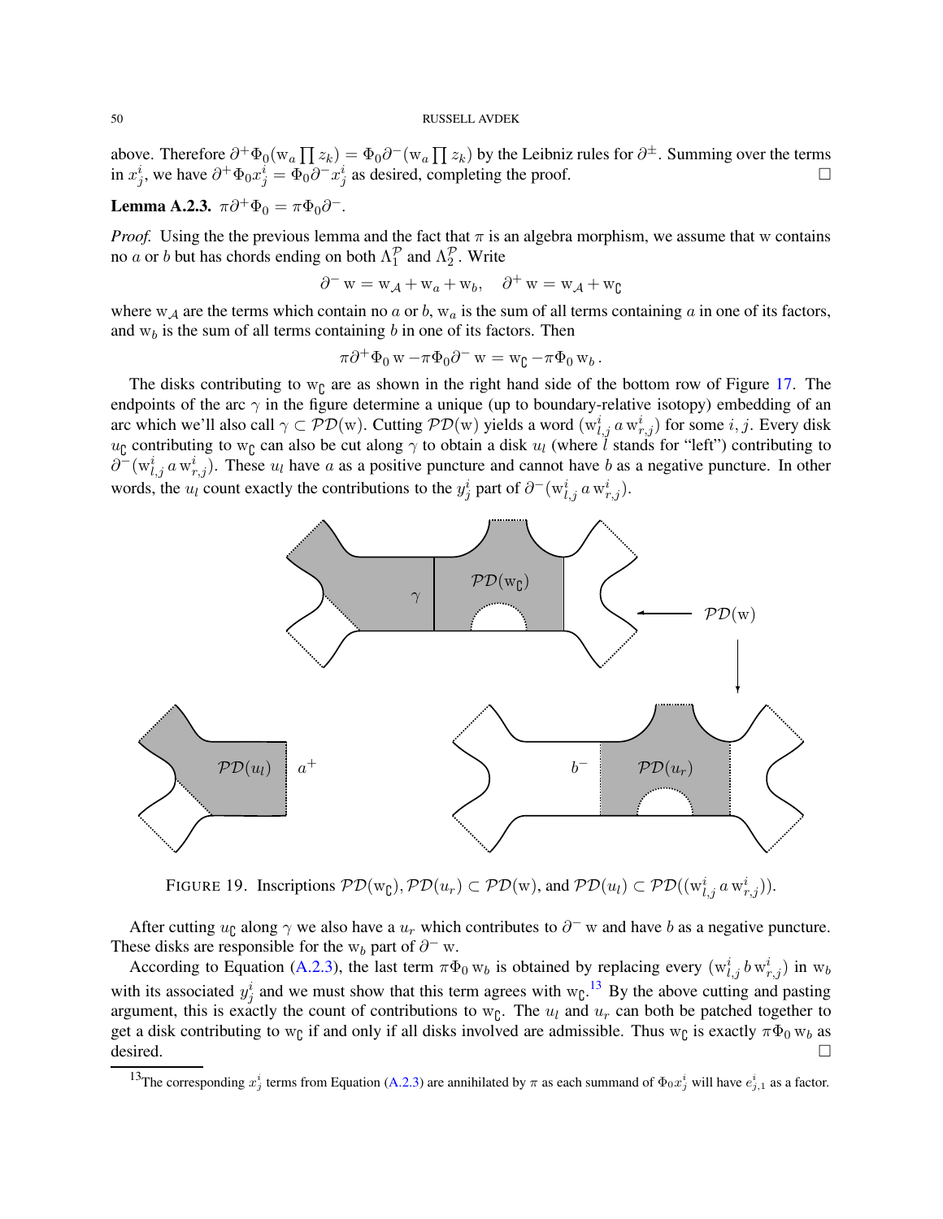above. Therefore $\partial^+\Phi_0(\mathrm{w}_a \prod z_k) = \Phi_0\partial^-(\mathrm{w}_a \prod z_k)$ by the Leibniz rules for $\partial^\pm$. Summing over the terms in $x^i_j$, we have $\partial^+\Phi_0 x^i_j = \Phi_0\partial^- x^i_j$ as desired, completing the proof. □

**Lemma A.2.3.** $\pi\partial^+\Phi_0 = \pi\Phi_0\partial^-$.

*Proof.* Using the the previous lemma and the fact that $\pi$ is an algebra morphism, we assume that w contains no $a$ or $b$ but has chords ending on both $\Lambda_1^{\mathcal{P}}$ and $\Lambda_2^{\mathcal{P}}$. Write

$$\partial^- \mathrm{w} = \mathrm{w}_{\mathcal{A}} + \mathrm{w}_a + \mathrm{w}_b, \quad \partial^+ \mathrm{w} = \mathrm{w}_{\mathcal{A}} + \mathrm{w}_{\complement}$$

where $\mathrm{w}_{\mathcal{A}}$ are the terms which contain no $a$ or $b$, $\mathrm{w}_a$ is the sum of all terms containing $a$ in one of its factors, and $\mathrm{w}_b$ is the sum of all terms containing $b$ in one of its factors. Then

$$\pi\partial^+\Phi_0 \mathrm{w} - \pi\Phi_0\partial^- \mathrm{w} = \mathrm{w}_{\complement} - \pi\Phi_0 \mathrm{w}_b\,.$$

The disks contributing to $\mathrm{w}_{\complement}$ are as shown in the right hand side of the bottom row of Figure 17. The endpoints of the arc $\gamma$ in the figure determine a unique (up to boundary-relative isotopy) embedding of an arc which we'll also call $\gamma \subset \mathcal{PD}(\mathrm{w})$. Cutting $\mathcal{PD}(\mathrm{w})$ yields a word $(\mathrm{w}^i_{l,j}\, a\, \mathrm{w}^i_{r,j})$ for some $i, j$. Every disk $u_{\complement}$ contributing to $\mathrm{w}_{\complement}$ can also be cut along $\gamma$ to obtain a disk $u_l$ (where $l$ stands for "left") contributing to $\partial^-(\mathrm{w}^i_{l,j}\, a\, \mathrm{w}^i_{r,j})$. These $u_l$ have $a$ as a positive puncture and cannot have $b$ as a negative puncture. In other words, the $u_l$ count exactly the contributions to the $y^i_j$ part of $\partial^-(\mathrm{w}^i_{l,j}\, a\, \mathrm{w}^i_{r,j})$.

FIGURE 19. Inscriptions $\mathcal{PD}(\mathrm{w}_{\complement}), \mathcal{PD}(u_r) \subset \mathcal{PD}(\mathrm{w})$, and $\mathcal{PD}(u_l) \subset \mathcal{PD}((\mathrm{w}^i_{l,j}\, a\, \mathrm{w}^i_{r,j}))$.

After cutting $u_{\complement}$ along $\gamma$ we also have a $u_r$ which contributes to $\partial^- \mathrm{w}$ and have $b$ as a negative puncture. These disks are responsible for the $\mathrm{w}_b$ part of $\partial^- \mathrm{w}$.

According to Equation (A.2.3), the last term $\pi\Phi_0 \mathrm{w}_b$ is obtained by replacing every $(\mathrm{w}^i_{l,j}\, b\, \mathrm{w}^i_{r,j})$ in $\mathrm{w}_b$ with its associated $y^i_j$ and we must show that this term agrees with $\mathrm{w}_{\complement}$.[13] By the above cutting and pasting argument, this is exactly the count of contributions to $\mathrm{w}_{\complement}$. The $u_l$ and $u_r$ can both be patched together to get a disk contributing to $\mathrm{w}_{\complement}$ if and only if all disks involved are admissible. Thus $\mathrm{w}_{\complement}$ is exactly $\pi\Phi_0 \mathrm{w}_b$ as desired. □

[13] The corresponding $x^i_j$ terms from Equation (A.2.3) are annihilated by $\pi$ as each summand of $\Phi_0 x^i_j$ will have $e^i_{j,1}$ as a factor.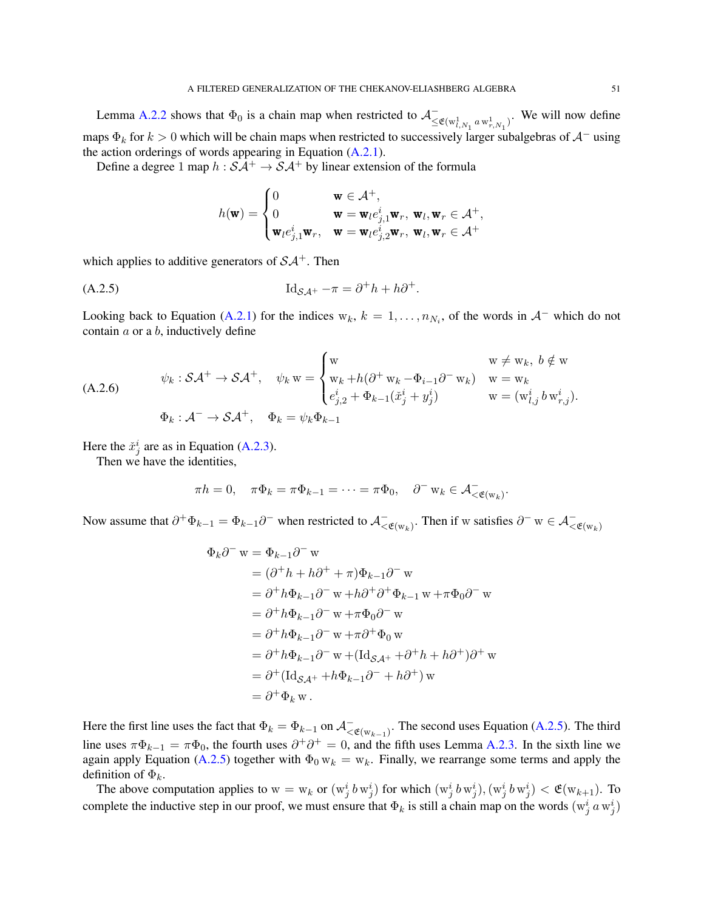Lemma A.2.2 shows that $\Phi_0$ is a chain map when restricted to $\mathcal{A}^-_{\leq \mathfrak{E}(\mathrm{w}^1_{l,N_1}\, a\, \mathrm{w}^1_{r,N_1})}$. We will now define maps $\Phi_k$ for $k > 0$ which will be chain maps when restricted to successively larger subalgebras of $\mathcal{A}^-$ using the action orderings of words appearing in Equation (A.2.1).

Define a degree 1 map $h : \mathcal{SA}^+ \to \mathcal{SA}^+$ by linear extension of the formula

$$h(\mathbf{w}) = \begin{cases} 0 & \mathbf{w} \in \mathcal{A}^+, \\ 0 & \mathbf{w} = \mathbf{w}_l e^i_{j,1} \mathbf{w}_r,\ \mathbf{w}_l, \mathbf{w}_r \in \mathcal{A}^+, \\ \mathbf{w}_l e^i_{j,1} \mathbf{w}_r, & \mathbf{w} = \mathbf{w}_l e^i_{j,2} \mathbf{w}_r,\ \mathbf{w}_l, \mathbf{w}_r \in \mathcal{A}^+ \end{cases}$$

which applies to additive generators of $\mathcal{SA}^+$. Then

$$\mathrm{Id}_{\mathcal{SA}^+} - \pi = \partial^+ h + h \partial^+. \tag{A.2.5}$$

Looking back to Equation (A.2.1) for the indices $\mathrm{w}_k$, $k = 1, \dots, n_{N_i}$, of the words in $\mathcal{A}^-$ which do not contain $a$ or a $b$, inductively define

$$\psi_k : \mathcal{SA}^+ \to \mathcal{SA}^+, \quad \psi_k \mathrm{w} = \begin{cases} \mathrm{w} & \mathrm{w} \neq \mathrm{w}_k,\ b \notin \mathrm{w} \\ \mathrm{w}_k + h(\partial^+ \mathrm{w}_k - \Phi_{i-1} \partial^- \mathrm{w}_k) & \mathrm{w} = \mathrm{w}_k \\ e^i_{j,2} + \Phi_{k-1}(\check{x}^i_j + y^i_j) & \mathrm{w} = (\mathrm{w}^i_{l,j}\, b\, \mathrm{w}^i_{r,j}). \end{cases} \tag{A.2.6}$$

$$\Phi_k : \mathcal{A}^- \to \mathcal{SA}^+, \quad \Phi_k = \psi_k \Phi_{k-1}$$

Here the $\check{x}^i_j$ are as in Equation (A.2.3).

Then we have the identities,

$$\pi h = 0, \quad \pi \Phi_k = \pi \Phi_{k-1} = \cdots = \pi \Phi_0, \quad \partial^- \mathrm{w}_k \in \mathcal{A}^-_{<\mathfrak{E}(\mathrm{w}_k)}.$$

Now assume that $\partial^+ \Phi_{k-1} = \Phi_{k-1} \partial^-$ when restricted to $\mathcal{A}^-_{<\mathfrak{E}(\mathrm{w}_k)}$. Then if w satisfies $\partial^- \mathrm{w} \in \mathcal{A}^-_{<\mathfrak{E}(\mathrm{w}_k)}$

$$\begin{aligned}
\Phi_k \partial^- \mathrm{w} &= \Phi_{k-1} \partial^- \mathrm{w} \\
&= (\partial^+ h + h \partial^+ + \pi) \Phi_{k-1} \partial^- \mathrm{w} \\
&= \partial^+ h \Phi_{k-1} \partial^- \mathrm{w} + h \partial^+ \partial^+ \Phi_{k-1} \mathrm{w} + \pi \Phi_0 \partial^- \mathrm{w} \\
&= \partial^+ h \Phi_{k-1} \partial^- \mathrm{w} + \pi \Phi_0 \partial^- \mathrm{w} \\
&= \partial^+ h \Phi_{k-1} \partial^- \mathrm{w} + \pi \partial^+ \Phi_0 \mathrm{w} \\
&= \partial^+ h \Phi_{k-1} \partial^- \mathrm{w} + (\mathrm{Id}_{\mathcal{SA}^+} + \partial^+ h + h \partial^+) \partial^+ \mathrm{w} \\
&= \partial^+ (\mathrm{Id}_{\mathcal{SA}^+} + h \Phi_{k-1} \partial^- + h \partial^+) \mathrm{w} \\
&= \partial^+ \Phi_k \mathrm{w}.
\end{aligned}$$

Here the first line uses the fact that $\Phi_k = \Phi_{k-1}$ on $\mathcal{A}^-_{<\mathfrak{E}(\mathrm{w}_{k-1})}$. The second uses Equation (A.2.5). The third line uses $\pi \Phi_{k-1} = \pi \Phi_0$, the fourth uses $\partial^+ \partial^+ = 0$, and the fifth uses Lemma A.2.3. In the sixth line we again apply Equation (A.2.5) together with $\Phi_0 \mathrm{w}_k = \mathrm{w}_k$. Finally, we rearrange some terms and apply the definition of $\Phi_k$.

The above computation applies to $\mathrm{w} = \mathrm{w}_k$ or $(\mathrm{w}^i_j\, b\, \mathrm{w}^i_j)$ for which $(\mathrm{w}^i_j\, b\, \mathrm{w}^i_j), (\mathrm{w}^i_j\, b\, \mathrm{w}^i_j) < \mathfrak{E}(\mathrm{w}_{k+1})$. To complete the inductive step in our proof, we must ensure that $\Phi_k$ is still a chain map on the words $(\mathrm{w}^i_j\, a\, \mathrm{w}^i_j)$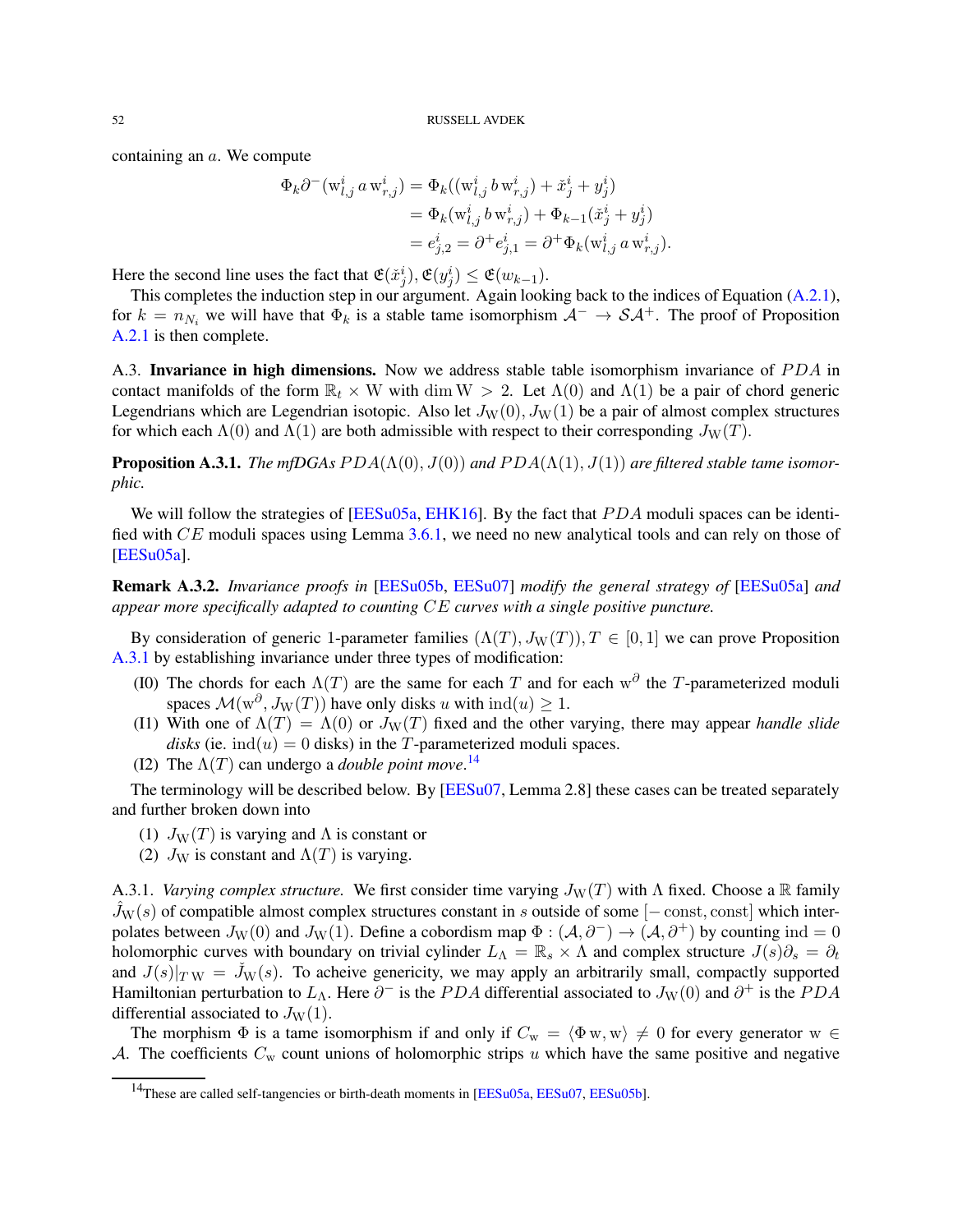containing an $a$. We compute

$$\begin{aligned}
\Phi_k \partial^-(\mathrm{w}^i_{l,j}\, a\, \mathrm{w}^i_{r,j}) &= \Phi_k((\mathrm{w}^i_{l,j}\, b\, \mathrm{w}^i_{r,j}) + \check{x}^i_j + y^i_j) \\
&= \Phi_k(\mathrm{w}^i_{l,j}\, b\, \mathrm{w}^i_{r,j}) + \Phi_{k-1}(\check{x}^i_j + y^i_j) \\
&= e^i_{j,2} = \partial^+ e^i_{j,1} = \partial^+ \Phi_k(\mathrm{w}^i_{l,j}\, a\, \mathrm{w}^i_{r,j}).
\end{aligned}$$

Here the second line uses the fact that $\mathfrak{E}(\check{x}^i_j), \mathfrak{E}(y^i_j) \leq \mathfrak{E}(w_{k-1})$.

This completes the induction step in our argument. Again looking back to the indices of Equation (A.2.1), for $k = n_{N_i}$ we will have that $\Phi_k$ is a stable tame isomorphism $\mathcal{A}^- \to \mathcal{SA}^+$. The proof of Proposition A.2.1 is then complete.

A.3. **Invariance in high dimensions.** Now we address stable table isomorphism invariance of $PDA$ in contact manifolds of the form $\mathbb{R}_t \times \mathrm{W}$ with $\dim \mathrm{W} > 2$. Let $\Lambda(0)$ and $\Lambda(1)$ be a pair of chord generic Legendrians which are Legendrian isotopic. Also let $J_{\mathrm{W}}(0), J_{\mathrm{W}}(1)$ be a pair of almost complex structures for which each $\Lambda(0)$ and $\Lambda(1)$ are both admissible with respect to their corresponding $J_{\mathrm{W}}(T)$.

**Proposition A.3.1.** *The mfDGAs $PDA(\Lambda(0), J(0))$ and $PDA(\Lambda(1), J(1))$ are filtered stable tame isomorphic.*

We will follow the strategies of [EESu05a, EHK16]. By the fact that $PDA$ moduli spaces can be identified with $CE$ moduli spaces using Lemma 3.6.1, we need no new analytical tools and can rely on those of [EESu05a].

**Remark A.3.2.** *Invariance proofs in* [EESu05b, EESu07] *modify the general strategy of* [EESu05a] *and appear more specifically adapted to counting $CE$ curves with a single positive puncture.*

By consideration of generic 1-parameter families $(\Lambda(T), J_{\mathrm{W}}(T)), T \in [0,1]$ we can prove Proposition A.3.1 by establishing invariance under three types of modification:

(I0) The chords for each $\Lambda(T)$ are the same for each $T$ and for each $\mathrm{w}^\partial$ the $T$-parameterized moduli spaces $\mathcal{M}(\mathrm{w}^\partial, J_{\mathrm{W}}(T))$ have only disks $u$ with $\mathrm{ind}(u) \geq 1$.

(I1) With one of $\Lambda(T) = \Lambda(0)$ or $J_{\mathrm{W}}(T)$ fixed and the other varying, there may appear *handle slide disks* (ie. $\mathrm{ind}(u) = 0$ disks) in the $T$-parameterized moduli spaces.

(I2) The $\Lambda(T)$ can undergo a *double point move*.[14]

The terminology will be described below. By [EESu07, Lemma 2.8] these cases can be treated separately and further broken down into

1. $J_{\mathrm{W}}(T)$ is varying and $\Lambda$ is constant or
2. $J_{\mathrm{W}}$ is constant and $\Lambda(T)$ is varying.

A.3.1. *Varying complex structure.* We first consider time varying $J_{\mathrm{W}}(T)$ with $\Lambda$ fixed. Choose a $\mathbb{R}$ family $\hat{J}_{\mathrm{W}}(s)$ of compatible almost complex structures constant in $s$ outside of some $[-\mathrm{const}, \mathrm{const}]$ which interpolates between $J_{\mathrm{W}}(0)$ and $J_{\mathrm{W}}(1)$. Define a cobordism map $\Phi : (\mathcal{A}, \partial^-) \to (\mathcal{A}, \partial^+)$ by counting $\mathrm{ind} = 0$ holomorphic curves with boundary on trivial cylinder $L_\Lambda = \mathbb{R}_s \times \Lambda$ and complex structure $J(s)\partial_s = \partial_t$ and $J(s)|_{T\mathrm{W}} = \check{J}_{\mathrm{W}}(s)$. To acheive genericity, we may apply an arbitrarily small, compactly supported Hamiltonian perturbation to $L_\Lambda$. Here $\partial^-$ is the $PDA$ differential associated to $J_{\mathrm{W}}(0)$ and $\partial^+$ is the $PDA$ differential associated to $J_{\mathrm{W}}(1)$.

The morphism $\Phi$ is a tame isomorphism if and only if $C_{\mathrm{w}} = \langle \Phi\, \mathrm{w}, \mathrm{w} \rangle \neq 0$ for every generator $\mathrm{w} \in \mathcal{A}$. The coefficients $C_{\mathrm{w}}$ count unions of holomorphic strips $u$ which have the same positive and negative

[14] These are called self-tangencies or birth-death moments in [EESu05a, EESu07, EESu05b].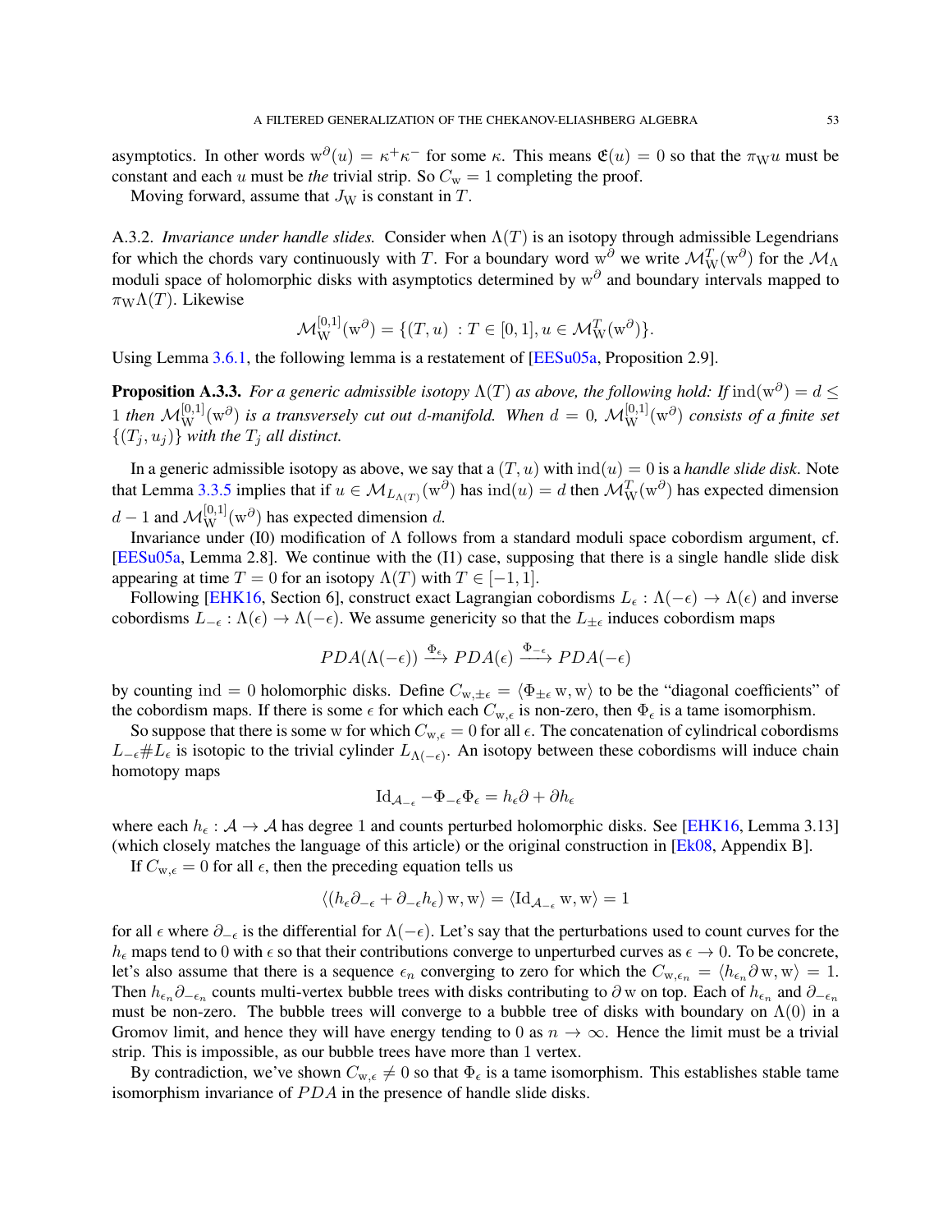asymptotics. In other words $\mathrm{w}^{\partial}(u) = \kappa^{+}\kappa^{-}$ for some $\kappa$. This means $\mathfrak{E}(u) = 0$ so that the $\pi_{\mathrm{W}} u$ must be constant and each $u$ must be *the* trivial strip. So $C_{\mathrm{w}} = 1$ completing the proof.

Moving forward, assume that $J_{\mathrm{W}}$ is constant in $T$.

A.3.2. *Invariance under handle slides.* Consider when $\Lambda(T)$ is an isotopy through admissible Legendrians for which the chords vary continuously with $T$. For a boundary word $\mathrm{w}^{\partial}$ we write $\mathcal{M}^{T}_{\mathrm{W}}(\mathrm{w}^{\partial})$ for the $\mathcal{M}_{\Lambda}$ moduli space of holomorphic disks with asymptotics determined by $\mathrm{w}^{\partial}$ and boundary intervals mapped to $\pi_{\mathrm{W}}\Lambda(T)$. Likewise

$$\mathcal{M}^{[0,1]}_{\mathrm{W}}(\mathrm{w}^{\partial}) = \{(T, u) \ : T \in [0,1], u \in \mathcal{M}^{T}_{\mathrm{W}}(\mathrm{w}^{\partial})\}.$$

Using Lemma 3.6.1, the following lemma is a restatement of [EESu05a, Proposition 2.9].

**Proposition A.3.3.** *For a generic admissible isotopy $\Lambda(T)$ as above, the following hold: If $\mathrm{ind}(\mathrm{w}^{\partial}) = d \leq 1$ then $\mathcal{M}^{[0,1]}_{\mathrm{W}}(\mathrm{w}^{\partial})$ is a transversely cut out $d$-manifold. When $d = 0$, $\mathcal{M}^{[0,1]}_{\mathrm{W}}(\mathrm{w}^{\partial})$ consists of a finite set $\{(T_j, u_j)\}$ with the $T_j$ all distinct.*

In a generic admissible isotopy as above, we say that a $(T, u)$ with $\mathrm{ind}(u) = 0$ is a *handle slide disk*. Note that Lemma 3.3.5 implies that if $u \in \mathcal{M}_{L_{\Lambda(T)}}(\mathrm{w}^{\partial})$ has $\mathrm{ind}(u) = d$ then $\mathcal{M}^{T}_{\mathrm{W}}(\mathrm{w}^{\partial})$ has expected dimension $d-1$ and $\mathcal{M}^{[0,1]}_{\mathrm{W}}(\mathrm{w}^{\partial})$ has expected dimension $d$.

Invariance under (I0) modification of $\Lambda$ follows from a standard moduli space cobordism argument, cf. [EESu05a, Lemma 2.8]. We continue with the (I1) case, supposing that there is a single handle slide disk appearing at time $T = 0$ for an isotopy $\Lambda(T)$ with $T \in [-1, 1]$.

Following [EHK16, Section 6], construct exact Lagrangian cobordisms $L_{\epsilon} : \Lambda(-\epsilon) \to \Lambda(\epsilon)$ and inverse cobordisms $L_{-\epsilon} : \Lambda(\epsilon) \to \Lambda(-\epsilon)$. We assume genericity so that the $L_{\pm\epsilon}$ induces cobordism maps

$$PDA(\Lambda(-\epsilon)) \xrightarrow{\Phi_{\epsilon}} PDA(\epsilon) \xrightarrow{\Phi_{-\epsilon}} PDA(-\epsilon)$$

by counting $\mathrm{ind} = 0$ holomorphic disks. Define $C_{\mathrm{w},\pm\epsilon} = \langle \Phi_{\pm\epsilon}\mathrm{w}, \mathrm{w}\rangle$ to be the "diagonal coefficients" of the cobordism maps. If there is some $\epsilon$ for which each $C_{\mathrm{w},\epsilon}$ is non-zero, then $\Phi_{\epsilon}$ is a tame isomorphism.

So suppose that there is some $\mathrm{w}$ for which $C_{\mathrm{w},\epsilon} = 0$ for all $\epsilon$. The concatenation of cylindrical cobordisms $L_{-\epsilon} \# L_{\epsilon}$ is isotopic to the trivial cylinder $L_{\Lambda(-\epsilon)}$. An isotopy between these cobordisms will induce chain homotopy maps

$$\mathrm{Id}_{\mathcal{A}_{-\epsilon}} - \Phi_{-\epsilon}\Phi_{\epsilon} = h_{\epsilon}\partial + \partial h_{\epsilon}$$

where each $h_{\epsilon} : \mathcal{A} \to \mathcal{A}$ has degree $1$ and counts perturbed holomorphic disks. See [EHK16, Lemma 3.13] (which closely matches the language of this article) or the original construction in [Ek08, Appendix B].

If $C_{\mathrm{w},\epsilon} = 0$ for all $\epsilon$, then the preceding equation tells us

$$\langle (h_{\epsilon}\partial_{-\epsilon} + \partial_{-\epsilon}h_{\epsilon})\,\mathrm{w}, \mathrm{w}\rangle = \langle \mathrm{Id}_{\mathcal{A}_{-\epsilon}}\mathrm{w}, \mathrm{w}\rangle = 1$$

for all $\epsilon$ where $\partial_{-\epsilon}$ is the differential for $\Lambda(-\epsilon)$. Let's say that the perturbations used to count curves for the $h_{\epsilon}$ maps tend to $0$ with $\epsilon$ so that their contributions converge to unperturbed curves as $\epsilon \to 0$. To be concrete, let's also assume that there is a sequence $\epsilon_n$ converging to zero for which the $C_{\mathrm{w},\epsilon_n} = \langle h_{\epsilon_n}\partial\,\mathrm{w}, \mathrm{w}\rangle = 1$. Then $h_{\epsilon_n}\partial_{-\epsilon_n}$ counts multi-vertex bubble trees with disks contributing to $\partial\,\mathrm{w}$ on top. Each of $h_{\epsilon_n}$ and $\partial_{-\epsilon_n}$ must be non-zero. The bubble trees will converge to a bubble tree of disks with boundary on $\Lambda(0)$ in a Gromov limit, and hence they will have energy tending to $0$ as $n \to \infty$. Hence the limit must be a trivial strip. This is impossible, as our bubble trees have more than $1$ vertex.

By contradiction, we've shown $C_{\mathrm{w},\epsilon} \neq 0$ so that $\Phi_{\epsilon}$ is a tame isomorphism. This establishes stable tame isomorphism invariance of $PDA$ in the presence of handle slide disks.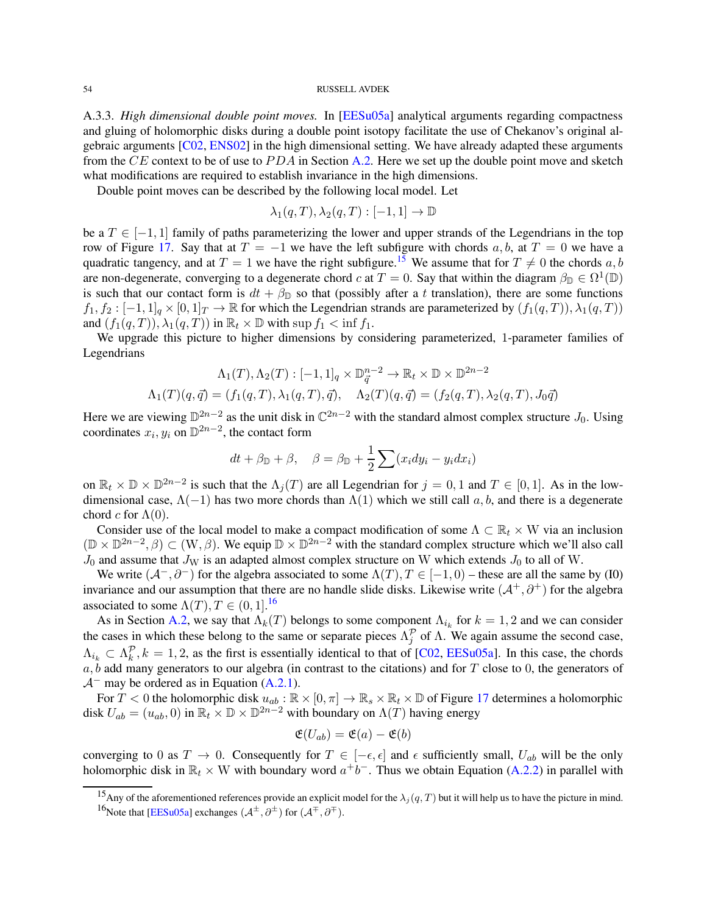A.3.3. *High dimensional double point moves.* In [EESu05a] analytical arguments regarding compactness and gluing of holomorphic disks during a double point isotopy facilitate the use of Chekanov's original algebraic arguments [C02, ENS02] in the high dimensional setting. We have already adapted these arguments from the $CE$ context to be of use to $PDA$ in Section A.2. Here we set up the double point move and sketch what modifications are required to establish invariance in the high dimensions.

Double point moves can be described by the following local model. Let

$$\lambda_1(q,T), \lambda_2(q,T) : [-1,1] \to \mathbb{D}$$

be a $T \in [-1,1]$ family of paths parameterizing the lower and upper strands of the Legendrians in the top row of Figure 17. Say that at $T = -1$ we have the left subfigure with chords $a, b$, at $T = 0$ we have a quadratic tangency, and at $T = 1$ we have the right subfigure.[15] We assume that for $T \neq 0$ the chords $a, b$ are non-degenerate, converging to a degenerate chord $c$ at $T = 0$. Say that within the diagram $\beta_{\mathbb{D}} \in \Omega^1(\mathbb{D})$ is such that our contact form is $dt + \beta_{\mathbb{D}}$ so that (possibly after a $t$ translation), there are some functions $f_1, f_2 : [-1,1]_q \times [0,1]_T \to \mathbb{R}$ for which the Legendrian strands are parameterized by $(f_1(q,T)), \lambda_1(q,T))$ and $(f_1(q,T)), \lambda_1(q,T))$ in $\mathbb{R}_t \times \mathbb{D}$ with $\sup f_1 < \inf f_1$.

We upgrade this picture to higher dimensions by considering parameterized, 1-parameter families of Legendrians

$$\Lambda_1(T), \Lambda_2(T) : [-1,1]_q \times \mathbb{D}^{n-2}_{\vec{q}} \to \mathbb{R}_t \times \mathbb{D} \times \mathbb{D}^{2n-2}$$
$$\Lambda_1(T)(q,\vec{q}) = (f_1(q,T), \lambda_1(q,T), \vec{q}), \quad \Lambda_2(T)(q,\vec{q}) = (f_2(q,T), \lambda_2(q,T), J_0\vec{q})$$

Here we are viewing $\mathbb{D}^{2n-2}$ as the unit disk in $\mathbb{C}^{2n-2}$ with the standard almost complex structure $J_0$. Using coordinates $x_i, y_i$ on $\mathbb{D}^{2n-2}$, the contact form

$$dt + \beta_{\mathbb{D}} + \beta, \quad \beta = \beta_{\mathbb{D}} + \frac{1}{2}\sum(x_i dy_i - y_i dx_i)$$

on $\mathbb{R}_t \times \mathbb{D} \times \mathbb{D}^{2n-2}$ is such that the $\Lambda_j(T)$ are all Legendrian for $j = 0, 1$ and $T \in [0,1]$. As in the low-dimensional case, $\Lambda(-1)$ has two more chords than $\Lambda(1)$ which we still call $a, b$, and there is a degenerate chord $c$ for $\Lambda(0)$.

Consider use of the local model to make a compact modification of some $\Lambda \subset \mathbb{R}_t \times \mathrm{W}$ via an inclusion $(\mathbb{D} \times \mathbb{D}^{2n-2}, \beta) \subset (\mathrm{W}, \beta)$. We equip $\mathbb{D} \times \mathbb{D}^{2n-2}$ with the standard complex structure which we'll also call $J_0$ and assume that $J_{\mathrm{W}}$ is an adapted almost complex structure on W which extends $J_0$ to all of W.

We write $(\mathcal{A}^-, \partial^-)$ for the algebra associated to some $\Lambda(T), T \in [-1, 0)$ – these are all the same by (I0) invariance and our assumption that there are no handle slide disks. Likewise write $(\mathcal{A}^+, \partial^+)$ for the algebra associated to some $\Lambda(T), T \in (0,1]$.[16]

As in Section A.2, we say that $\Lambda_k(T)$ belongs to some component $\Lambda_{i_k}$ for $k = 1, 2$ and we can consider the cases in which these belong to the same or separate pieces $\Lambda^{\mathcal{P}}_j$ of $\Lambda$. We again assume the second case, $\Lambda_{i_k} \subset \Lambda^{\mathcal{P}}_k, k = 1, 2$, as the first is essentially identical to that of [C02, EESu05a]. In this case, the chords $a, b$ add many generators to our algebra (in contrast to the citations) and for $T$ close to 0, the generators of $\mathcal{A}^-$ may be ordered as in Equation (A.2.1).

For $T < 0$ the holomorphic disk $u_{ab} : \mathbb{R} \times [0,\pi] \to \mathbb{R}_s \times \mathbb{R}_t \times \mathbb{D}$ of Figure 17 determines a holomorphic disk $U_{ab} = (u_{ab}, 0)$ in $\mathbb{R}_t \times \mathbb{D} \times \mathbb{D}^{2n-2}$ with boundary on $\Lambda(T)$ having energy

$$\mathfrak{E}(U_{ab}) = \mathfrak{E}(a) - \mathfrak{E}(b)$$

converging to 0 as $T \to 0$. Consequently for $T \in [-\epsilon, \epsilon]$ and $\epsilon$ sufficiently small, $U_{ab}$ will be the only holomorphic disk in $\mathbb{R}_t \times \mathrm{W}$ with boundary word $a^+b^-$. Thus we obtain Equation (A.2.2) in parallel with

[15] Any of the aforementioned references provide an explicit model for the $\lambda_j(q,T)$ but it will help us to have the picture in mind.

[16] Note that [EESu05a] exchanges $(\mathcal{A}^\pm, \partial^\pm)$ for $(\mathcal{A}^\mp, \partial^\mp)$.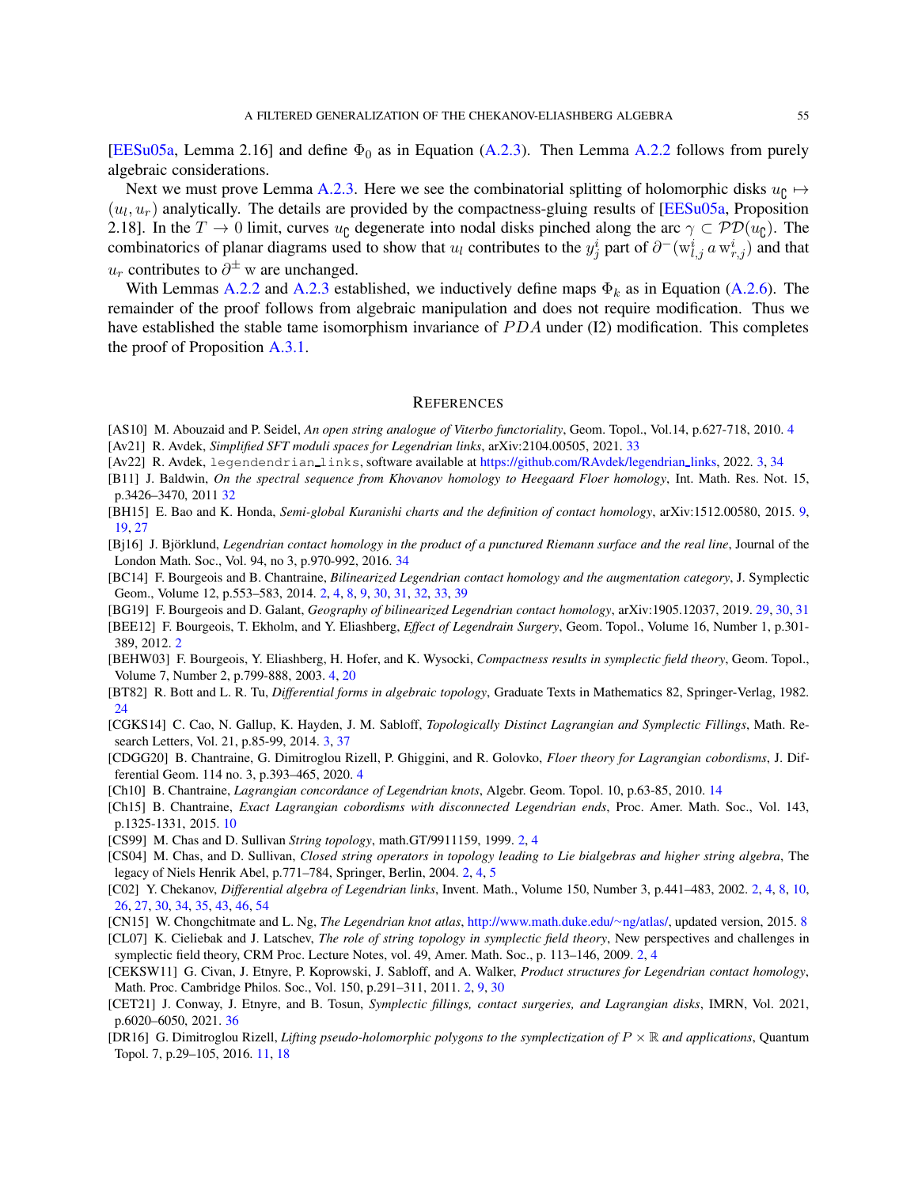[EESu05a, Lemma 2.16] and define $\Phi_0$ as in Equation (A.2.3). Then Lemma A.2.2 follows from purely algebraic considerations.

Next we must prove Lemma A.2.3. Here we see the combinatorial splitting of holomorphic disks $u_{\complement} \mapsto (u_l, u_r)$ analytically. The details are provided by the compactness-gluing results of [EESu05a, Proposition 2.18]. In the $T \to 0$ limit, curves $u_{\complement}$ degenerate into nodal disks pinched along the arc $\gamma \subset \mathcal{PD}(u_{\complement})$. The combinatorics of planar diagrams used to show that $u_l$ contributes to the $y^i_j$ part of $\partial^-(\mathrm{w}^i_{l,j}\, a\, \mathrm{w}^i_{r,j})$ and that $u_r$ contributes to $\partial^{\pm}\,\mathrm{w}$ are unchanged.

With Lemmas A.2.2 and A.2.3 established, we inductively define maps $\Phi_k$ as in Equation (A.2.6). The remainder of the proof follows from algebraic manipulation and does not require modification. Thus we have established the stable tame isomorphism invariance of $PDA$ under (I2) modification. This completes the proof of Proposition A.3.1.

## References

[AS10] M. Abouzaid and P. Seidel, *An open string analogue of Viterbo functoriality*, Geom. Topol., Vol.14, p.627-718, 2010. 4

[Av21] R. Avdek, *Simplified SFT moduli spaces for Legendrian links*, arXiv:2104.00505, 2021. 33

[Av22] R. Avdek, `legendendrian_links`, software available at https://github.com/RAvdek/legendrian_links, 2022. 3, 34

[B11] J. Baldwin, *On the spectral sequence from Khovanov homology to Heegaard Floer homology*, Int. Math. Res. Not. 15, p.3426–3470, 2011 32

[BH15] E. Bao and K. Honda, *Semi-global Kuranishi charts and the definition of contact homology*, arXiv:1512.00580, 2015. 9, 19, 27

[Bj16] J. Björklund, *Legendrian contact homology in the product of a punctured Riemann surface and the real line*, Journal of the London Math. Soc., Vol. 94, no 3, p.970-992, 2016. 34

[BC14] F. Bourgeois and B. Chantraine, *Bilinearized Legendrian contact homology and the augmentation category*, J. Symplectic Geom., Volume 12, p.553–583, 2014. 2, 4, 8, 9, 30, 31, 32, 33, 39

[BG19] F. Bourgeois and D. Galant, *Geography of bilinearized Legendrian contact homology*, arXiv:1905.12037, 2019. 29, 30, 31

[BEE12] F. Bourgeois, T. Ekholm, and Y. Eliashberg, *Effect of Legendrain Surgery*, Geom. Topol., Volume 16, Number 1, p.301-389, 2012. 2

[BEHW03] F. Bourgeois, Y. Eliashberg, H. Hofer, and K. Wysocki, *Compactness results in symplectic field theory*, Geom. Topol., Volume 7, Number 2, p.799-888, 2003. 4, 20

[BT82] R. Bott and L. R. Tu, *Differential forms in algebraic topology*, Graduate Texts in Mathematics 82, Springer-Verlag, 1982. 24

[CGKS14] C. Cao, N. Gallup, K. Hayden, J. M. Sabloff, *Topologically Distinct Lagrangian and Symplectic Fillings*, Math. Research Letters, Vol. 21, p.85-99, 2014. 3, 37

[CDGG20] B. Chantraine, G. Dimitroglou Rizell, P. Ghiggini, and R. Golovko, *Floer theory for Lagrangian cobordisms*, J. Differential Geom. 114 no. 3, p.393–465, 2020. 4

[Ch10] B. Chantraine, *Lagrangian concordance of Legendrian knots*, Algebr. Geom. Topol. 10, p.63-85, 2010. 14

[Ch15] B. Chantraine, *Exact Lagrangian cobordisms with disconnected Legendrian ends*, Proc. Amer. Math. Soc., Vol. 143, p.1325-1331, 2015. 10

[CS99] M. Chas and D. Sullivan *String topology*, math.GT/9911159, 1999. 2, 4

[CS04] M. Chas, and D. Sullivan, *Closed string operators in topology leading to Lie bialgebras and higher string algebra*, The legacy of Niels Henrik Abel, p.771–784, Springer, Berlin, 2004. 2, 4, 5

[C02] Y. Chekanov, *Differential algebra of Legendrian links*, Invent. Math., Volume 150, Number 3, p.441–483, 2002. 2, 4, 8, 10, 26, 27, 30, 34, 35, 43, 46, 54

[CN15] W. Chongchitmate and L. Ng, *The Legendrian knot atlas*, http://www.math.duke.edu/~ng/atlas/, updated version, 2015. 8

[CL07] K. Cieliebak and J. Latschev, *The role of string topology in symplectic field theory*, New perspectives and challenges in symplectic field theory, CRM Proc. Lecture Notes, vol. 49, Amer. Math. Soc., p. 113–146, 2009. 2, 4

[CEKSW11] G. Civan, J. Etnyre, P. Koprowski, J. Sabloff, and A. Walker, *Product structures for Legendrian contact homology*, Math. Proc. Cambridge Philos. Soc., Vol. 150, p.291–311, 2011. 2, 9, 30

[CET21] J. Conway, J. Etnyre, and B. Tosun, *Symplectic fillings, contact surgeries, and Lagrangian disks*, IMRN, Vol. 2021, p.6020–6050, 2021. 36

[DR16] G. Dimitroglou Rizell, *Lifting pseudo-holomorphic polygons to the symplectization of $P \times \mathbb{R}$ and applications*, Quantum Topol. 7, p.29–105, 2016. 11, 18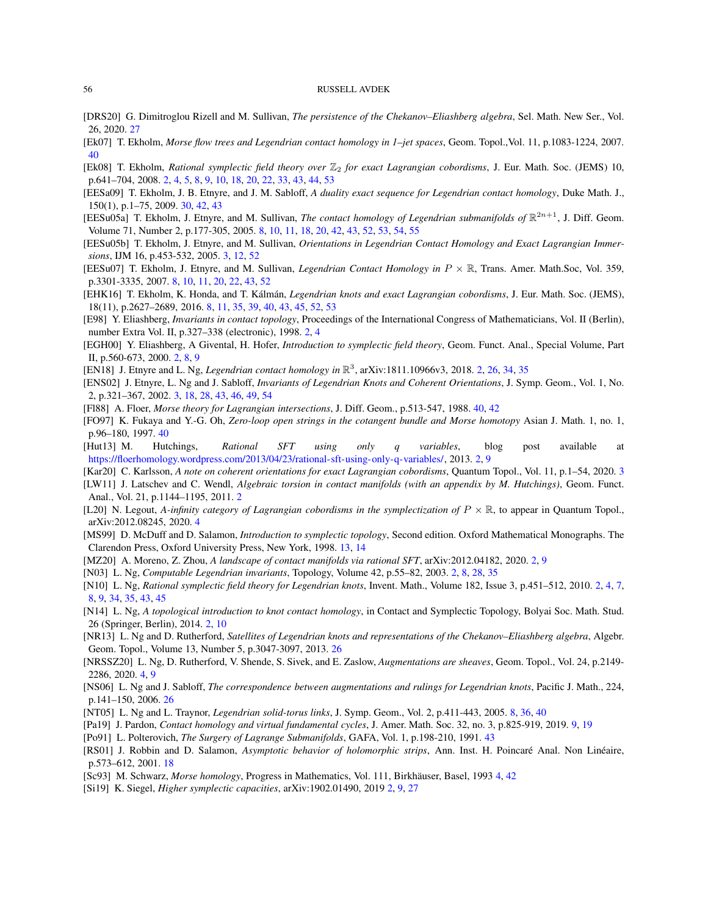[DRS20] G. Dimitroglou Rizell and M. Sullivan, *The persistence of the Chekanov–Eliashberg algebra*, Sel. Math. New Ser., Vol. 26, 2020. 27

[Ek07] T. Ekholm, *Morse flow trees and Legendrian contact homology in 1–jet spaces*, Geom. Topol.,Vol. 11, p.1083-1224, 2007. 40

[Ek08] T. Ekholm, *Rational symplectic field theory over* $\mathbb{Z}_2$ *for exact Lagrangian cobordisms*, J. Eur. Math. Soc. (JEMS) 10, p.641–704, 2008. 2, 4, 5, 8, 9, 10, 18, 20, 22, 33, 43, 44, 53

[EESa09] T. Ekholm, J. B. Etnyre, and J. M. Sabloff, *A duality exact sequence for Legendrian contact homology*, Duke Math. J., 150(1), p.1–75, 2009. 30, 42, 43

[EESu05a] T. Ekholm, J. Etnyre, and M. Sullivan, *The contact homology of Legendrian submanifolds of* $\mathbb{R}^{2n+1}$, J. Diff. Geom. Volume 71, Number 2, p.177-305, 2005. 8, 10, 11, 18, 20, 42, 43, 52, 53, 54, 55

[EESu05b] T. Ekholm, J. Etnyre, and M. Sullivan, *Orientations in Legendrian Contact Homology and Exact Lagrangian Immersions*, IJM 16, p.453-532, 2005. 3, 12, 52

[EESu07] T. Ekholm, J. Etnyre, and M. Sullivan, *Legendrian Contact Homology in* $P \times \mathbb{R}$, Trans. Amer. Math.Soc, Vol. 359, p.3301-3335, 2007. 8, 10, 11, 20, 22, 43, 52

[EHK16] T. Ekholm, K. Honda, and T. Kálmán, *Legendrian knots and exact Lagrangian cobordisms*, J. Eur. Math. Soc. (JEMS), 18(11), p.2627–2689, 2016. 8, 11, 35, 39, 40, 43, 45, 52, 53

[E98] Y. Eliashberg, *Invariants in contact topology*, Proceedings of the International Congress of Mathematicians, Vol. II (Berlin), number Extra Vol. II, p.327–338 (electronic), 1998. 2, 4

[EGH00] Y. Eliashberg, A Givental, H. Hofer, *Introduction to symplectic field theory*, Geom. Funct. Anal., Special Volume, Part II, p.560-673, 2000. 2, 8, 9

[EN18] J. Etnyre and L. Ng, *Legendrian contact homology in* $\mathbb{R}^3$, arXiv:1811.10966v3, 2018. 2, 26, 34, 35

[ENS02] J. Etnyre, L. Ng and J. Sabloff, *Invariants of Legendrian Knots and Coherent Orientations*, J. Symp. Geom., Vol. 1, No. 2, p.321–367, 2002. 3, 18, 28, 43, 46, 49, 54

[Fl88] A. Floer, *Morse theory for Lagrangian intersections*, J. Diff. Geom., p.513-547, 1988. 40, 42

[FO97] K. Fukaya and Y.-G. Oh, *Zero-loop open strings in the cotangent bundle and Morse homotopy* Asian J. Math. 1, no. 1, p.96–180, 1997. 40

[Hut13] M. Hutchings, *Rational SFT using only q variables*, blog post available at https://floerhomology.wordpress.com/2013/04/23/rational-sft-using-only-q-variables/, 2013. 2, 9

[Kar20] C. Karlsson, *A note on coherent orientations for exact Lagrangian cobordisms*, Quantum Topol., Vol. 11, p.1–54, 2020. 3

[LW11] J. Latschev and C. Wendl, *Algebraic torsion in contact manifolds (with an appendix by M. Hutchings)*, Geom. Funct. Anal., Vol. 21, p.1144–1195, 2011. 2

[L20] N. Legout, *A-infinity category of Lagrangian cobordisms in the symplectization of* $P \times \mathbb{R}$, to appear in Quantum Topol., arXiv:2012.08245, 2020. 4

[MS99] D. McDuff and D. Salamon, *Introduction to symplectic topology*, Second edition. Oxford Mathematical Monographs. The Clarendon Press, Oxford University Press, New York, 1998. 13, 14

[MZ20] A. Moreno, Z. Zhou, *A landscape of contact manifolds via rational SFT*, arXiv:2012.04182, 2020. 2, 9

[N03] L. Ng, *Computable Legendrian invariants*, Topology, Volume 42, p.55–82, 2003. 2, 8, 28, 35

[N10] L. Ng, *Rational symplectic field theory for Legendrian knots*, Invent. Math., Volume 182, Issue 3, p.451–512, 2010. 2, 4, 7, 8, 9, 34, 35, 43, 45

[N14] L. Ng, *A topological introduction to knot contact homology*, in Contact and Symplectic Topology, Bolyai Soc. Math. Stud. 26 (Springer, Berlin), 2014. 2, 10

[NR13] L. Ng and D. Rutherford, *Satellites of Legendrian knots and representations of the Chekanov–Eliashberg algebra*, Algebr. Geom. Topol., Volume 13, Number 5, p.3047-3097, 2013. 26

[NRSSZ20] L. Ng, D. Rutherford, V. Shende, S. Sivek, and E. Zaslow, *Augmentations are sheaves*, Geom. Topol., Vol. 24, p.2149-2286, 2020. 4, 9

[NS06] L. Ng and J. Sabloff, *The correspondence between augmentations and rulings for Legendrian knots*, Pacific J. Math., 224, p.141–150, 2006. 26

[NT05] L. Ng and L. Traynor, *Legendrian solid-torus links*, J. Symp. Geom., Vol. 2, p.411-443, 2005. 8, 36, 40

[Pa19] J. Pardon, *Contact homology and virtual fundamental cycles*, J. Amer. Math. Soc. 32, no. 3, p.825-919, 2019. 9, 19

[Po91] L. Polterovich, *The Surgery of Lagrange Submanifolds*, GAFA, Vol. 1, p.198-210, 1991. 43

[RS01] J. Robbin and D. Salamon, *Asymptotic behavior of holomorphic strips*, Ann. Inst. H. Poincaré Anal. Non Linéaire, p.573–612, 2001. 18

[Sc93] M. Schwarz, *Morse homology*, Progress in Mathematics, Vol. 111, Birkhäuser, Basel, 1993 4, 42

[Si19] K. Siegel, *Higher symplectic capacities*, arXiv:1902.01490, 2019 2, 9, 27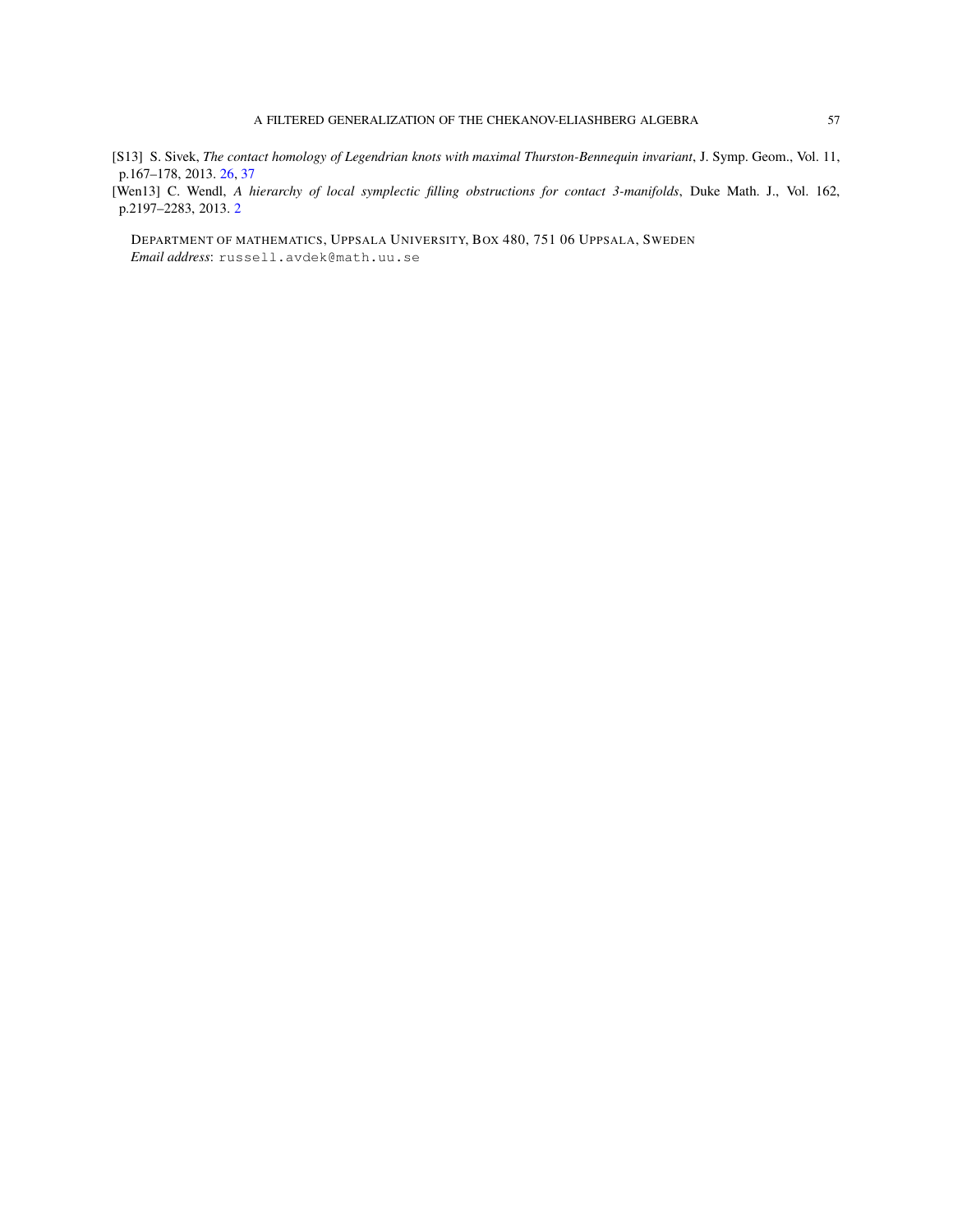[S13] S. Sivek, *The contact homology of Legendrian knots with maximal Thurston-Bennequin invariant*, J. Symp. Geom., Vol. 11, p.167–178, 2013. 26, 37

[Wen13] C. Wendl, *A hierarchy of local symplectic filling obstructions for contact 3-manifolds*, Duke Math. J., Vol. 162, p.2197–2283, 2013. 2

DEPARTMENT OF MATHEMATICS, UPPSALA UNIVERSITY, BOX 480, 751 06 UPPSALA, SWEDEN
*Email address*: russell.avdek@math.uu.se